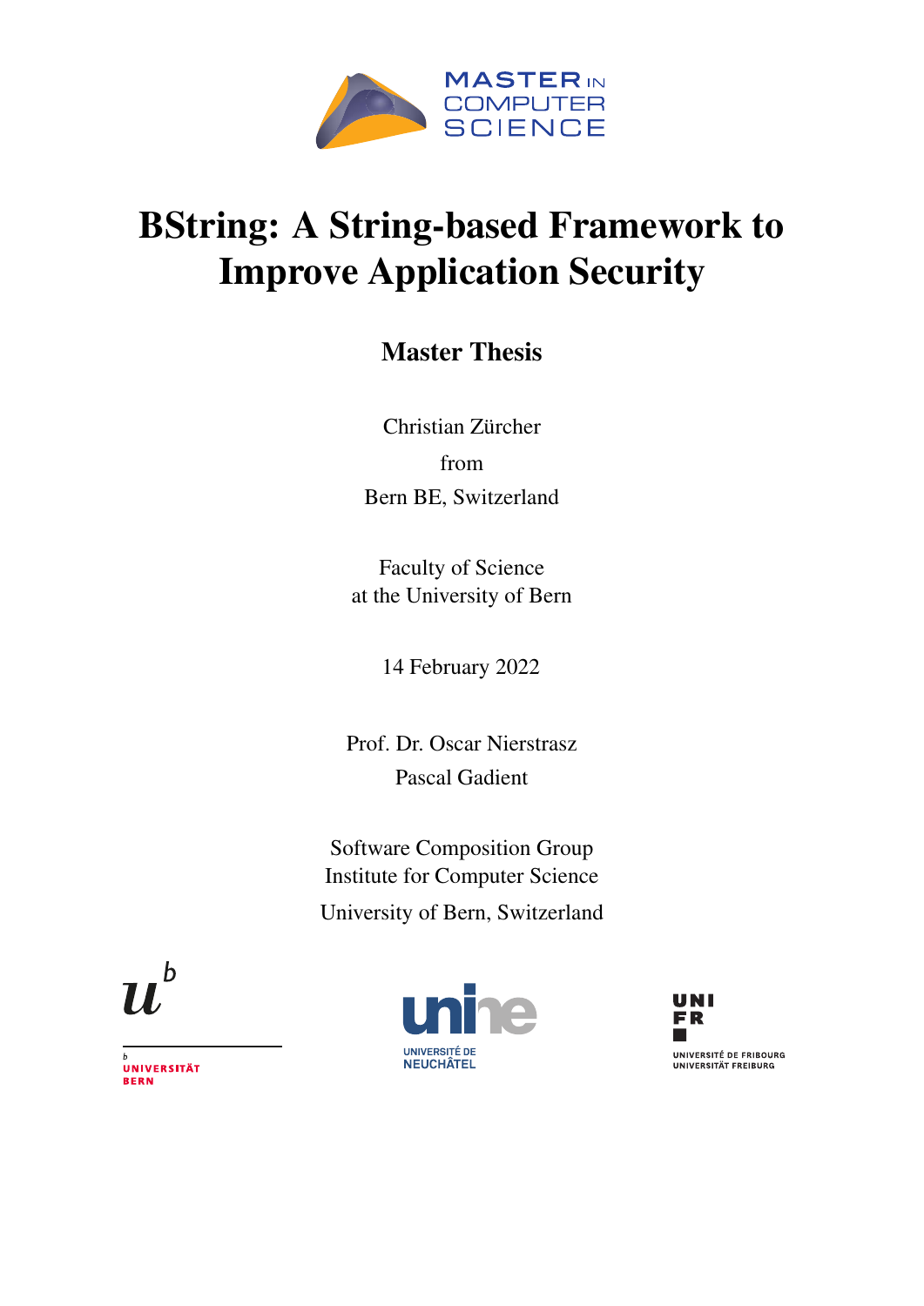MASTER IN COMPUTER SCIENCE

# BString: A String-based Framework to Improve Application Security

## Master Thesis

Christian Zürcher

from

Bern BE, Switzerland

Faculty of Science
at the University of Bern

14 February 2022

Prof. Dr. Oscar Nierstrasz
Pascal Gadient

Software Composition Group
Institute for Computer Science
University of Bern, Switzerland

UNIVERSITÄT BERN

UNIVERSITÉ DE NEUCHÂTEL

UNIVERSITÉ DE FRIBOURG
UNIVERSITÄT FREIBURG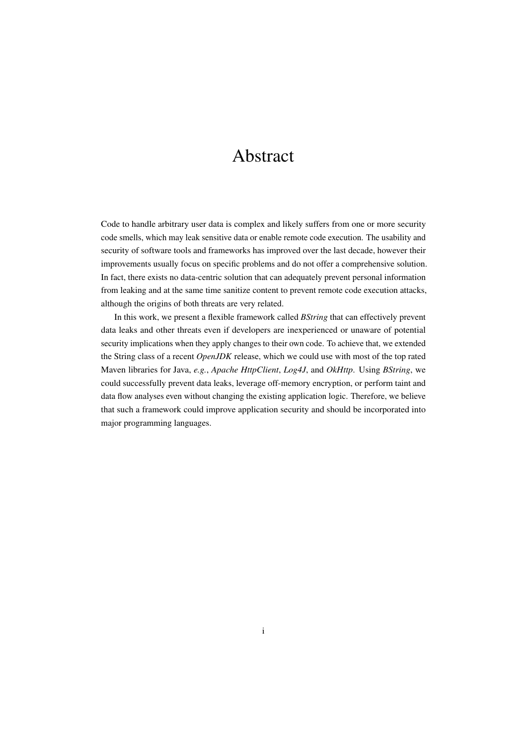# Abstract

Code to handle arbitrary user data is complex and likely suffers from one or more security code smells, which may leak sensitive data or enable remote code execution. The usability and security of software tools and frameworks has improved over the last decade, however their improvements usually focus on specific problems and do not offer a comprehensive solution. In fact, there exists no data-centric solution that can adequately prevent personal information from leaking and at the same time sanitize content to prevent remote code execution attacks, although the origins of both threats are very related.

In this work, we present a flexible framework called *BString* that can effectively prevent data leaks and other threats even if developers are inexperienced or unaware of potential security implications when they apply changes to their own code. To achieve that, we extended the String class of a recent *OpenJDK* release, which we could use with most of the top rated Maven libraries for Java, *e.g.*, *Apache HttpClient*, *Log4J*, and *OkHttp*. Using *BString*, we could successfully prevent data leaks, leverage off-memory encryption, or perform taint and data flow analyses even without changing the existing application logic. Therefore, we believe that such a framework could improve application security and should be incorporated into major programming languages.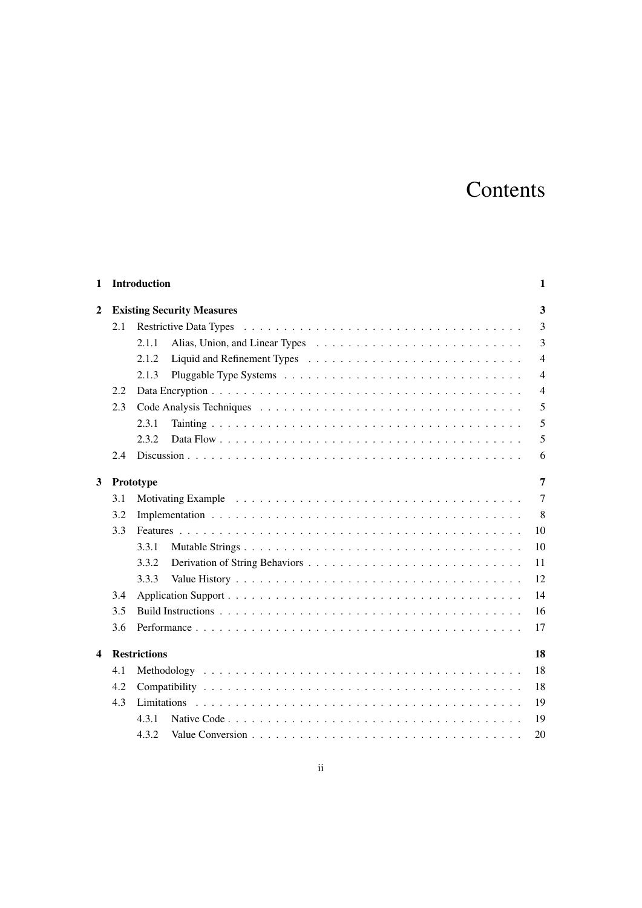# Contents

| | | | |
|---|---|---|---|
| **1** | **Introduction** | | **1** |
| **2** | **Existing Security Measures** | | **3** |
| | 2.1 | Restrictive Data Types | 3 |
| | | 2.1.1 Alias, Union, and Linear Types | 3 |
| | | 2.1.2 Liquid and Refinement Types | 4 |
| | | 2.1.3 Pluggable Type Systems | 4 |
| | 2.2 | Data Encryption | 4 |
| | 2.3 | Code Analysis Techniques | 5 |
| | | 2.3.1 Tainting | 5 |
| | | 2.3.2 Data Flow | 5 |
| | 2.4 | Discussion | 6 |
| **3** | **Prototype** | | **7** |
| | 3.1 | Motivating Example | 7 |
| | 3.2 | Implementation | 8 |
| | 3.3 | Features | 10 |
| | | 3.3.1 Mutable Strings | 10 |
| | | 3.3.2 Derivation of String Behaviors | 11 |
| | | 3.3.3 Value History | 12 |
| | 3.4 | Application Support | 14 |
| | 3.5 | Build Instructions | 16 |
| | 3.6 | Performance | 17 |
| **4** | **Restrictions** | | **18** |
| | 4.1 | Methodology | 18 |
| | 4.2 | Compatibility | 18 |
| | 4.3 | Limitations | 19 |
| | | 4.3.1 Native Code | 19 |
| | | 4.3.2 Value Conversion | 20 |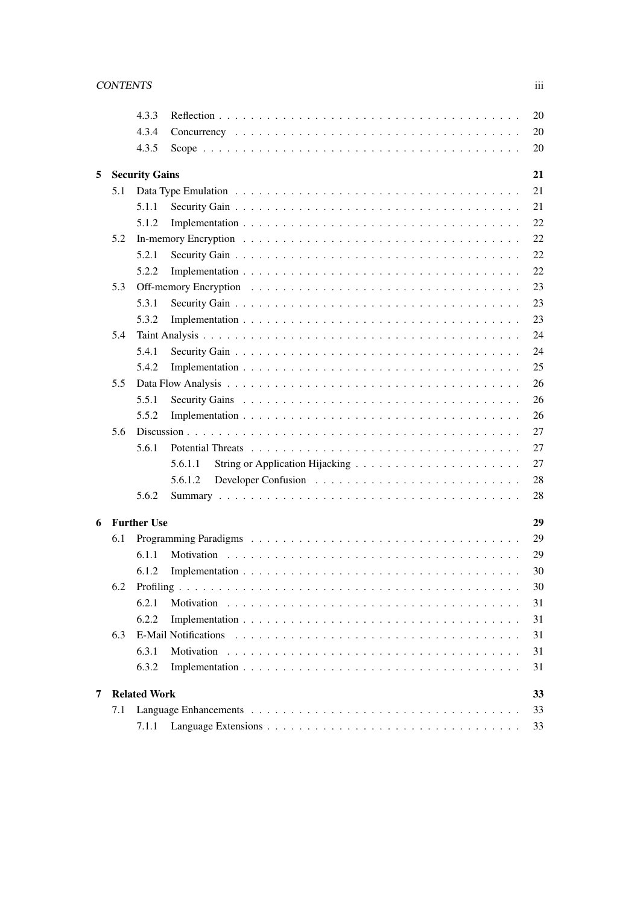| | | |
|---|---|---|
| 4.3.3 | Reflection | 20 |
| 4.3.4 | Concurrency | 20 |
| 4.3.5 | Scope | 20 |
| **5** | **Security Gains** | **21** |
| 5.1 | Data Type Emulation | 21 |
| 5.1.1 | Security Gain | 21 |
| 5.1.2 | Implementation | 22 |
| 5.2 | In-memory Encryption | 22 |
| 5.2.1 | Security Gain | 22 |
| 5.2.2 | Implementation | 22 |
| 5.3 | Off-memory Encryption | 23 |
| 5.3.1 | Security Gain | 23 |
| 5.3.2 | Implementation | 23 |
| 5.4 | Taint Analysis | 24 |
| 5.4.1 | Security Gain | 24 |
| 5.4.2 | Implementation | 25 |
| 5.5 | Data Flow Analysis | 26 |
| 5.5.1 | Security Gains | 26 |
| 5.5.2 | Implementation | 26 |
| 5.6 | Discussion | 27 |
| 5.6.1 | Potential Threats | 27 |
| 5.6.1.1 | String or Application Hijacking | 27 |
| 5.6.1.2 | Developer Confusion | 28 |
| 5.6.2 | Summary | 28 |
| **6** | **Further Use** | **29** |
| 6.1 | Programming Paradigms | 29 |
| 6.1.1 | Motivation | 29 |
| 6.1.2 | Implementation | 30 |
| 6.2 | Profiling | 30 |
| 6.2.1 | Motivation | 31 |
| 6.2.2 | Implementation | 31 |
| 6.3 | E-Mail Notifications | 31 |
| 6.3.1 | Motivation | 31 |
| 6.3.2 | Implementation | 31 |
| **7** | **Related Work** | **33** |
| 7.1 | Language Enhancements | 33 |
| 7.1.1 | Language Extensions | 33 |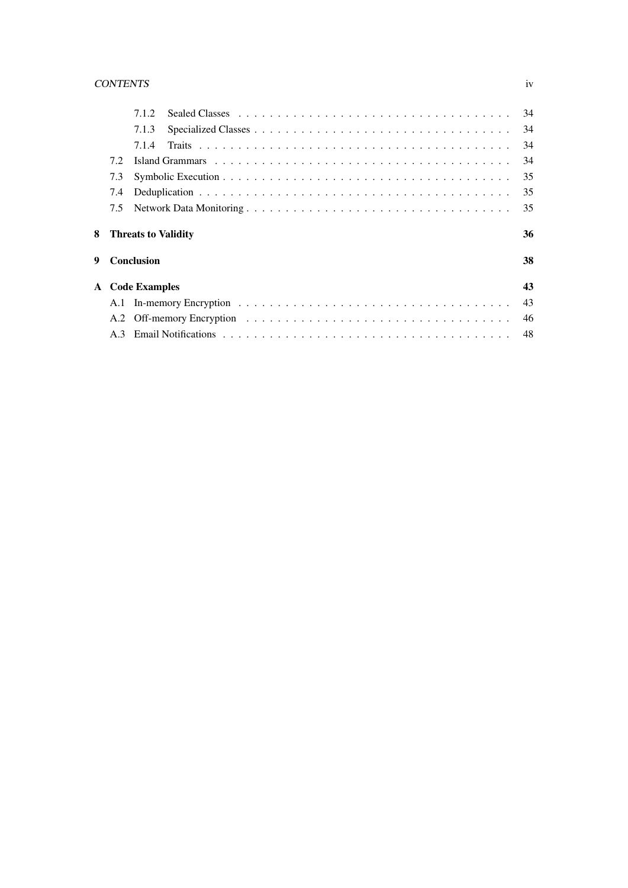- 7.1.2 Sealed Classes . . . 34
- 7.1.3 Specialized Classes . . . 34
- 7.1.4 Traits . . . 34
- 7.2 Island Grammars . . . 34
- 7.3 Symbolic Execution . . . 35
- 7.4 Deduplication . . . 35
- 7.5 Network Data Monitoring . . . 35

**8 Threats to Validity** **36**

**9 Conclusion** **38**

**A Code Examples** **43**

- A.1 In-memory Encryption . . . 43
- A.2 Off-memory Encryption . . . 46
- A.3 Email Notifications . . . 48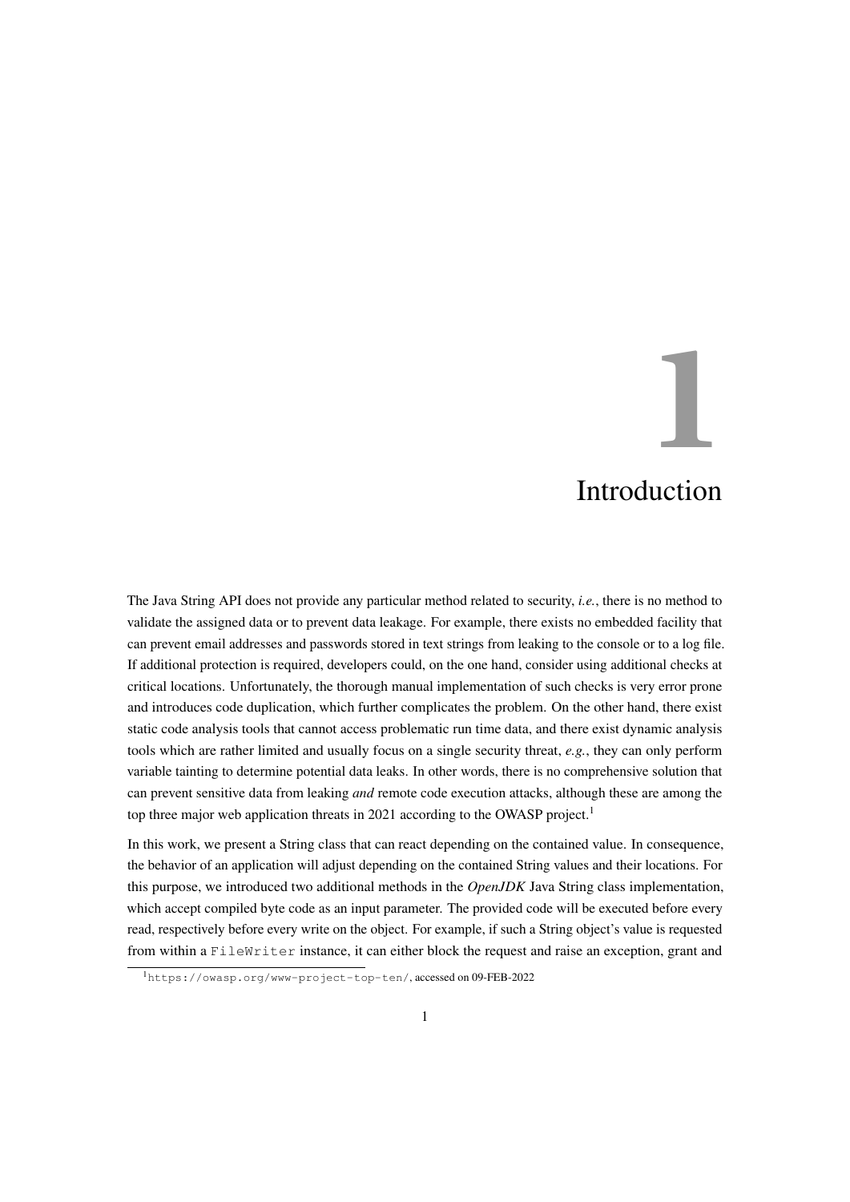# 1 Introduction

The Java String API does not provide any particular method related to security, *i.e.*, there is no method to validate the assigned data or to prevent data leakage. For example, there exists no embedded facility that can prevent email addresses and passwords stored in text strings from leaking to the console or to a log file. If additional protection is required, developers could, on the one hand, consider using additional checks at critical locations. Unfortunately, the thorough manual implementation of such checks is very error prone and introduces code duplication, which further complicates the problem. On the other hand, there exist static code analysis tools that cannot access problematic run time data, and there exist dynamic analysis tools which are rather limited and usually focus on a single security threat, *e.g.*, they can only perform variable tainting to determine potential data leaks. In other words, there is no comprehensive solution that can prevent sensitive data from leaking *and* remote code execution attacks, although these are among the top three major web application threats in 2021 according to the OWASP project.[1]

In this work, we present a String class that can react depending on the contained value. In consequence, the behavior of an application will adjust depending on the contained String values and their locations. For this purpose, we introduced two additional methods in the *OpenJDK* Java String class implementation, which accept compiled byte code as an input parameter. The provided code will be executed before every read, respectively before every write on the object. For example, if such a String object's value is requested from within a `FileWriter` instance, it can either block the request and raise an exception, grant and

[1] `https://owasp.org/www-project-top-ten/`, accessed on 09-FEB-2022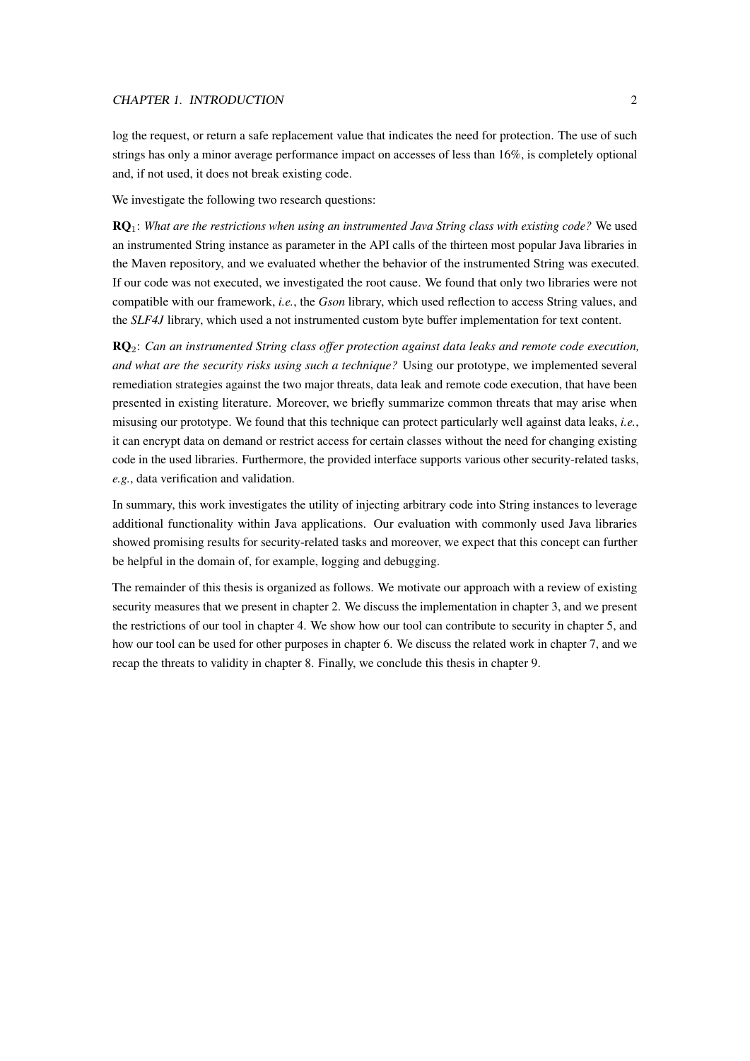log the request, or return a safe replacement value that indicates the need for protection. The use of such strings has only a minor average performance impact on accesses of less than 16%, is completely optional and, if not used, it does not break existing code.

We investigate the following two research questions:

**RQ**$_1$: *What are the restrictions when using an instrumented Java String class with existing code?* We used an instrumented String instance as parameter in the API calls of the thirteen most popular Java libraries in the Maven repository, and we evaluated whether the behavior of the instrumented String was executed. If our code was not executed, we investigated the root cause. We found that only two libraries were not compatible with our framework, *i.e.*, the *Gson* library, which used reflection to access String values, and the *SLF4J* library, which used a not instrumented custom byte buffer implementation for text content.

**RQ**$_2$: *Can an instrumented String class offer protection against data leaks and remote code execution, and what are the security risks using such a technique?* Using our prototype, we implemented several remediation strategies against the two major threats, data leak and remote code execution, that have been presented in existing literature. Moreover, we briefly summarize common threats that may arise when misusing our prototype. We found that this technique can protect particularly well against data leaks, *i.e.*, it can encrypt data on demand or restrict access for certain classes without the need for changing existing code in the used libraries. Furthermore, the provided interface supports various other security-related tasks, *e.g.*, data verification and validation.

In summary, this work investigates the utility of injecting arbitrary code into String instances to leverage additional functionality within Java applications. Our evaluation with commonly used Java libraries showed promising results for security-related tasks and moreover, we expect that this concept can further be helpful in the domain of, for example, logging and debugging.

The remainder of this thesis is organized as follows. We motivate our approach with a review of existing security measures that we present in chapter 2. We discuss the implementation in chapter 3, and we present the restrictions of our tool in chapter 4. We show how our tool can contribute to security in chapter 5, and how our tool can be used for other purposes in chapter 6. We discuss the related work in chapter 7, and we recap the threats to validity in chapter 8. Finally, we conclude this thesis in chapter 9.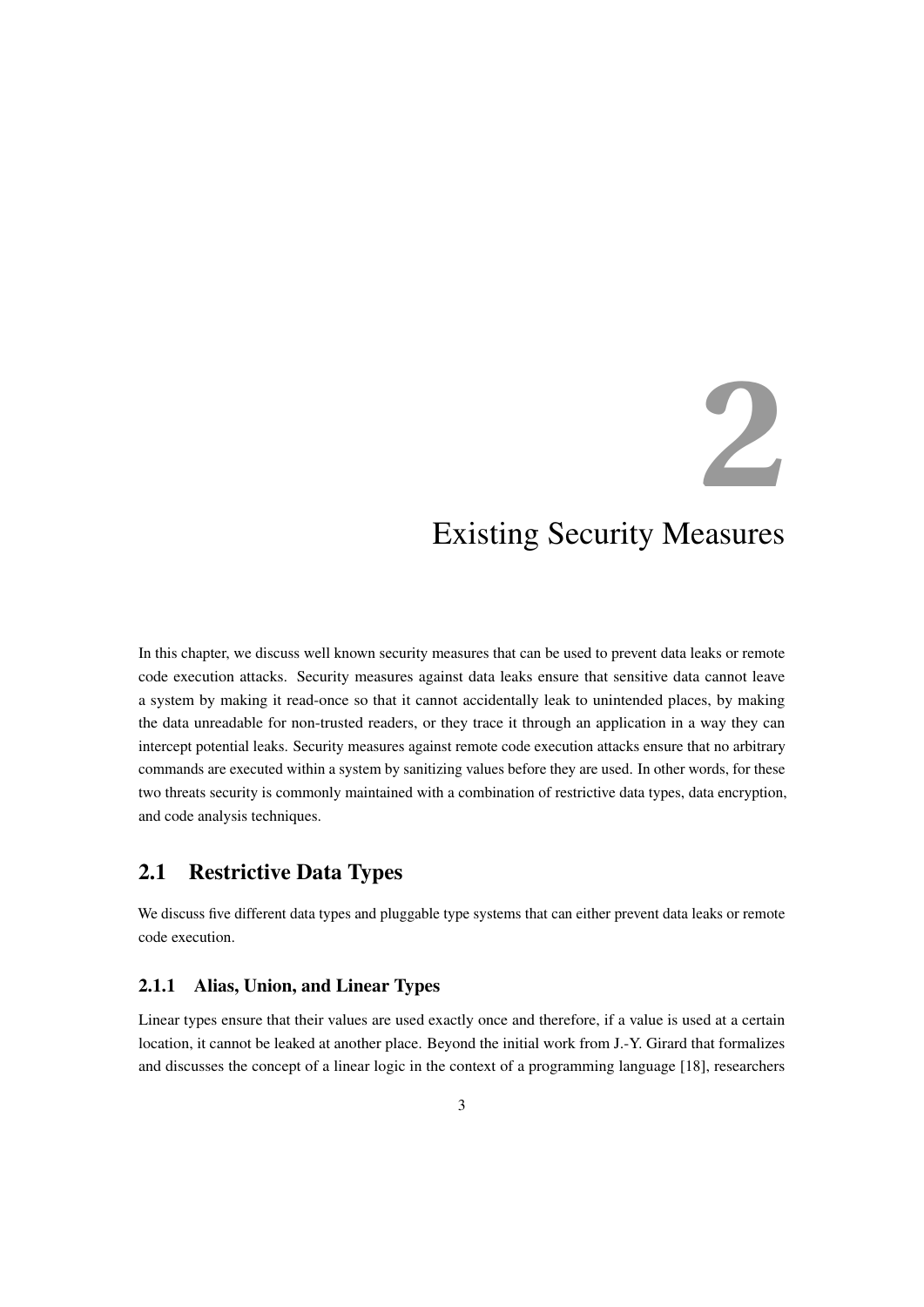# 2 Existing Security Measures

In this chapter, we discuss well known security measures that can be used to prevent data leaks or remote code execution attacks. Security measures against data leaks ensure that sensitive data cannot leave a system by making it read-once so that it cannot accidentally leak to unintended places, by making the data unreadable for non-trusted readers, or they trace it through an application in a way they can intercept potential leaks. Security measures against remote code execution attacks ensure that no arbitrary commands are executed within a system by sanitizing values before they are used. In other words, for these two threats security is commonly maintained with a combination of restrictive data types, data encryption, and code analysis techniques.

## 2.1 Restrictive Data Types

We discuss five different data types and pluggable type systems that can either prevent data leaks or remote code execution.

### 2.1.1 Alias, Union, and Linear Types

Linear types ensure that their values are used exactly once and therefore, if a value is used at a certain location, it cannot be leaked at another place. Beyond the initial work from J.-Y. Girard that formalizes and discusses the concept of a linear logic in the context of a programming language [18], researchers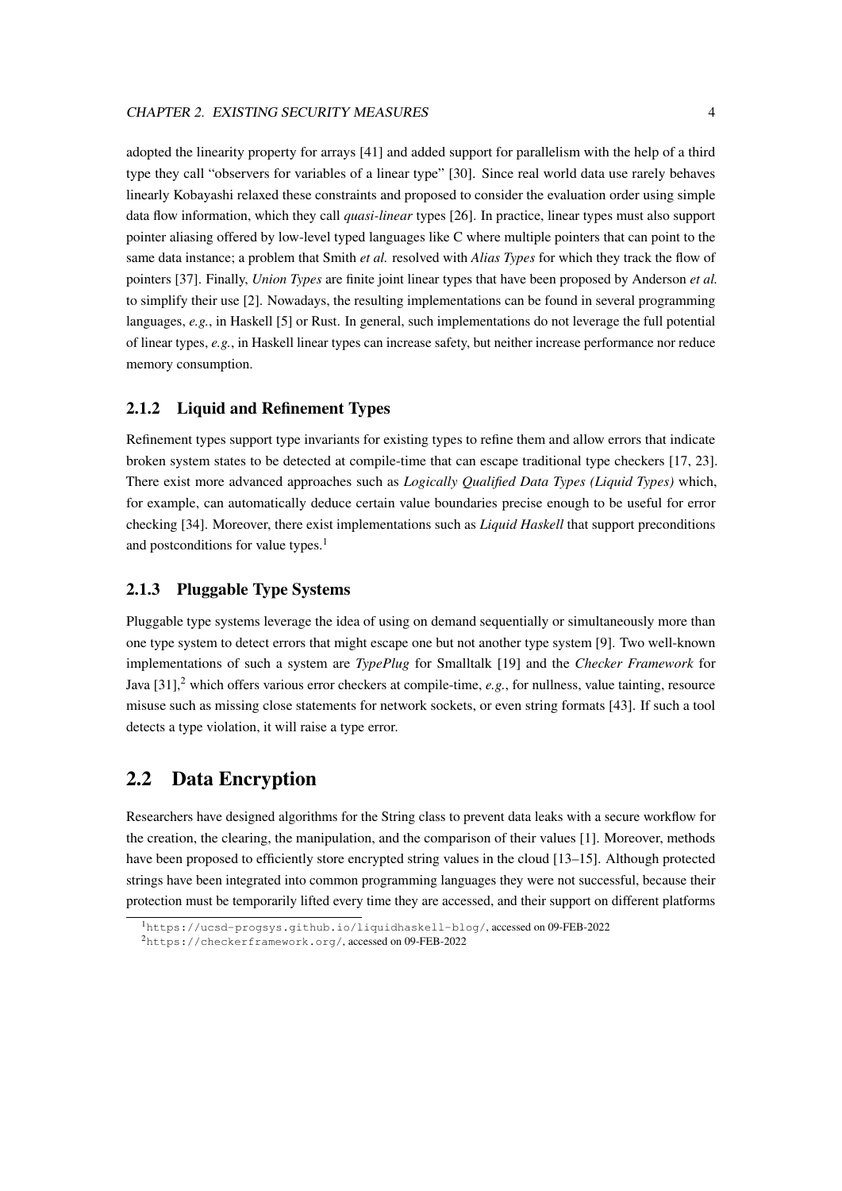adopted the linearity property for arrays [41] and added support for parallelism with the help of a third type they call "observers for variables of a linear type" [30]. Since real world data use rarely behaves linearly Kobayashi relaxed these constraints and proposed to consider the evaluation order using simple data flow information, which they call *quasi-linear* types [26]. In practice, linear types must also support pointer aliasing offered by low-level typed languages like C where multiple pointers that can point to the same data instance; a problem that Smith *et al.* resolved with *Alias Types* for which they track the flow of pointers [37]. Finally, *Union Types* are finite joint linear types that have been proposed by Anderson *et al.* to simplify their use [2]. Nowadays, the resulting implementations can be found in several programming languages, *e.g.*, in Haskell [5] or Rust. In general, such implementations do not leverage the full potential of linear types, *e.g.*, in Haskell linear types can increase safety, but neither increase performance nor reduce memory consumption.

### 2.1.2 Liquid and Refinement Types

Refinement types support type invariants for existing types to refine them and allow errors that indicate broken system states to be detected at compile-time that can escape traditional type checkers [17, 23]. There exist more advanced approaches such as *Logically Qualified Data Types (Liquid Types)* which, for example, can automatically deduce certain value boundaries precise enough to be useful for error checking [34]. Moreover, there exist implementations such as *Liquid Haskell* that support preconditions and postconditions for value types.[1]

### 2.1.3 Pluggable Type Systems

Pluggable type systems leverage the idea of using on demand sequentially or simultaneously more than one type system to detect errors that might escape one but not another type system [9]. Two well-known implementations of such a system are *TypePlug* for Smalltalk [19] and the *Checker Framework* for Java [31],[2] which offers various error checkers at compile-time, *e.g.*, for nullness, value tainting, resource misuse such as missing close statements for network sockets, or even string formats [43]. If such a tool detects a type violation, it will raise a type error.

## 2.2 Data Encryption

Researchers have designed algorithms for the String class to prevent data leaks with a secure workflow for the creation, the clearing, the manipulation, and the comparison of their values [1]. Moreover, methods have been proposed to efficiently store encrypted string values in the cloud [13–15]. Although protected strings have been integrated into common programming languages they were not successful, because their protection must be temporarily lifted every time they are accessed, and their support on different platforms

[1] `https://ucsd-progsys.github.io/liquidhaskell-blog/`, accessed on 09-FEB-2022

[2] `https://checkerframework.org/`, accessed on 09-FEB-2022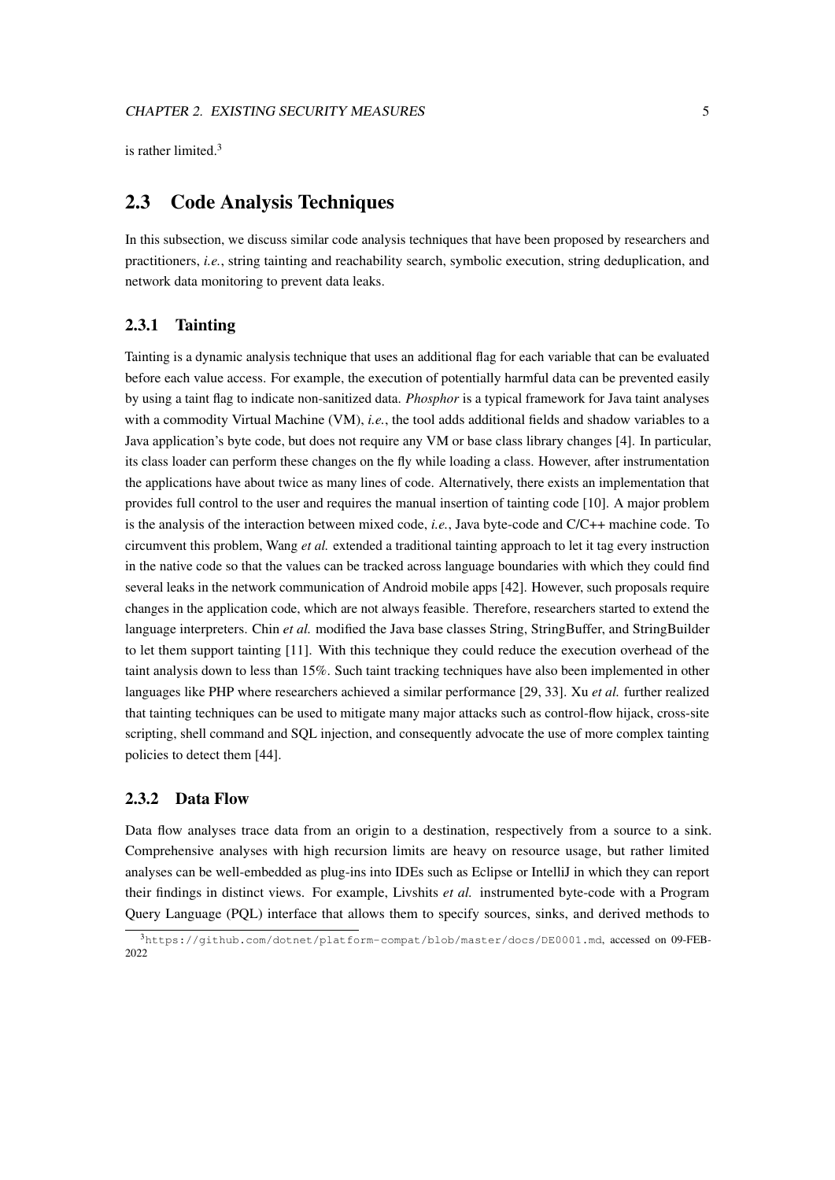is rather limited.[3]

## 2.3 Code Analysis Techniques

In this subsection, we discuss similar code analysis techniques that have been proposed by researchers and practitioners, *i.e.*, string tainting and reachability search, symbolic execution, string deduplication, and network data monitoring to prevent data leaks.

### 2.3.1 Tainting

Tainting is a dynamic analysis technique that uses an additional flag for each variable that can be evaluated before each value access. For example, the execution of potentially harmful data can be prevented easily by using a taint flag to indicate non-sanitized data. *Phosphor* is a typical framework for Java taint analyses with a commodity Virtual Machine (VM), *i.e.*, the tool adds additional fields and shadow variables to a Java application's byte code, but does not require any VM or base class library changes [4]. In particular, its class loader can perform these changes on the fly while loading a class. However, after instrumentation the applications have about twice as many lines of code. Alternatively, there exists an implementation that provides full control to the user and requires the manual insertion of tainting code [10]. A major problem is the analysis of the interaction between mixed code, *i.e.*, Java byte-code and C/C++ machine code. To circumvent this problem, Wang *et al.* extended a traditional tainting approach to let it tag every instruction in the native code so that the values can be tracked across language boundaries with which they could find several leaks in the network communication of Android mobile apps [42]. However, such proposals require changes in the application code, which are not always feasible. Therefore, researchers started to extend the language interpreters. Chin *et al.* modified the Java base classes String, StringBuffer, and StringBuilder to let them support tainting [11]. With this technique they could reduce the execution overhead of the taint analysis down to less than 15%. Such taint tracking techniques have also been implemented in other languages like PHP where researchers achieved a similar performance [29, 33]. Xu *et al.* further realized that tainting techniques can be used to mitigate many major attacks such as control-flow hijack, cross-site scripting, shell command and SQL injection, and consequently advocate the use of more complex tainting policies to detect them [44].

### 2.3.2 Data Flow

Data flow analyses trace data from an origin to a destination, respectively from a source to a sink. Comprehensive analyses with high recursion limits are heavy on resource usage, but rather limited analyses can be well-embedded as plug-ins into IDEs such as Eclipse or IntelliJ in which they can report their findings in distinct views. For example, Livshits *et al.* instrumented byte-code with a Program Query Language (PQL) interface that allows them to specify sources, sinks, and derived methods to

[3] https://github.com/dotnet/platform-compat/blob/master/docs/DE0001.md, accessed on 09-FEB-2022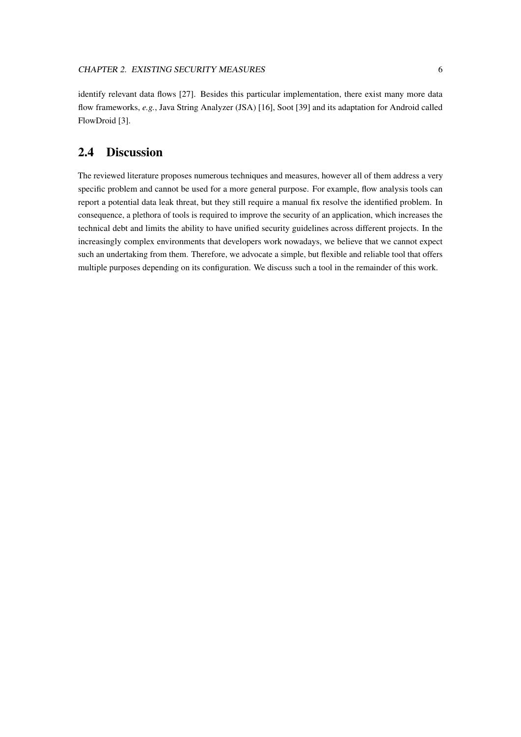identify relevant data flows [27]. Besides this particular implementation, there exist many more data flow frameworks, *e.g.*, Java String Analyzer (JSA) [16], Soot [39] and its adaptation for Android called FlowDroid [3].

## 2.4 Discussion

The reviewed literature proposes numerous techniques and measures, however all of them address a very specific problem and cannot be used for a more general purpose. For example, flow analysis tools can report a potential data leak threat, but they still require a manual fix resolve the identified problem. In consequence, a plethora of tools is required to improve the security of an application, which increases the technical debt and limits the ability to have unified security guidelines across different projects. In the increasingly complex environments that developers work nowadays, we believe that we cannot expect such an undertaking from them. Therefore, we advocate a simple, but flexible and reliable tool that offers multiple purposes depending on its configuration. We discuss such a tool in the remainder of this work.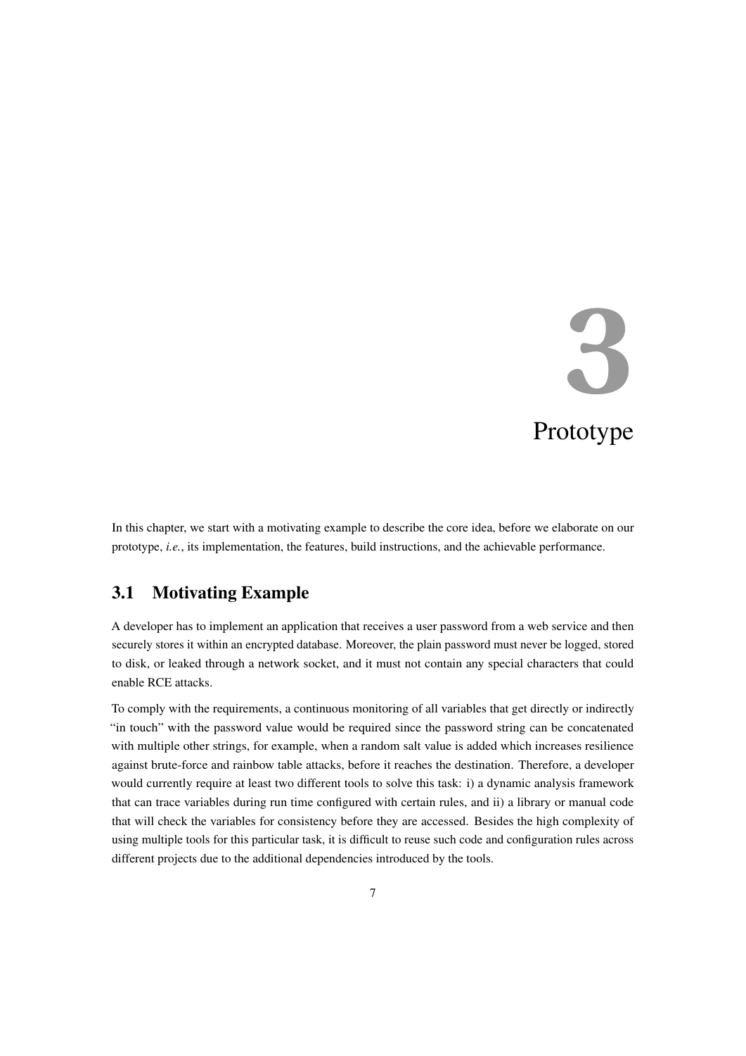# 3 Prototype

In this chapter, we start with a motivating example to describe the core idea, before we elaborate on our prototype, *i.e.*, its implementation, the features, build instructions, and the achievable performance.

## 3.1 Motivating Example

A developer has to implement an application that receives a user password from a web service and then securely stores it within an encrypted database. Moreover, the plain password must never be logged, stored to disk, or leaked through a network socket, and it must not contain any special characters that could enable RCE attacks.

To comply with the requirements, a continuous monitoring of all variables that get directly or indirectly "in touch" with the password value would be required since the password string can be concatenated with multiple other strings, for example, when a random salt value is added which increases resilience against brute-force and rainbow table attacks, before it reaches the destination. Therefore, a developer would currently require at least two different tools to solve this task: i) a dynamic analysis framework that can trace variables during run time configured with certain rules, and ii) a library or manual code that will check the variables for consistency before they are accessed. Besides the high complexity of using multiple tools for this particular task, it is difficult to reuse such code and configuration rules across different projects due to the additional dependencies introduced by the tools.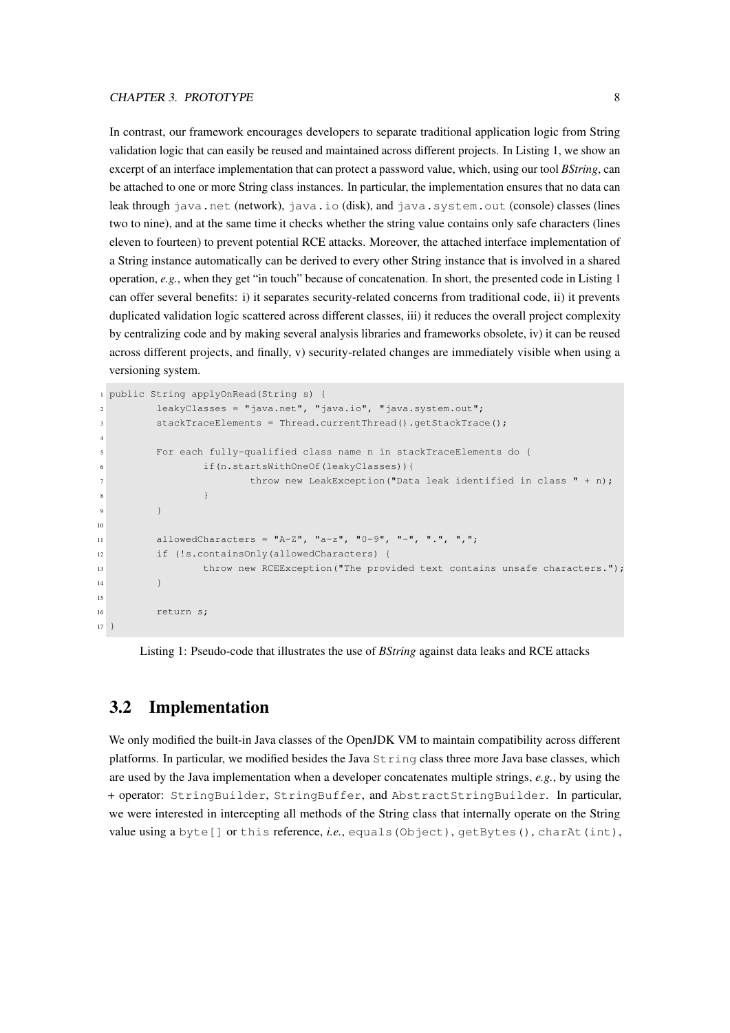In contrast, our framework encourages developers to separate traditional application logic from String validation logic that can easily be reused and maintained across different projects. In Listing 1, we show an excerpt of an interface implementation that can protect a password value, which, using our tool *BString*, can be attached to one or more String class instances. In particular, the implementation ensures that no data can leak through `java.net` (network), `java.io` (disk), and `java.system.out` (console) classes (lines two to nine), and at the same time it checks whether the string value contains only safe characters (lines eleven to fourteen) to prevent potential RCE attacks. Moreover, the attached interface implementation of a String instance automatically can be derived to every other String instance that is involved in a shared operation, *e.g.*, when they get "in touch" because of concatenation. In short, the presented code in Listing 1 can offer several benefits: i) it separates security-related concerns from traditional code, ii) it prevents duplicated validation logic scattered across different classes, iii) it reduces the overall project complexity by centralizing code and by making several analysis libraries and frameworks obsolete, iv) it can be reused across different projects, and finally, v) security-related changes are immediately visible when using a versioning system.

```
1  public String applyOnRead(String s) {
2          leakyClasses = "java.net", "java.io", "java.system.out";
3          stackTraceElements = Thread.currentThread().getStackTrace();
4
5          For each fully-qualified class name n in stackTraceElements do {
6                  if(n.startsWithOneOf(leakyClasses)){
7                          throw new LeakException("Data leak identified in class " + n);
8                  }
9          }
10
11         allowedCharacters = "A-Z", "a-z", "0-9", "-", ".", ",";
12         if (!s.containsOnly(allowedCharacters) {
13                 throw new RCEException("The provided text contains unsafe characters.");
14         }
15
16         return s;
17 }
```

Listing 1: Pseudo-code that illustrates the use of *BString* against data leaks and RCE attacks

## 3.2 Implementation

We only modified the built-in Java classes of the OpenJDK VM to maintain compatibility across different platforms. In particular, we modified besides the Java `String` class three more Java base classes, which are used by the Java implementation when a developer concatenates multiple strings, *e.g.*, by using the + operator: `StringBuilder`, `StringBuffer`, and `AbstractStringBuilder`. In particular, we were interested in intercepting all methods of the String class that internally operate on the String value using a `byte[]` or `this` reference, *i.e.*, `equals(Object)`, `getBytes()`, `charAt(int)`,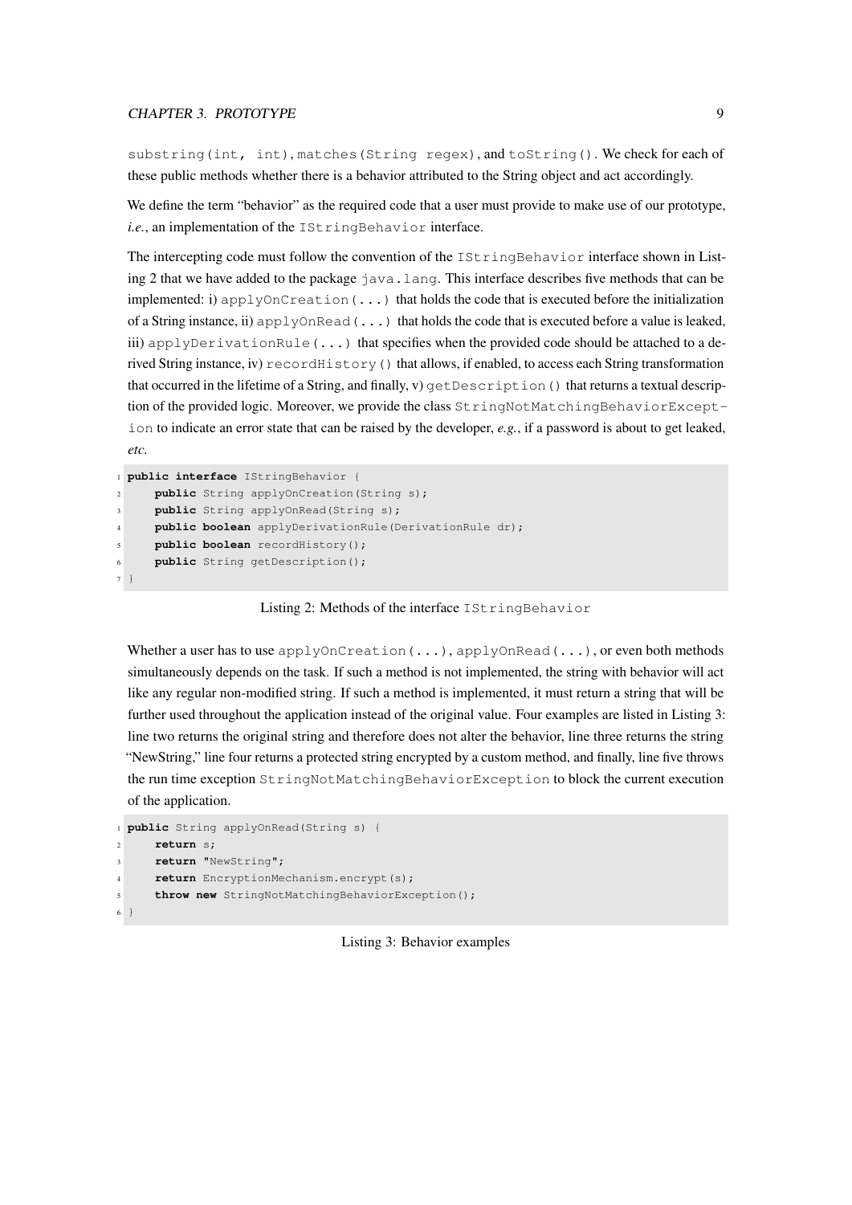`substring(int, int)`, `matches(String regex)`, and `toString()`. We check for each of these public methods whether there is a behavior attributed to the String object and act accordingly.

We define the term "behavior" as the required code that a user must provide to make use of our prototype, *i.e.*, an implementation of the `IStringBehavior` interface.

The intercepting code must follow the convention of the `IStringBehavior` interface shown in Listing 2 that we have added to the package `java.lang`. This interface describes five methods that can be implemented: i) `applyOnCreation(...)` that holds the code that is executed before the initialization of a String instance, ii) `applyOnRead(...)` that holds the code that is executed before a value is leaked, iii) `applyDerivationRule(...)` that specifies when the provided code should be attached to a derived String instance, iv) `recordHistory()` that allows, if enabled, to access each String transformation that occurred in the lifetime of a String, and finally, v) `getDescription()` that returns a textual description of the provided logic. Moreover, we provide the class `StringNotMatchingBehaviorException` to indicate an error state that can be raised by the developer, *e.g.*, if a password is about to get leaked, *etc.*

```
public interface IStringBehavior {
    public String applyOnCreation(String s);
    public String applyOnRead(String s);
    public boolean applyDerivationRule(DerivationRule dr);
    public boolean recordHistory();
    public String getDescription();
}
```

Listing 2: Methods of the interface `IStringBehavior`

Whether a user has to use `applyOnCreation(...)`, `applyOnRead(...)`, or even both methods simultaneously depends on the task. If such a method is not implemented, the string with behavior will act like any regular non-modified string. If such a method is implemented, it must return a string that will be further used throughout the application instead of the original value. Four examples are listed in Listing 3: line two returns the original string and therefore does not alter the behavior, line three returns the string "NewString," line four returns a protected string encrypted by a custom method, and finally, line five throws the run time exception `StringNotMatchingBehaviorException` to block the current execution of the application.

```
public String applyOnRead(String s) {
    return s;
    return "NewString";
    return EncryptionMechanism.encrypt(s);
    throw new StringNotMatchingBehaviorException();
}
```

Listing 3: Behavior examples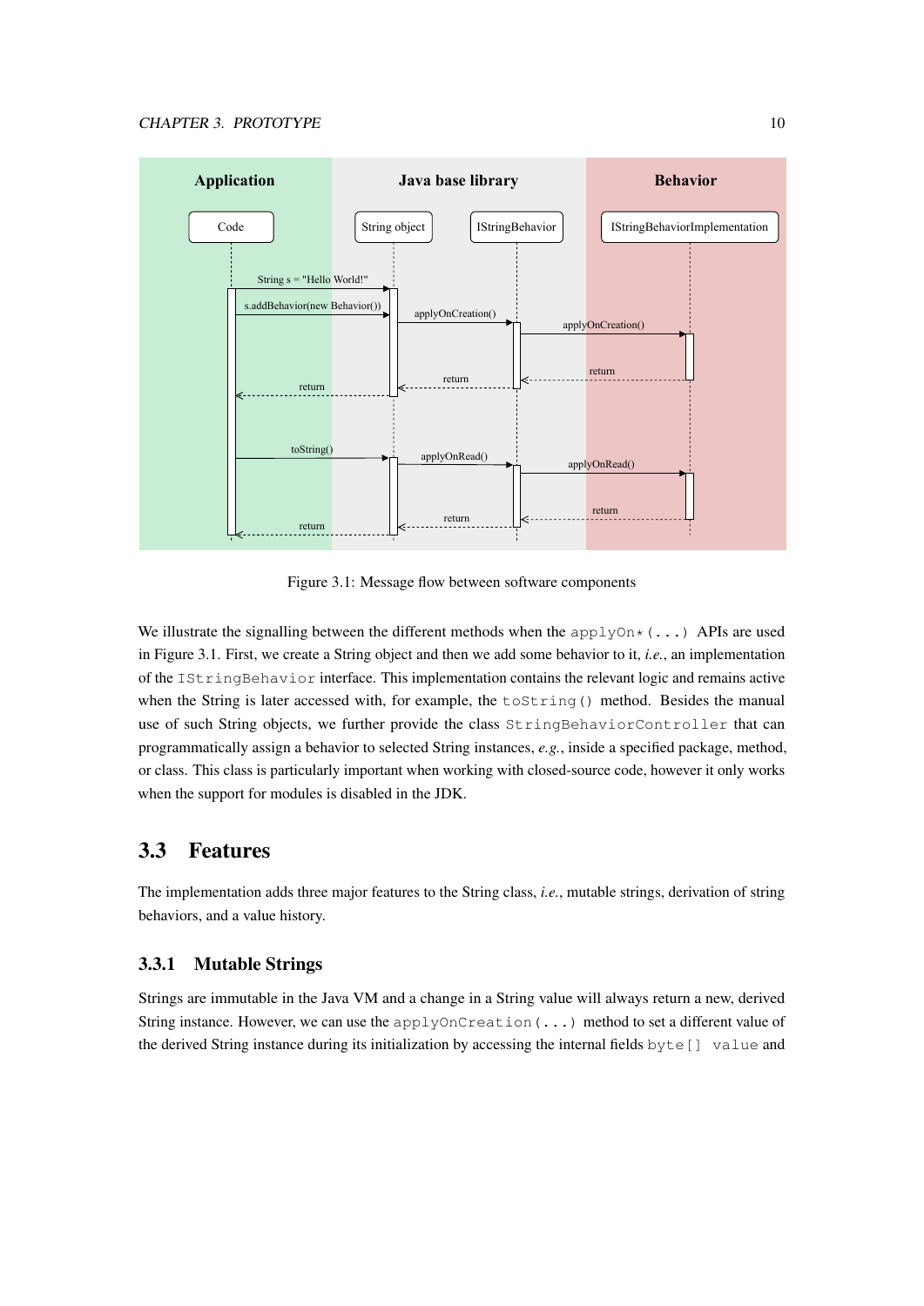Figure 3.1: Message flow between software components

We illustrate the signalling between the different methods when the `applyOn*(...)` APIs are used in Figure 3.1. First, we create a String object and then we add some behavior to it, *i.e.*, an implementation of the `IStringBehavior` interface. This implementation contains the relevant logic and remains active when the String is later accessed with, for example, the `toString()` method. Besides the manual use of such String objects, we further provide the class `StringBehaviorController` that can programmatically assign a behavior to selected String instances, *e.g.*, inside a specified package, method, or class. This class is particularly important when working with closed-source code, however it only works when the support for modules is disabled in the JDK.

## 3.3 Features

The implementation adds three major features to the String class, *i.e.*, mutable strings, derivation of string behaviors, and a value history.

### 3.3.1 Mutable Strings

Strings are immutable in the Java VM and a change in a String value will always return a new, derived String instance. However, we can use the `applyOnCreation(...)` method to set a different value of the derived String instance during its initialization by accessing the internal fields `byte[] value` and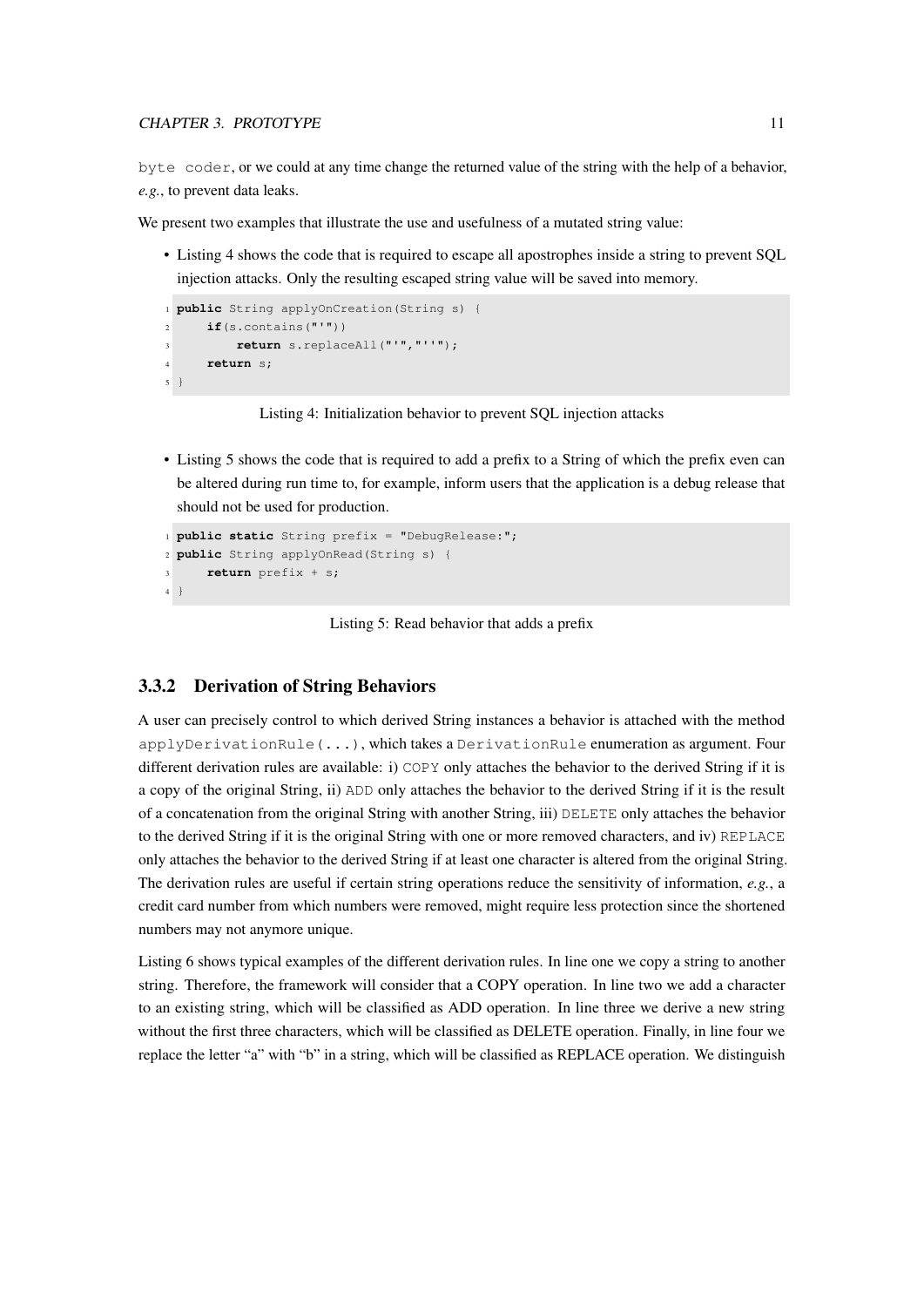`byte coder`, or we could at any time change the returned value of the string with the help of a behavior, *e.g.*, to prevent data leaks.

We present two examples that illustrate the use and usefulness of a mutated string value:

- Listing 4 shows the code that is required to escape all apostrophes inside a string to prevent SQL injection attacks. Only the resulting escaped string value will be saved into memory.

```
public String applyOnCreation(String s) {
    if(s.contains("'"))
        return s.replaceAll("'","''");
    return s;
}
```

Listing 4: Initialization behavior to prevent SQL injection attacks

- Listing 5 shows the code that is required to add a prefix to a String of which the prefix even can be altered during run time to, for example, inform users that the application is a debug release that should not be used for production.

```
public static String prefix = "DebugRelease:";
public String applyOnRead(String s) {
    return prefix + s;
}
```

Listing 5: Read behavior that adds a prefix

### 3.3.2 Derivation of String Behaviors

A user can precisely control to which derived String instances a behavior is attached with the method `applyDerivationRule(...)`, which takes a `DerivationRule` enumeration as argument. Four different derivation rules are available: i) `COPY` only attaches the behavior to the derived String if it is a copy of the original String, ii) `ADD` only attaches the behavior to the derived String if it is the result of a concatenation from the original String with another String, iii) `DELETE` only attaches the behavior to the derived String if it is the original String with one or more removed characters, and iv) `REPLACE` only attaches the behavior to the derived String if at least one character is altered from the original String. The derivation rules are useful if certain string operations reduce the sensitivity of information, *e.g.*, a credit card number from which numbers were removed, might require less protection since the shortened numbers may not anymore unique.

Listing 6 shows typical examples of the different derivation rules. In line one we copy a string to another string. Therefore, the framework will consider that a COPY operation. In line two we add a character to an existing string, which will be classified as ADD operation. In line three we derive a new string without the first three characters, which will be classified as DELETE operation. Finally, in line four we replace the letter "a" with "b" in a string, which will be classified as REPLACE operation. We distinguish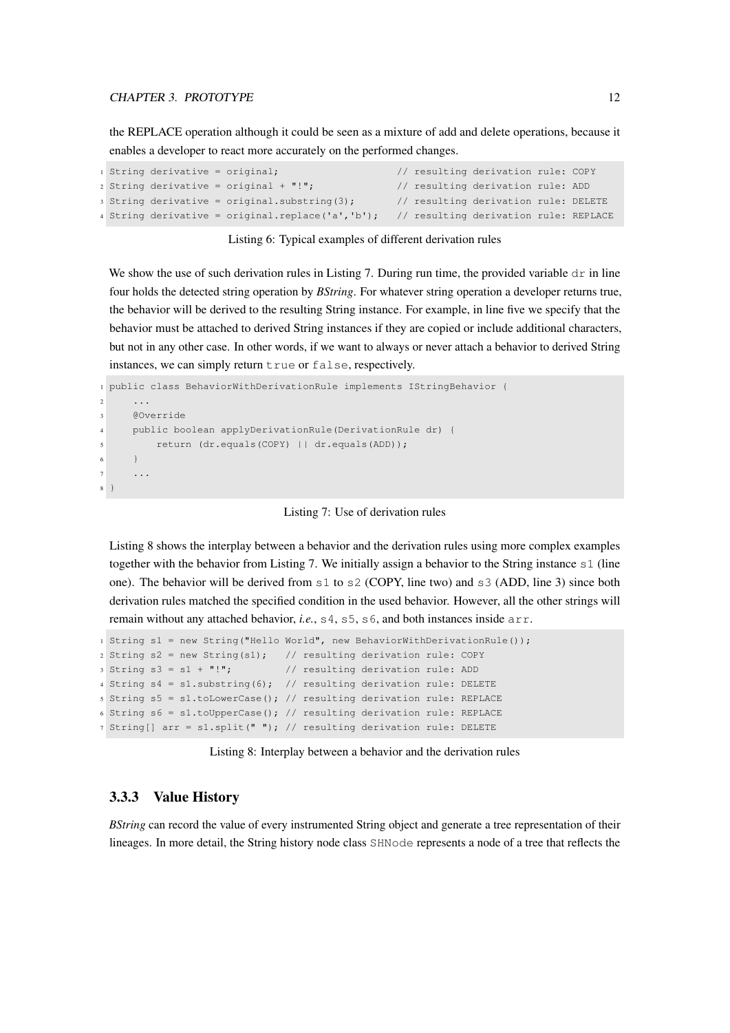the REPLACE operation although it could be seen as a mixture of add and delete operations, because it enables a developer to react more accurately on the performed changes.

```
String derivative = original;                    // resulting derivation rule: COPY
String derivative = original + "!";              // resulting derivation rule: ADD
String derivative = original.substring(3);       // resulting derivation rule: DELETE
String derivative = original.replace('a','b');   // resulting derivation rule: REPLACE
```

Listing 6: Typical examples of different derivation rules

We show the use of such derivation rules in Listing 7. During run time, the provided variable `dr` in line four holds the detected string operation by *BString*. For whatever string operation a developer returns true, the behavior will be derived to the resulting String instance. For example, in line five we specify that the behavior must be attached to derived String instances if they are copied or include additional characters, but not in any other case. In other words, if we want to always or never attach a behavior to derived String instances, we can simply return `true` or `false`, respectively.

```
public class BehaviorWithDerivationRule implements IStringBehavior {
    ...
    @Override
    public boolean applyDerivationRule(DerivationRule dr) {
        return (dr.equals(COPY) || dr.equals(ADD));
    }
    ...
}
```

Listing 7: Use of derivation rules

Listing 8 shows the interplay between a behavior and the derivation rules using more complex examples together with the behavior from Listing 7. We initially assign a behavior to the String instance `s1` (line one). The behavior will be derived from `s1` to `s2` (COPY, line two) and `s3` (ADD, line 3) since both derivation rules matched the specified condition in the used behavior. However, all the other strings will remain without any attached behavior, *i.e.*, `s4`, `s5`, `s6`, and both instances inside `arr`.

```
String s1 = new String("Hello World", new BehaviorWithDerivationRule());
String s2 = new String(s1);   // resulting derivation rule: COPY
String s3 = s1 + "!";         // resulting derivation rule: ADD
String s4 = s1.substring(6);  // resulting derivation rule: DELETE
String s5 = s1.toLowerCase(); // resulting derivation rule: REPLACE
String s6 = s1.toUpperCase(); // resulting derivation rule: REPLACE
String[] arr = s1.split(" "); // resulting derivation rule: DELETE
```

Listing 8: Interplay between a behavior and the derivation rules

### 3.3.3 Value History

*BString* can record the value of every instrumented String object and generate a tree representation of their lineages. In more detail, the String history node class `SHNode` represents a node of a tree that reflects the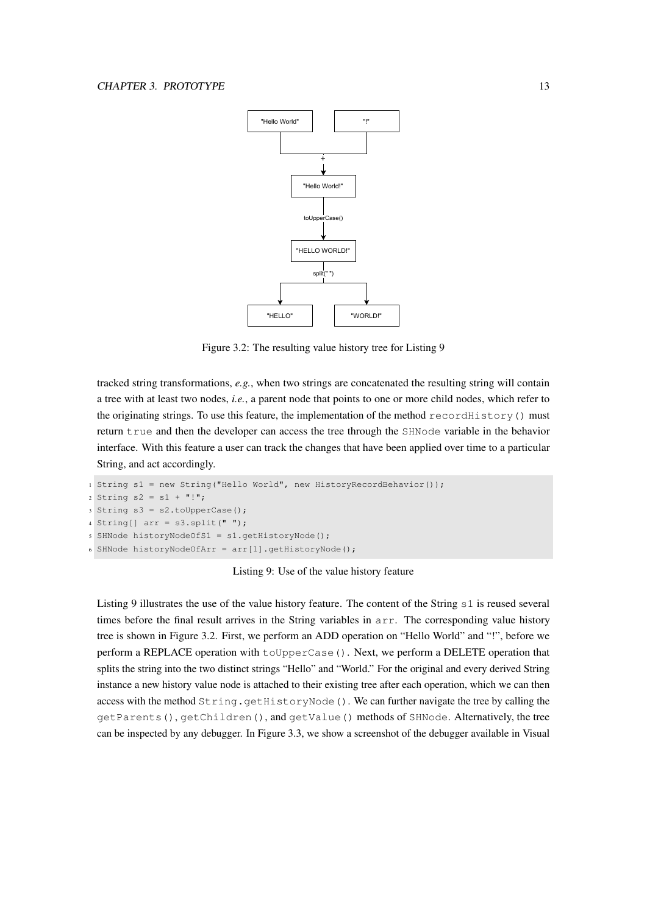Figure 3.2: The resulting value history tree for Listing 9

tracked string transformations, *e.g.*, when two strings are concatenated the resulting string will contain a tree with at least two nodes, *i.e.*, a parent node that points to one or more child nodes, which refer to the originating strings. To use this feature, the implementation of the method `recordHistory()` must return `true` and then the developer can access the tree through the `SHNode` variable in the behavior interface. With this feature a user can track the changes that have been applied over time to a particular String, and act accordingly.

```
String s1 = new String("Hello World", new HistoryRecordBehavior());
String s2 = s1 + "!";
String s3 = s2.toUpperCase();
String[] arr = s3.split(" ");
SHNode historyNodeOfS1 = s1.getHistoryNode();
SHNode historyNodeOfArr = arr[1].getHistoryNode();
```

Listing 9: Use of the value history feature

Listing 9 illustrates the use of the value history feature. The content of the String `s1` is reused several times before the final result arrives in the String variables in `arr`. The corresponding value history tree is shown in Figure 3.2. First, we perform an ADD operation on "Hello World" and "!", before we perform a REPLACE operation with `toUpperCase()`. Next, we perform a DELETE operation that splits the string into the two distinct strings "Hello" and "World." For the original and every derived String instance a new history value node is attached to their existing tree after each operation, which we can then access with the method `String.getHistoryNode()`. We can further navigate the tree by calling the `getParents()`, `getChildren()`, and `getValue()` methods of `SHNode`. Alternatively, the tree can be inspected by any debugger. In Figure 3.3, we show a screenshot of the debugger available in Visual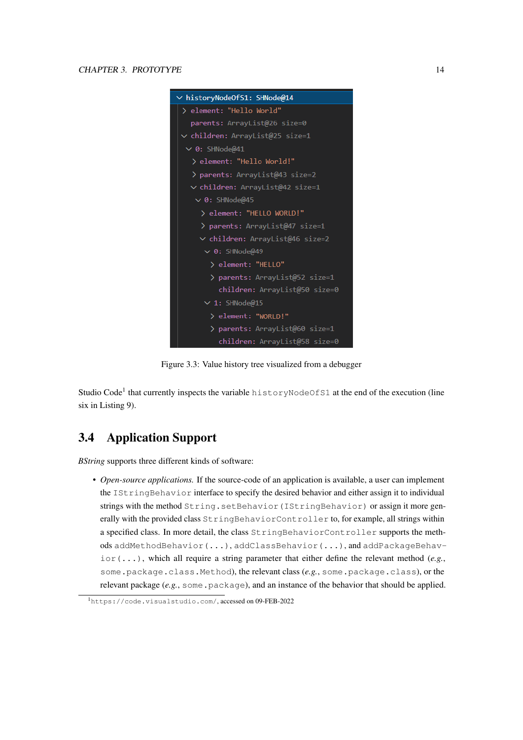```
∨ historyNodeOfS1: SHNode@14
  > element: "Hello World"
    parents: ArrayList@26 size=0
  ∨ children: ArrayList@25 size=1
    ∨ 0: SHNode@41
      > element: "Hello World!"
      > parents: ArrayList@43 size=2
      ∨ children: ArrayList@42 size=1
        ∨ 0: SHNode@45
          > element: "HELLO WORLD!"
          > parents: ArrayList@47 size=1
          ∨ children: ArrayList@46 size=2
            ∨ 0: SHNode@49
              > element: "HELLO"
              > parents: ArrayList@52 size=1
                children: ArrayList@50 size=0
            ∨ 1: SHNode@15
              > element: "WORLD!"
              > parents: ArrayList@60 size=1
                children: ArrayList@58 size=0
```

Figure 3.3: Value history tree visualized from a debugger

Studio Code[1] that currently inspects the variable `historyNodeOfS1` at the end of the execution (line six in Listing 9).

## 3.4 Application Support

*BString* supports three different kinds of software:

- *Open-source applications.* If the source-code of an application is available, a user can implement the `IStringBehavior` interface to specify the desired behavior and either assign it to individual strings with the method `String.setBehavior(IStringBehavior)` or assign it more generally with the provided class `StringBehaviorController` to, for example, all strings within a specified class. In more detail, the class `StringBehaviorController` supports the methods `addMethodBehavior(...)`, `addClassBehavior(...)`, and `addPackageBehavior(...)`, which all require a string parameter that either define the relevant method (*e.g.*, `some.package.class.Method`), the relevant class (*e.g.*, `some.package.class`), or the relevant package (*e.g.*, `some.package`), and an instance of the behavior that should be applied.

[1] `https://code.visualstudio.com/`, accessed on 09-FEB-2022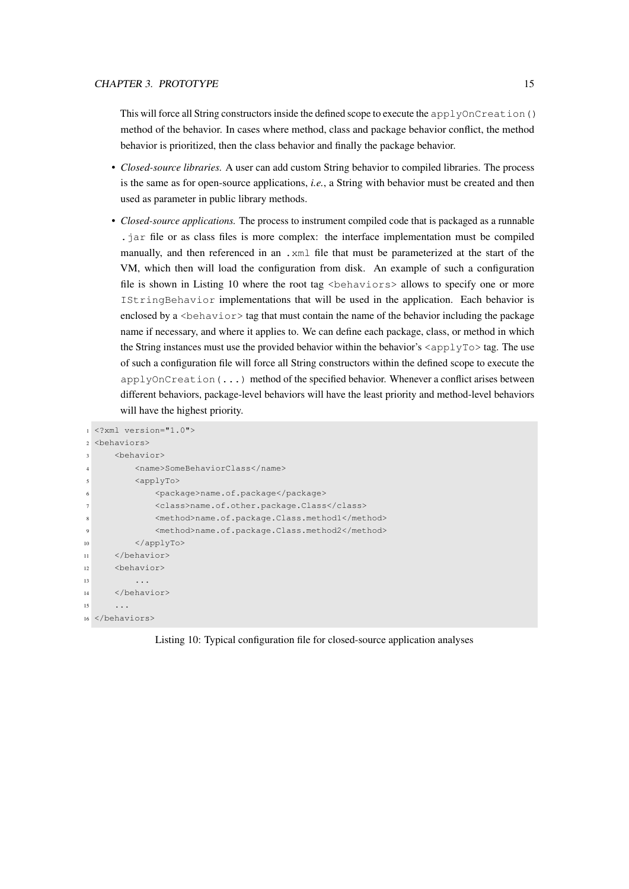This will force all String constructors inside the defined scope to execute the `applyOnCreation()` method of the behavior. In cases where method, class and package behavior conflict, the method behavior is prioritized, then the class behavior and finally the package behavior.

- *Closed-source libraries.* A user can add custom String behavior to compiled libraries. The process is the same as for open-source applications, *i.e.*, a String with behavior must be created and then used as parameter in public library methods.
- *Closed-source applications.* The process to instrument compiled code that is packaged as a runnable `.jar` file or as class files is more complex: the interface implementation must be compiled manually, and then referenced in an `.xml` file that must be parameterized at the start of the VM, which then will load the configuration from disk. An example of such a configuration file is shown in Listing 10 where the root tag `<behaviors>` allows to specify one or more `IStringBehavior` implementations that will be used in the application. Each behavior is enclosed by a `<behavior>` tag that must contain the name of the behavior including the package name if necessary, and where it applies to. We can define each package, class, or method in which the String instances must use the provided behavior within the behavior's `<applyTo>` tag. The use of such a configuration file will force all String constructors within the defined scope to execute the `applyOnCreation(...)` method of the specified behavior. Whenever a conflict arises between different behaviors, package-level behaviors will have the least priority and method-level behaviors will have the highest priority.

```xml
<?xml version="1.0">
<behaviors>
    <behavior>
        <name>SomeBehaviorClass</name>
        <applyTo>
            <package>name.of.package</package>
            <class>name.of.other.package.Class</class>
            <method>name.of.package.Class.method1</method>
            <method>name.of.package.Class.method2</method>
        </applyTo>
    </behavior>
    <behavior>
        ...
    </behavior>
    ...
</behaviors>
```

Listing 10: Typical configuration file for closed-source application analyses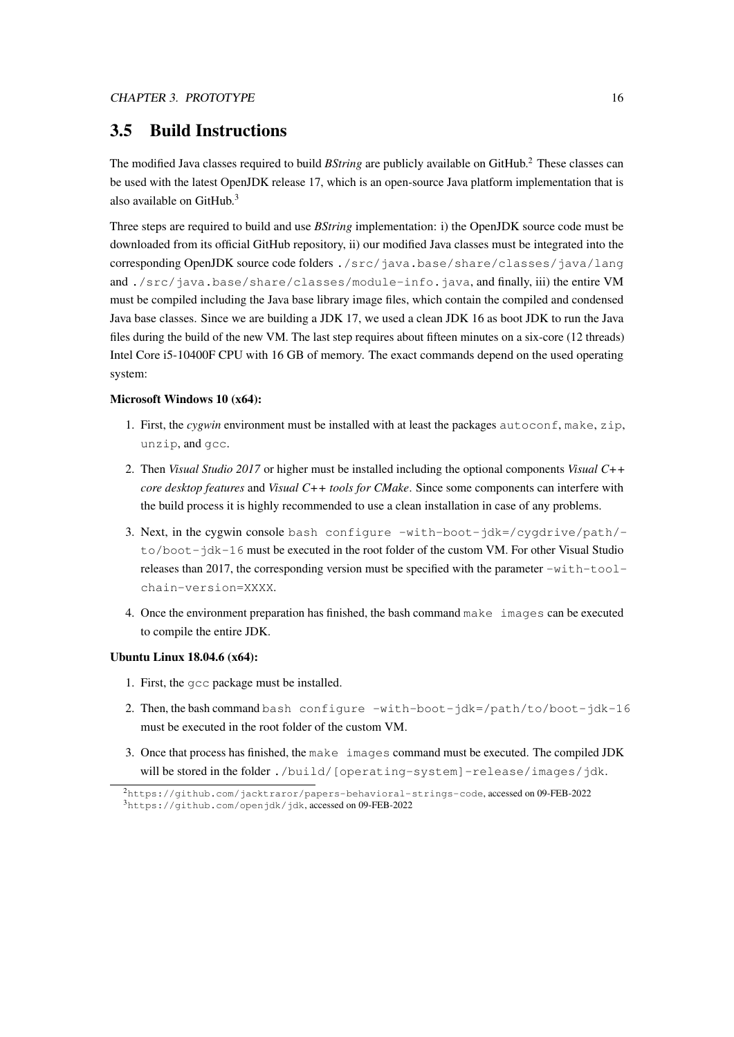## 3.5 Build Instructions

The modified Java classes required to build *BString* are publicly available on GitHub.[2] These classes can be used with the latest OpenJDK release 17, which is an open-source Java platform implementation that is also available on GitHub.[3]

Three steps are required to build and use *BString* implementation: i) the OpenJDK source code must be downloaded from its official GitHub repository, ii) our modified Java classes must be integrated into the corresponding OpenJDK source code folders `./src/java.base/share/classes/java/lang` and `./src/java.base/share/classes/module-info.java`, and finally, iii) the entire VM must be compiled including the Java base library image files, which contain the compiled and condensed Java base classes. Since we are building a JDK 17, we used a clean JDK 16 as boot JDK to run the Java files during the build of the new VM. The last step requires about fifteen minutes on a six-core (12 threads) Intel Core i5-10400F CPU with 16 GB of memory. The exact commands depend on the used operating system:

**Microsoft Windows 10 (x64):**

1. First, the *cygwin* environment must be installed with at least the packages `autoconf`, `make`, `zip`, `unzip`, and `gcc`.
2. Then *Visual Studio 2017* or higher must be installed including the optional components *Visual C++ core desktop features* and *Visual C++ tools for CMake*. Since some components can interfere with the build process it is highly recommended to use a clean installation in case of any problems.
3. Next, in the cygwin console `bash configure -with-boot-jdk=/cygdrive/path/to/boot-jdk-16` must be executed in the root folder of the custom VM. For other Visual Studio releases than 2017, the corresponding version must be specified with the parameter `-with-tool-chain-version=XXXX`.
4. Once the environment preparation has finished, the bash command `make images` can be executed to compile the entire JDK.

**Ubuntu Linux 18.04.6 (x64):**

1. First, the `gcc` package must be installed.
2. Then, the bash command `bash configure -with-boot-jdk=/path/to/boot-jdk-16` must be executed in the root folder of the custom VM.
3. Once that process has finished, the `make images` command must be executed. The compiled JDK will be stored in the folder `./build/[operating-system]-release/images/jdk`.

[2] `https://github.com/jacktraror/papers-behavioral-strings-code`, accessed on 09-FEB-2022

[3] `https://github.com/openjdk/jdk`, accessed on 09-FEB-2022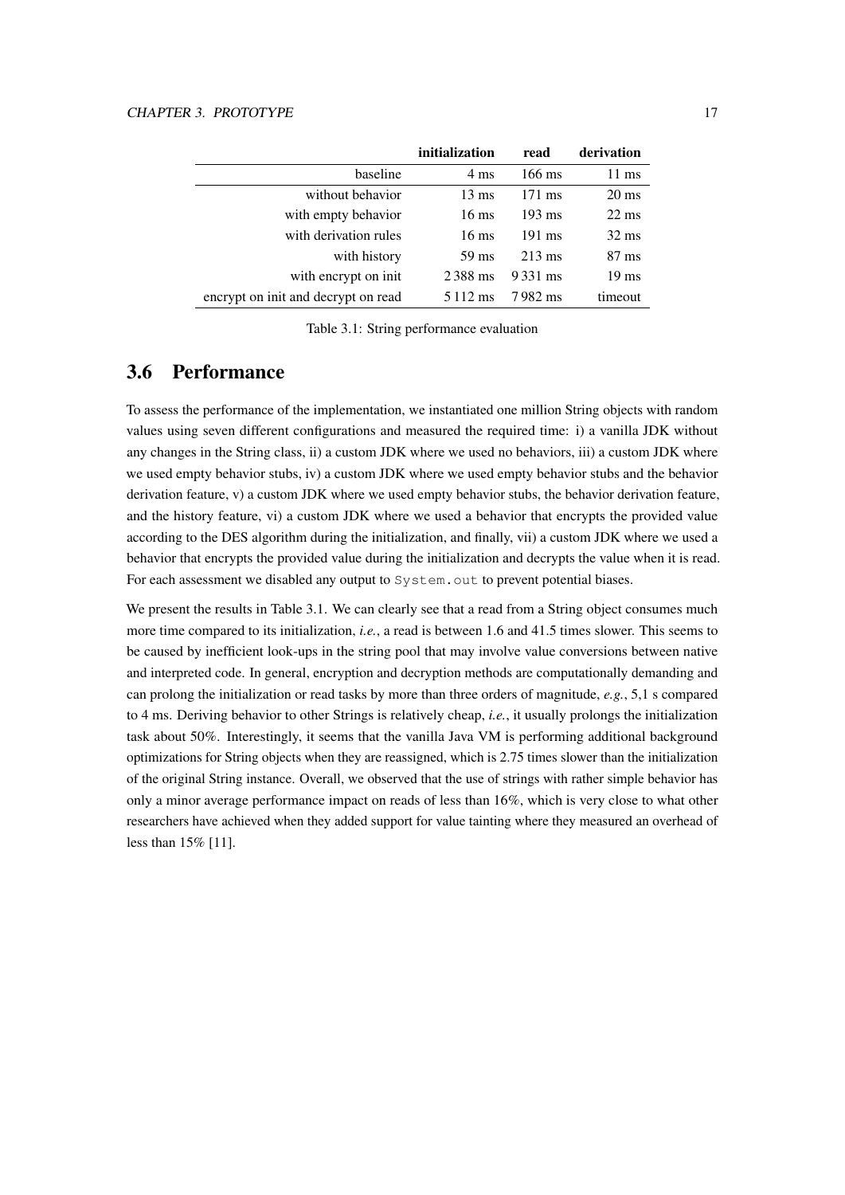| | **initialization** | **read** | **derivation** |
|---:|---:|---:|---:|
| baseline | 4 ms | 166 ms | 11 ms |
| without behavior | 13 ms | 171 ms | 20 ms |
| with empty behavior | 16 ms | 193 ms | 22 ms |
| with derivation rules | 16 ms | 191 ms | 32 ms |
| with history | 59 ms | 213 ms | 87 ms |
| with encrypt on init | 2 388 ms | 9 331 ms | 19 ms |
| encrypt on init and decrypt on read | 5 112 ms | 7 982 ms | timeout |

Table 3.1: String performance evaluation

## 3.6 Performance

To assess the performance of the implementation, we instantiated one million String objects with random values using seven different configurations and measured the required time: i) a vanilla JDK without any changes in the String class, ii) a custom JDK where we used no behaviors, iii) a custom JDK where we used empty behavior stubs, iv) a custom JDK where we used empty behavior stubs and the behavior derivation feature, v) a custom JDK where we used empty behavior stubs, the behavior derivation feature, and the history feature, vi) a custom JDK where we used a behavior that encrypts the provided value according to the DES algorithm during the initialization, and finally, vii) a custom JDK where we used a behavior that encrypts the provided value during the initialization and decrypts the value when it is read. For each assessment we disabled any output to `System.out` to prevent potential biases.

We present the results in Table 3.1. We can clearly see that a read from a String object consumes much more time compared to its initialization, *i.e.*, a read is between 1.6 and 41.5 times slower. This seems to be caused by inefficient look-ups in the string pool that may involve value conversions between native and interpreted code. In general, encryption and decryption methods are computationally demanding and can prolong the initialization or read tasks by more than three orders of magnitude, *e.g.*, 5,1 s compared to 4 ms. Deriving behavior to other Strings is relatively cheap, *i.e.*, it usually prolongs the initialization task about 50%. Interestingly, it seems that the vanilla Java VM is performing additional background optimizations for String objects when they are reassigned, which is 2.75 times slower than the initialization of the original String instance. Overall, we observed that the use of strings with rather simple behavior has only a minor average performance impact on reads of less than 16%, which is very close to what other researchers have achieved when they added support for value tainting where they measured an overhead of less than 15% [11].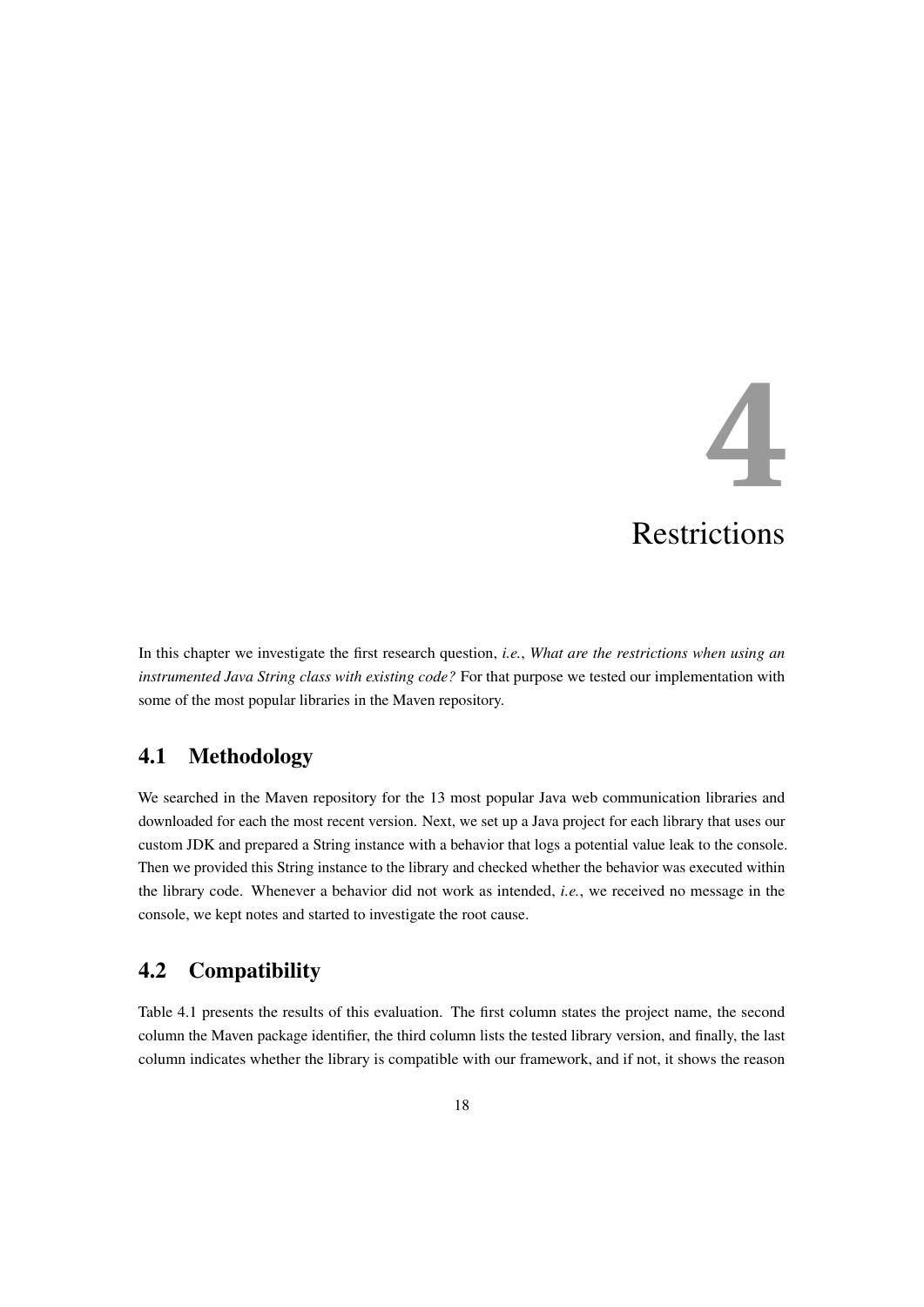# 4 Restrictions

In this chapter we investigate the first research question, *i.e.*, *What are the restrictions when using an instrumented Java String class with existing code?* For that purpose we tested our implementation with some of the most popular libraries in the Maven repository.

## 4.1 Methodology

We searched in the Maven repository for the 13 most popular Java web communication libraries and downloaded for each the most recent version. Next, we set up a Java project for each library that uses our custom JDK and prepared a String instance with a behavior that logs a potential value leak to the console. Then we provided this String instance to the library and checked whether the behavior was executed within the library code. Whenever a behavior did not work as intended, *i.e.*, we received no message in the console, we kept notes and started to investigate the root cause.

## 4.2 Compatibility

Table 4.1 presents the results of this evaluation. The first column states the project name, the second column the Maven package identifier, the third column lists the tested library version, and finally, the last column indicates whether the library is compatible with our framework, and if not, it shows the reason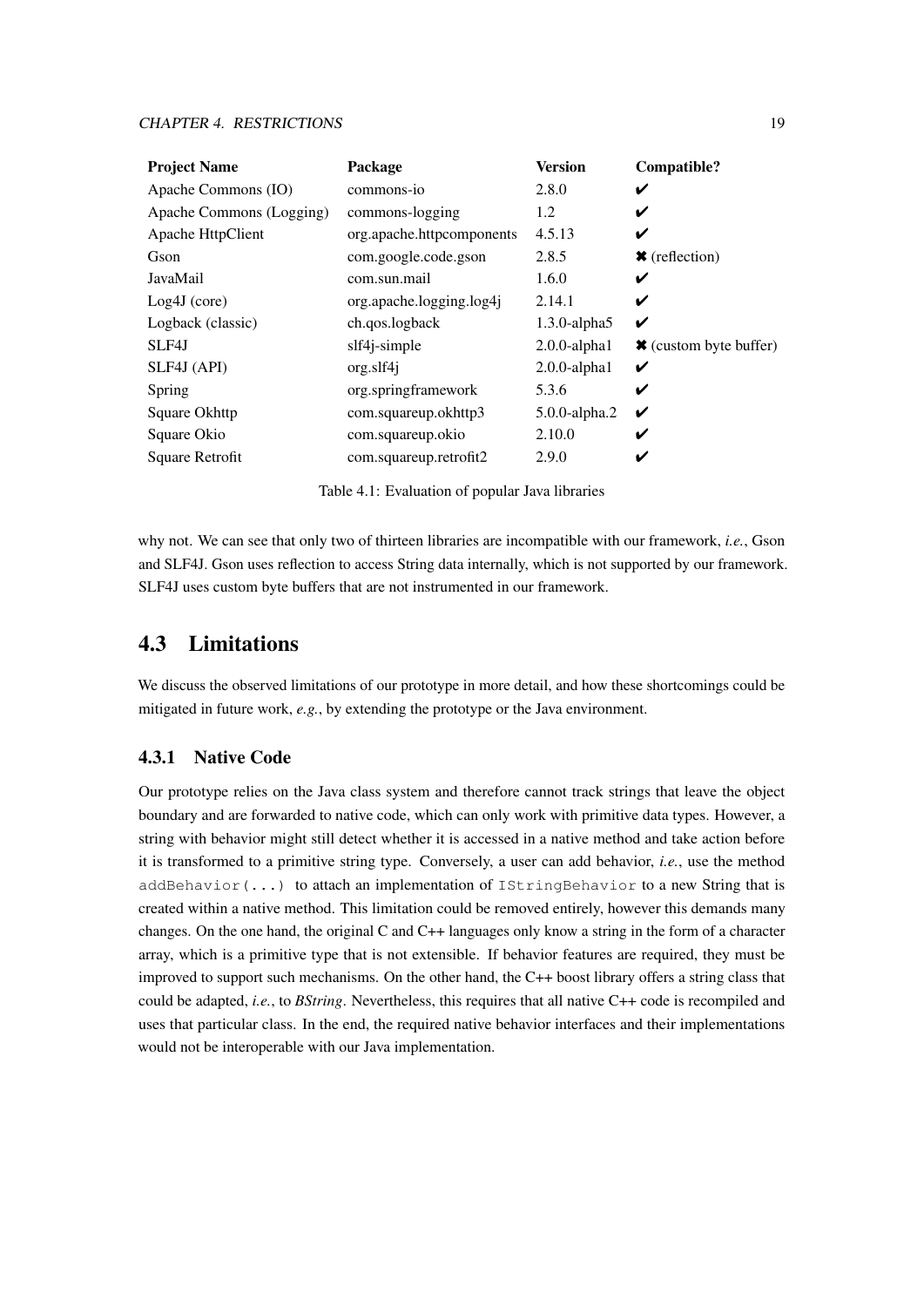| **Project Name** | **Package** | **Version** | **Compatible?** |
|---|---|---|---|
| Apache Commons (IO) | commons-io | 2.8.0 | ✔ |
| Apache Commons (Logging) | commons-logging | 1.2 | ✔ |
| Apache HttpClient | org.apache.httpcomponents | 4.5.13 | ✔ |
| Gson | com.google.code.gson | 2.8.5 | ✖ (reflection) |
| JavaMail | com.sun.mail | 1.6.0 | ✔ |
| Log4J (core) | org.apache.logging.log4j | 2.14.1 | ✔ |
| Logback (classic) | ch.qos.logback | 1.3.0-alpha5 | ✔ |
| SLF4J | slf4j-simple | 2.0.0-alpha1 | ✖ (custom byte buffer) |
| SLF4J (API) | org.slf4j | 2.0.0-alpha1 | ✔ |
| Spring | org.springframework | 5.3.6 | ✔ |
| Square Okhttp | com.squareup.okhttp3 | 5.0.0-alpha.2 | ✔ |
| Square Okio | com.squareup.okio | 2.10.0 | ✔ |
| Square Retrofit | com.squareup.retrofit2 | 2.9.0 | ✔ |

Table 4.1: Evaluation of popular Java libraries

why not. We can see that only two of thirteen libraries are incompatible with our framework, *i.e.*, Gson and SLF4J. Gson uses reflection to access String data internally, which is not supported by our framework. SLF4J uses custom byte buffers that are not instrumented in our framework.

## 4.3 Limitations

We discuss the observed limitations of our prototype in more detail, and how these shortcomings could be mitigated in future work, *e.g.*, by extending the prototype or the Java environment.

### 4.3.1 Native Code

Our prototype relies on the Java class system and therefore cannot track strings that leave the object boundary and are forwarded to native code, which can only work with primitive data types. However, a string with behavior might still detect whether it is accessed in a native method and take action before it is transformed to a primitive string type. Conversely, a user can add behavior, *i.e.*, use the method `addBehavior(...)` to attach an implementation of `IStringBehavior` to a new String that is created within a native method. This limitation could be removed entirely, however this demands many changes. On the one hand, the original C and C++ languages only know a string in the form of a character array, which is a primitive type that is not extensible. If behavior features are required, they must be improved to support such mechanisms. On the other hand, the C++ boost library offers a string class that could be adapted, *i.e.*, to *BString*. Nevertheless, this requires that all native C++ code is recompiled and uses that particular class. In the end, the required native behavior interfaces and their implementations would not be interoperable with our Java implementation.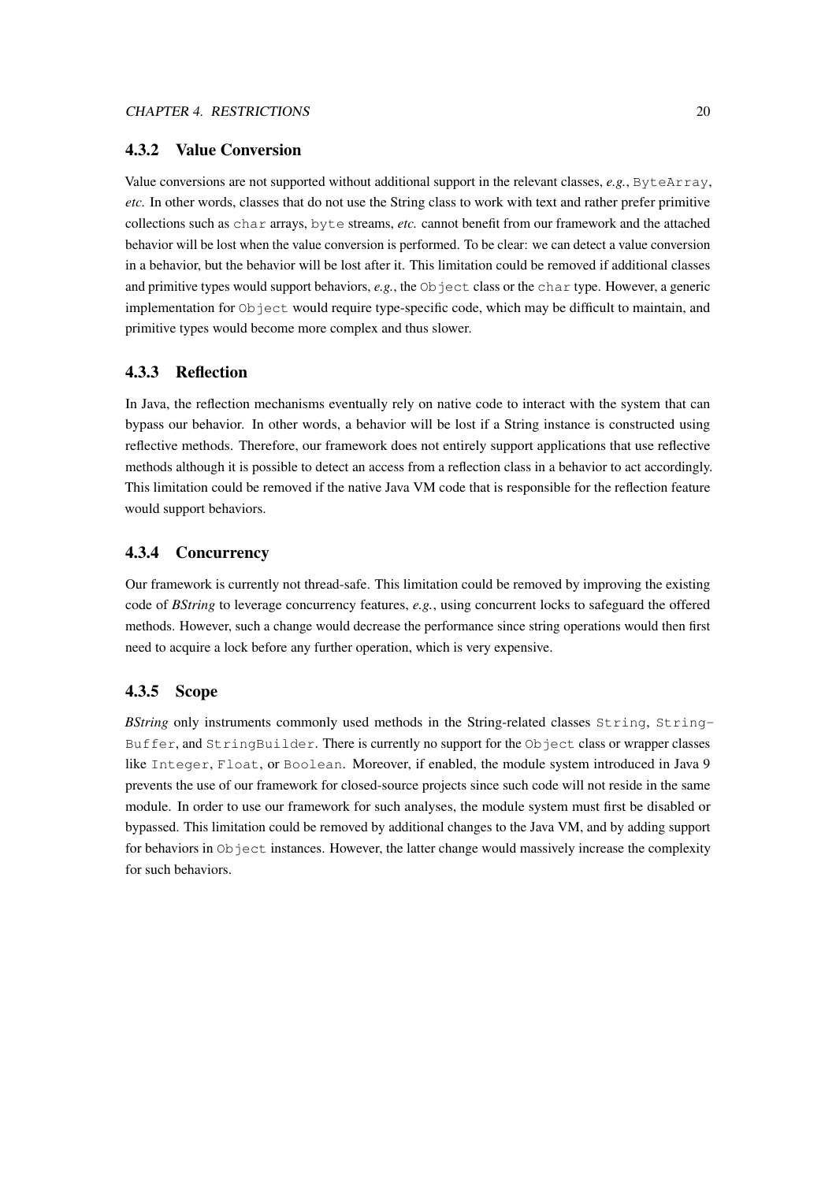### 4.3.2 Value Conversion

Value conversions are not supported without additional support in the relevant classes, *e.g.*, `ByteArray`, *etc.* In other words, classes that do not use the String class to work with text and rather prefer primitive collections such as `char` arrays, `byte` streams, *etc.* cannot benefit from our framework and the attached behavior will be lost when the value conversion is performed. To be clear: we can detect a value conversion in a behavior, but the behavior will be lost after it. This limitation could be removed if additional classes and primitive types would support behaviors, *e.g.*, the `Object` class or the `char` type. However, a generic implementation for `Object` would require type-specific code, which may be difficult to maintain, and primitive types would become more complex and thus slower.

### 4.3.3 Reflection

In Java, the reflection mechanisms eventually rely on native code to interact with the system that can bypass our behavior. In other words, a behavior will be lost if a String instance is constructed using reflective methods. Therefore, our framework does not entirely support applications that use reflective methods although it is possible to detect an access from a reflection class in a behavior to act accordingly. This limitation could be removed if the native Java VM code that is responsible for the reflection feature would support behaviors.

### 4.3.4 Concurrency

Our framework is currently not thread-safe. This limitation could be removed by improving the existing code of *BString* to leverage concurrency features, *e.g.*, using concurrent locks to safeguard the offered methods. However, such a change would decrease the performance since string operations would then first need to acquire a lock before any further operation, which is very expensive.

### 4.3.5 Scope

*BString* only instruments commonly used methods in the String-related classes `String`, `StringBuffer`, and `StringBuilder`. There is currently no support for the `Object` class or wrapper classes like `Integer`, `Float`, or `Boolean`. Moreover, if enabled, the module system introduced in Java 9 prevents the use of our framework for closed-source projects since such code will not reside in the same module. In order to use our framework for such analyses, the module system must first be disabled or bypassed. This limitation could be removed by additional changes to the Java VM, and by adding support for behaviors in `Object` instances. However, the latter change would massively increase the complexity for such behaviors.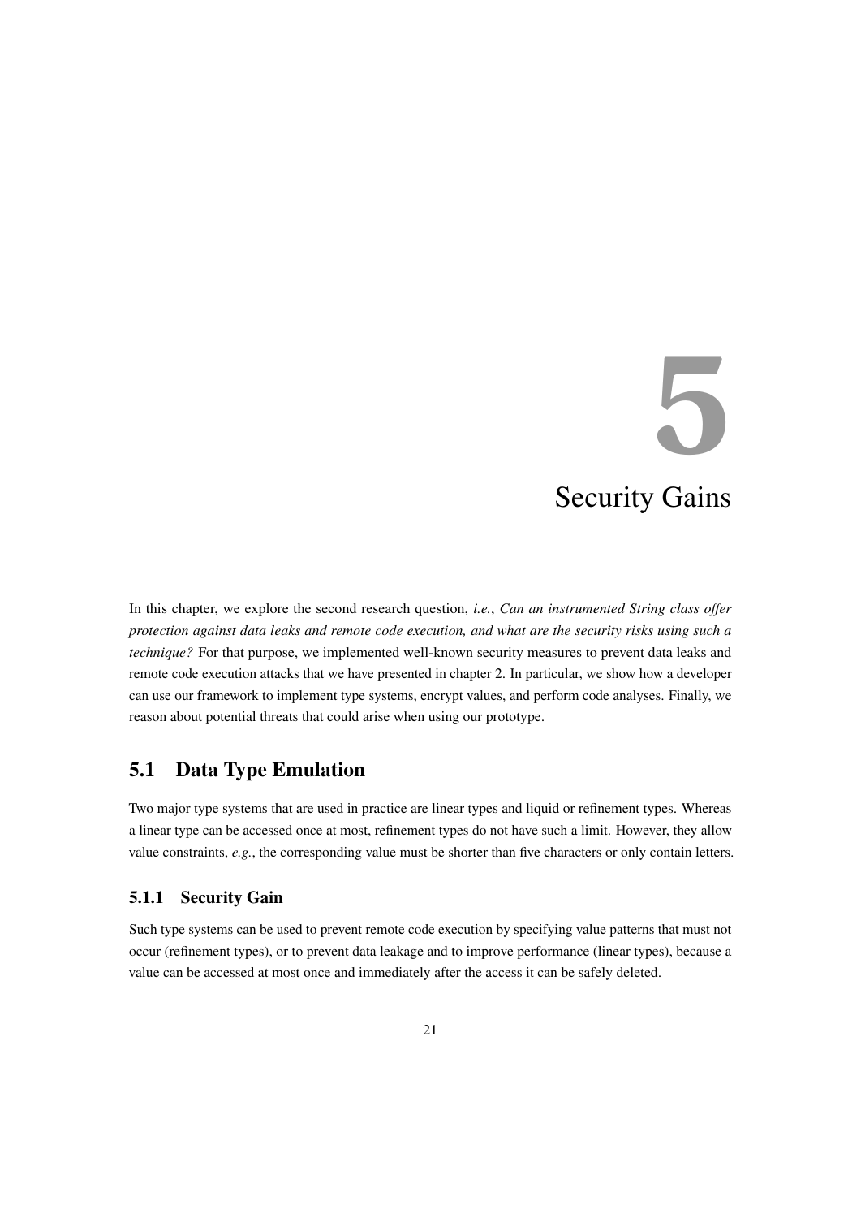# 5 Security Gains

In this chapter, we explore the second research question, *i.e.*, *Can an instrumented String class offer protection against data leaks and remote code execution, and what are the security risks using such a technique?* For that purpose, we implemented well-known security measures to prevent data leaks and remote code execution attacks that we have presented in chapter 2. In particular, we show how a developer can use our framework to implement type systems, encrypt values, and perform code analyses. Finally, we reason about potential threats that could arise when using our prototype.

## 5.1 Data Type Emulation

Two major type systems that are used in practice are linear types and liquid or refinement types. Whereas a linear type can be accessed once at most, refinement types do not have such a limit. However, they allow value constraints, *e.g.*, the corresponding value must be shorter than five characters or only contain letters.

### 5.1.1 Security Gain

Such type systems can be used to prevent remote code execution by specifying value patterns that must not occur (refinement types), or to prevent data leakage and to improve performance (linear types), because a value can be accessed at most once and immediately after the access it can be safely deleted.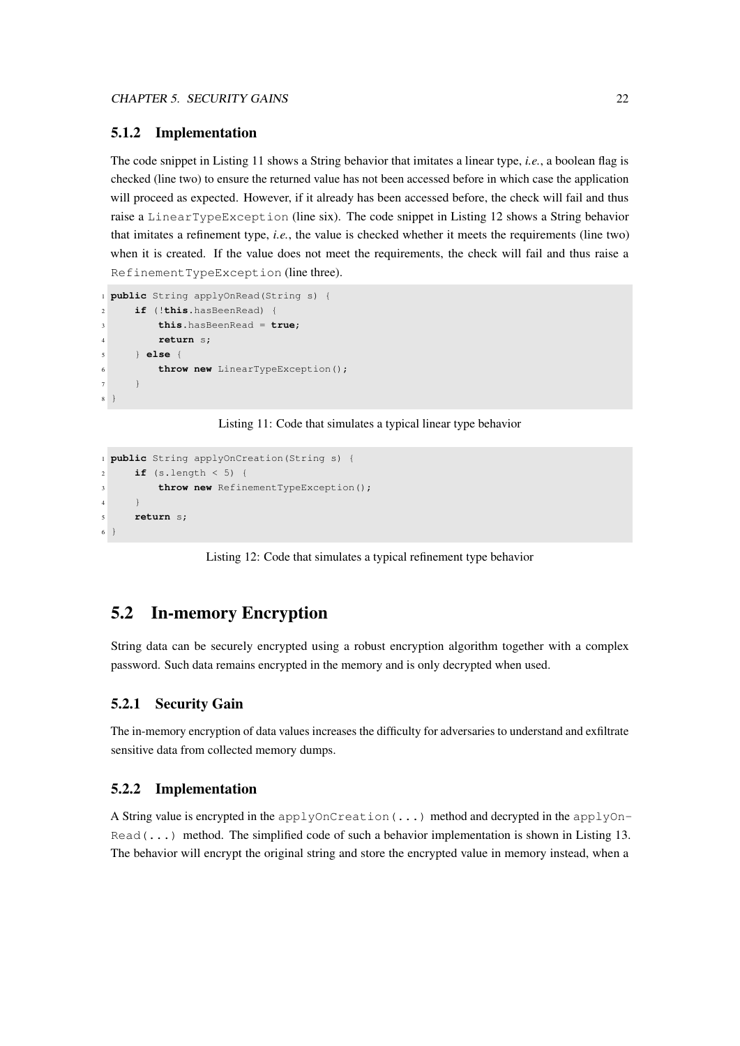### 5.1.2 Implementation

The code snippet in Listing 11 shows a String behavior that imitates a linear type, *i.e.*, a boolean flag is checked (line two) to ensure the returned value has not been accessed before in which case the application will proceed as expected. However, if it already has been accessed before, the check will fail and thus raise a `LinearTypeException` (line six). The code snippet in Listing 12 shows a String behavior that imitates a refinement type, *i.e.*, the value is checked whether it meets the requirements (line two) when it is created. If the value does not meet the requirements, the check will fail and thus raise a `RefinementTypeException` (line three).

```java
public String applyOnRead(String s) {
    if (!this.hasBeenRead) {
        this.hasBeenRead = true;
        return s;
    } else {
        throw new LinearTypeException();
    }
}
```

Listing 11: Code that simulates a typical linear type behavior

```java
public String applyOnCreation(String s) {
    if (s.length < 5) {
        throw new RefinementTypeException();
    }
    return s;
}
```

Listing 12: Code that simulates a typical refinement type behavior

## 5.2 In-memory Encryption

String data can be securely encrypted using a robust encryption algorithm together with a complex password. Such data remains encrypted in the memory and is only decrypted when used.

### 5.2.1 Security Gain

The in-memory encryption of data values increases the difficulty for adversaries to understand and exfiltrate sensitive data from collected memory dumps.

### 5.2.2 Implementation

A String value is encrypted in the `applyOnCreation(...)` method and decrypted in the `applyOnRead(...)` method. The simplified code of such a behavior implementation is shown in Listing 13. The behavior will encrypt the original string and store the encrypted value in memory instead, when a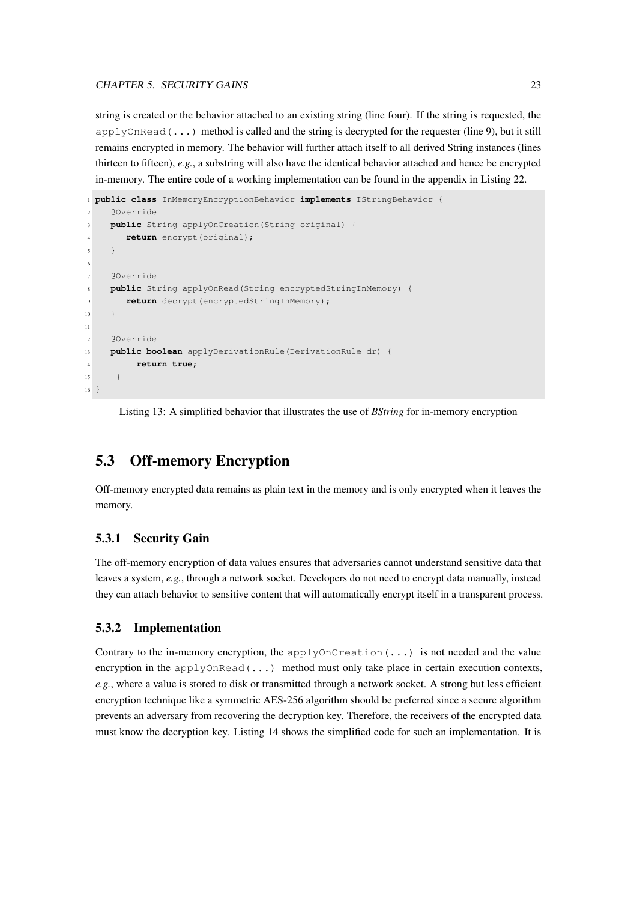string is created or the behavior attached to an existing string (line four). If the string is requested, the `applyOnRead(...)` method is called and the string is decrypted for the requester (line 9), but it still remains encrypted in memory. The behavior will further attach itself to all derived String instances (lines thirteen to fifteen), *e.g.*, a substring will also have the identical behavior attached and hence be encrypted in-memory. The entire code of a working implementation can be found in the appendix in Listing 22.

```
public class InMemoryEncryptionBehavior implements IStringBehavior {
   @Override
   public String applyOnCreation(String original) {
      return encrypt(original);
   }

   @Override
   public String applyOnRead(String encryptedStringInMemory) {
      return decrypt(encryptedStringInMemory);
   }

   @Override
   public boolean applyDerivationRule(DerivationRule dr) {
        return true;
    }
}
```

Listing 13: A simplified behavior that illustrates the use of *BString* for in-memory encryption

## 5.3 Off-memory Encryption

Off-memory encrypted data remains as plain text in the memory and is only encrypted when it leaves the memory.

### 5.3.1 Security Gain

The off-memory encryption of data values ensures that adversaries cannot understand sensitive data that leaves a system, *e.g.*, through a network socket. Developers do not need to encrypt data manually, instead they can attach behavior to sensitive content that will automatically encrypt itself in a transparent process.

### 5.3.2 Implementation

Contrary to the in-memory encryption, the `applyOnCreation(...)` is not needed and the value encryption in the `applyOnRead(...)` method must only take place in certain execution contexts, *e.g.*, where a value is stored to disk or transmitted through a network socket. A strong but less efficient encryption technique like a symmetric AES-256 algorithm should be preferred since a secure algorithm prevents an adversary from recovering the decryption key. Therefore, the receivers of the encrypted data must know the decryption key. Listing 14 shows the simplified code for such an implementation. It is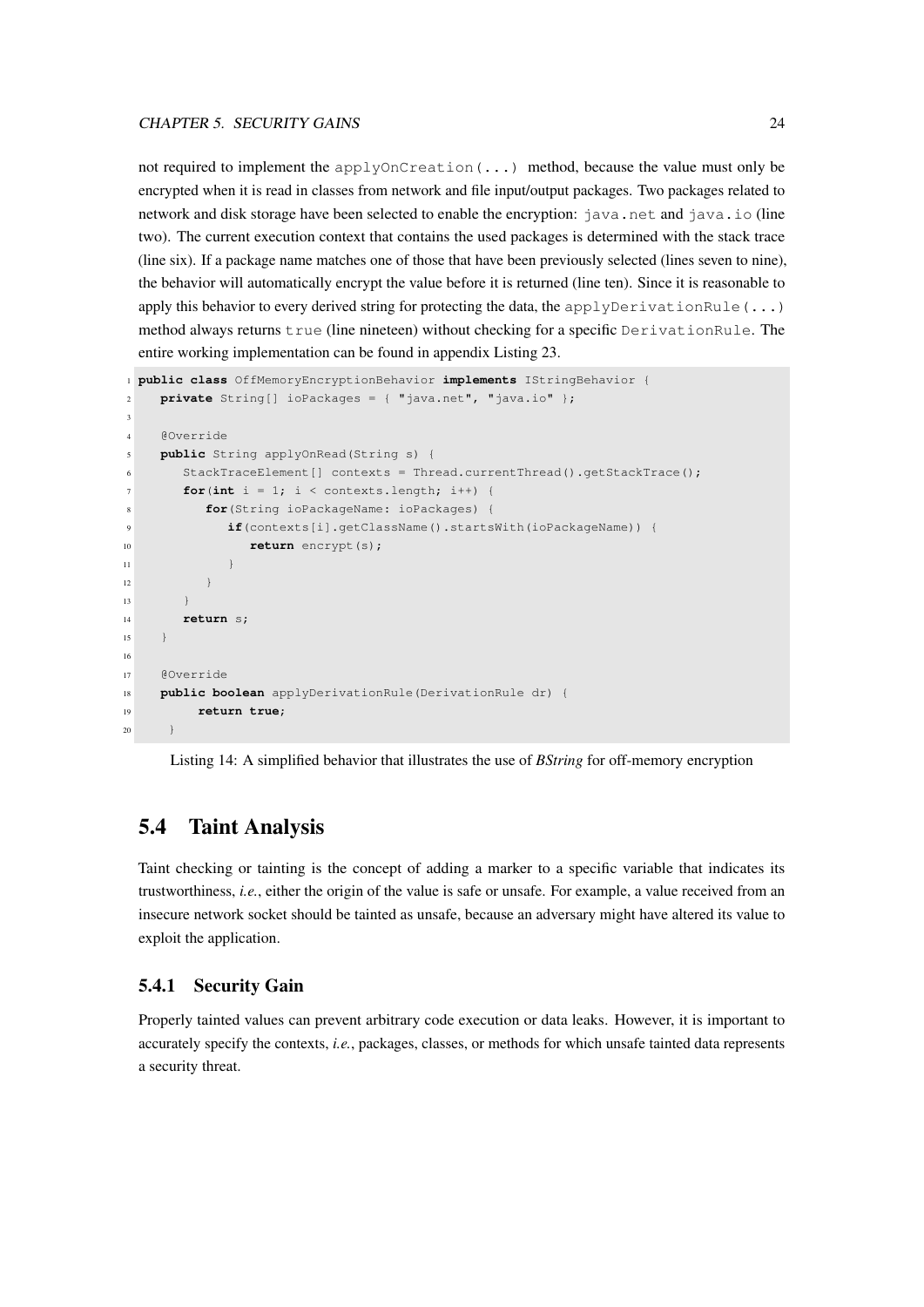not required to implement the `applyOnCreation(...)` method, because the value must only be encrypted when it is read in classes from network and file input/output packages. Two packages related to network and disk storage have been selected to enable the encryption: `java.net` and `java.io` (line two). The current execution context that contains the used packages is determined with the stack trace (line six). If a package name matches one of those that have been previously selected (lines seven to nine), the behavior will automatically encrypt the value before it is returned (line ten). Since it is reasonable to apply this behavior to every derived string for protecting the data, the `applyDerivationRule(...)` method always returns `true` (line nineteen) without checking for a specific `DerivationRule`. The entire working implementation can be found in appendix Listing 23.

```
public class OffMemoryEncryptionBehavior implements IStringBehavior {
   private String[] ioPackages = { "java.net", "java.io" };

   @Override
   public String applyOnRead(String s) {
      StackTraceElement[] contexts = Thread.currentThread().getStackTrace();
      for(int i = 1; i < contexts.length; i++) {
         for(String ioPackageName: ioPackages) {
            if(contexts[i].getClassName().startsWith(ioPackageName)) {
               return encrypt(s);
            }
         }
      }
      return s;
   }

   @Override
   public boolean applyDerivationRule(DerivationRule dr) {
       return true;
   }
```

Listing 14: A simplified behavior that illustrates the use of *BString* for off-memory encryption

## 5.4 Taint Analysis

Taint checking or tainting is the concept of adding a marker to a specific variable that indicates its trustworthiness, *i.e.*, either the origin of the value is safe or unsafe. For example, a value received from an insecure network socket should be tainted as unsafe, because an adversary might have altered its value to exploit the application.

### 5.4.1 Security Gain

Properly tainted values can prevent arbitrary code execution or data leaks. However, it is important to accurately specify the contexts, *i.e.*, packages, classes, or methods for which unsafe tainted data represents a security threat.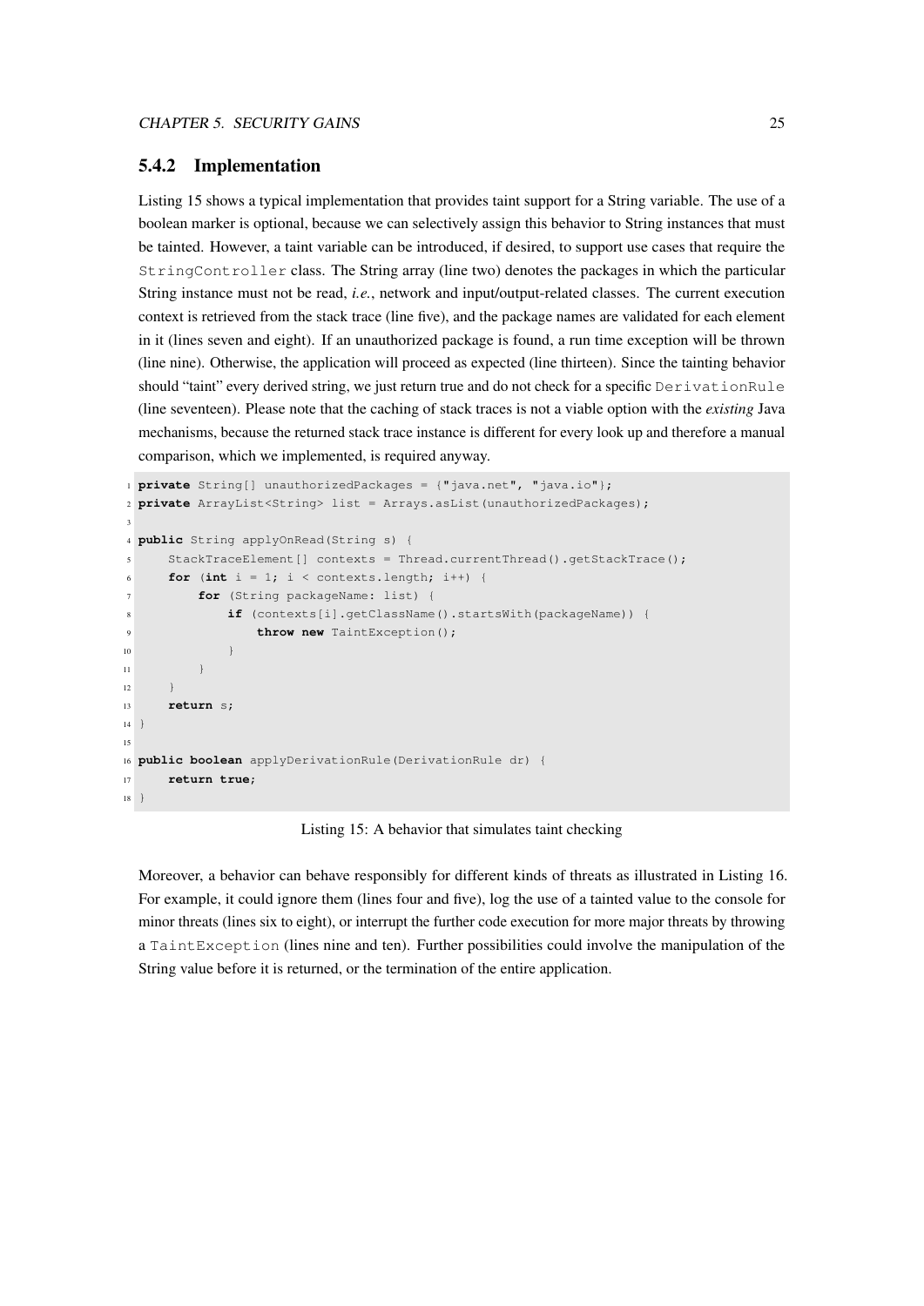### 5.4.2 Implementation

Listing 15 shows a typical implementation that provides taint support for a String variable. The use of a boolean marker is optional, because we can selectively assign this behavior to String instances that must be tainted. However, a taint variable can be introduced, if desired, to support use cases that require the `StringController` class. The String array (line two) denotes the packages in which the particular String instance must not be read, *i.e.*, network and input/output-related classes. The current execution context is retrieved from the stack trace (line five), and the package names are validated for each element in it (lines seven and eight). If an unauthorized package is found, a run time exception will be thrown (line nine). Otherwise, the application will proceed as expected (line thirteen). Since the tainting behavior should "taint" every derived string, we just return true and do not check for a specific `DerivationRule` (line seventeen). Please note that the caching of stack traces is not a viable option with the *existing* Java mechanisms, because the returned stack trace instance is different for every look up and therefore a manual comparison, which we implemented, is required anyway.

```
private String[] unauthorizedPackages = {"java.net", "java.io"};
private ArrayList<String> list = Arrays.asList(unauthorizedPackages);

public String applyOnRead(String s) {
    StackTraceElement[] contexts = Thread.currentThread().getStackTrace();
    for (int i = 1; i < contexts.length; i++) {
        for (String packageName: list) {
            if (contexts[i].getClassName().startsWith(packageName)) {
                throw new TaintException();
            }
        }
    }
    return s;
}

public boolean applyDerivationRule(DerivationRule dr) {
    return true;
}
```

Listing 15: A behavior that simulates taint checking

Moreover, a behavior can behave responsibly for different kinds of threats as illustrated in Listing 16. For example, it could ignore them (lines four and five), log the use of a tainted value to the console for minor threats (lines six to eight), or interrupt the further code execution for more major threats by throwing a `TaintException` (lines nine and ten). Further possibilities could involve the manipulation of the String value before it is returned, or the termination of the entire application.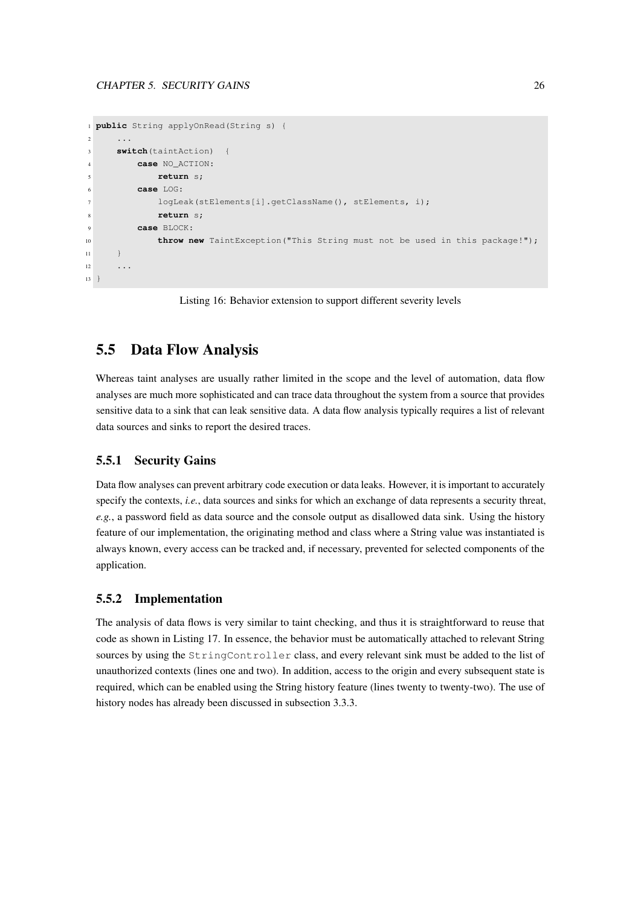```java
public String applyOnRead(String s) {
    ...
    switch(taintAction)  {
        case NO_ACTION:
            return s;
        case LOG:
            logLeak(stElements[i].getClassName(), stElements, i);
            return s;
        case BLOCK:
            throw new TaintException("This String must not be used in this package!");
    }
    ...
}
```

Listing 16: Behavior extension to support different severity levels

## 5.5 Data Flow Analysis

Whereas taint analyses are usually rather limited in the scope and the level of automation, data flow analyses are much more sophisticated and can trace data throughout the system from a source that provides sensitive data to a sink that can leak sensitive data. A data flow analysis typically requires a list of relevant data sources and sinks to report the desired traces.

### 5.5.1 Security Gains

Data flow analyses can prevent arbitrary code execution or data leaks. However, it is important to accurately specify the contexts, *i.e.*, data sources and sinks for which an exchange of data represents a security threat, *e.g.*, a password field as data source and the console output as disallowed data sink. Using the history feature of our implementation, the originating method and class where a String value was instantiated is always known, every access can be tracked and, if necessary, prevented for selected components of the application.

### 5.5.2 Implementation

The analysis of data flows is very similar to taint checking, and thus it is straightforward to reuse that code as shown in Listing 17. In essence, the behavior must be automatically attached to relevant String sources by using the `StringController` class, and every relevant sink must be added to the list of unauthorized contexts (lines one and two). In addition, access to the origin and every subsequent state is required, which can be enabled using the String history feature (lines twenty to twenty-two). The use of history nodes has already been discussed in subsection 3.3.3.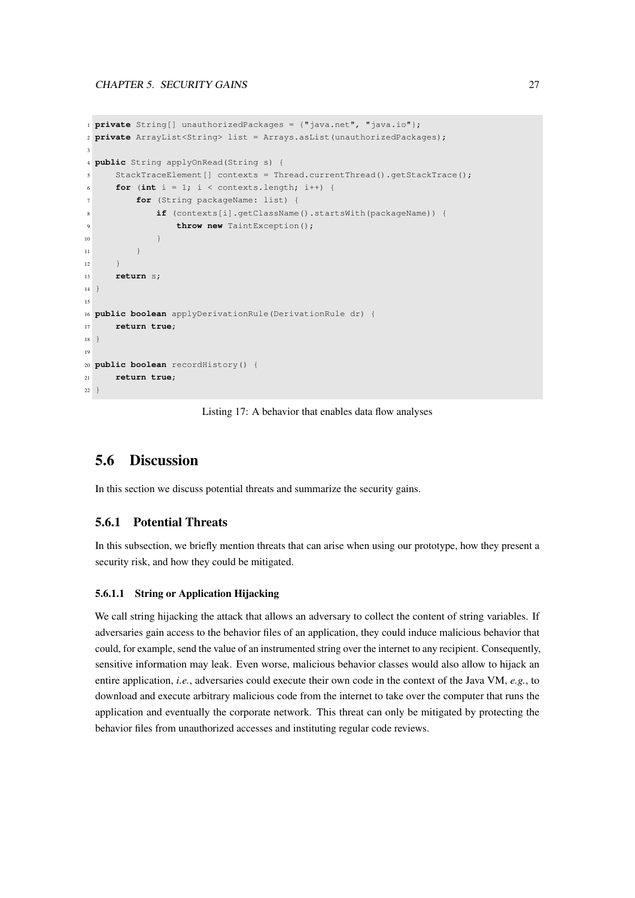```java
private String[] unauthorizedPackages = {"java.net", "java.io"};
private ArrayList<String> list = Arrays.asList(unauthorizedPackages);

public String applyOnRead(String s) {
    StackTraceElement[] contexts = Thread.currentThread().getStackTrace();
    for (int i = 1; i < contexts.length; i++) {
        for (String packageName: list) {
            if (contexts[i].getClassName().startsWith(packageName)) {
                throw new TaintException();
            }
        }
    }
    return s;
}

public boolean applyDerivationRule(DerivationRule dr) {
    return true;
}

public boolean recordHistory() {
    return true;
}
```

Listing 17: A behavior that enables data flow analyses

## 5.6 Discussion

In this section we discuss potential threats and summarize the security gains.

### 5.6.1 Potential Threats

In this subsection, we briefly mention threats that can arise when using our prototype, how they present a security risk, and how they could be mitigated.

#### 5.6.1.1 String or Application Hijacking

We call string hijacking the attack that allows an adversary to collect the content of string variables. If adversaries gain access to the behavior files of an application, they could induce malicious behavior that could, for example, send the value of an instrumented string over the internet to any recipient. Consequently, sensitive information may leak. Even worse, malicious behavior classes would also allow to hijack an entire application, *i.e.*, adversaries could execute their own code in the context of the Java VM, *e.g.*, to download and execute arbitrary malicious code from the internet to take over the computer that runs the application and eventually the corporate network. This threat can only be mitigated by protecting the behavior files from unauthorized accesses and instituting regular code reviews.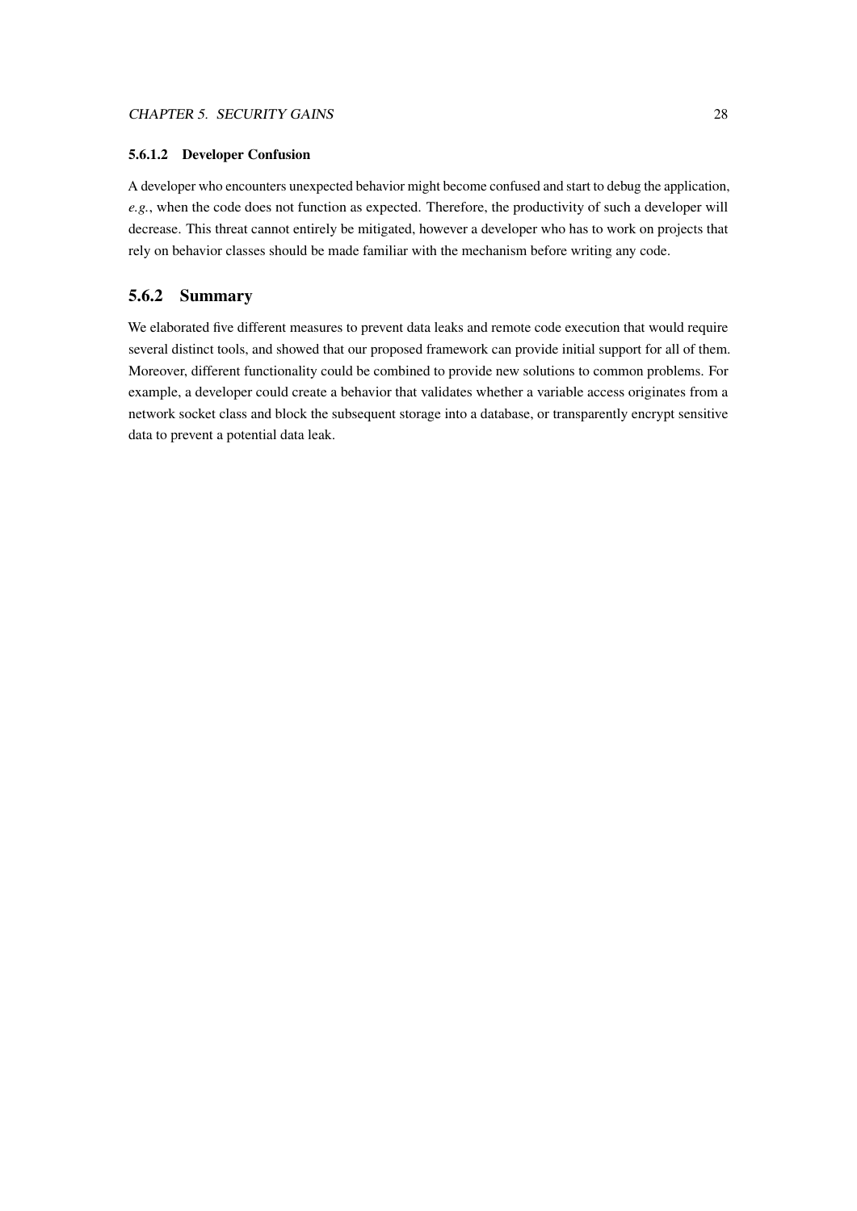#### 5.6.1.2 Developer Confusion

A developer who encounters unexpected behavior might become confused and start to debug the application, *e.g.*, when the code does not function as expected. Therefore, the productivity of such a developer will decrease. This threat cannot entirely be mitigated, however a developer who has to work on projects that rely on behavior classes should be made familiar with the mechanism before writing any code.

### 5.6.2 Summary

We elaborated five different measures to prevent data leaks and remote code execution that would require several distinct tools, and showed that our proposed framework can provide initial support for all of them. Moreover, different functionality could be combined to provide new solutions to common problems. For example, a developer could create a behavior that validates whether a variable access originates from a network socket class and block the subsequent storage into a database, or transparently encrypt sensitive data to prevent a potential data leak.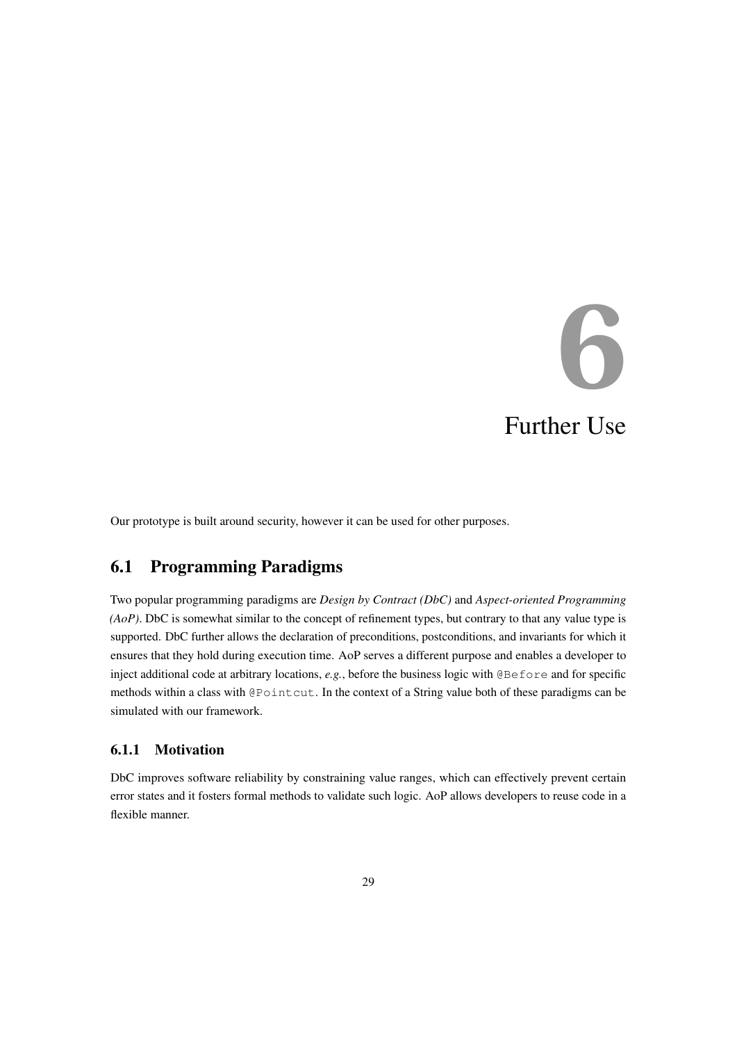# 6 Further Use

Our prototype is built around security, however it can be used for other purposes.

## 6.1 Programming Paradigms

Two popular programming paradigms are *Design by Contract (DbC)* and *Aspect-oriented Programming (AoP)*. DbC is somewhat similar to the concept of refinement types, but contrary to that any value type is supported. DbC further allows the declaration of preconditions, postconditions, and invariants for which it ensures that they hold during execution time. AoP serves a different purpose and enables a developer to inject additional code at arbitrary locations, *e.g.*, before the business logic with `@Before` and for specific methods within a class with `@Pointcut`. In the context of a String value both of these paradigms can be simulated with our framework.

### 6.1.1 Motivation

DbC improves software reliability by constraining value ranges, which can effectively prevent certain error states and it fosters formal methods to validate such logic. AoP allows developers to reuse code in a flexible manner.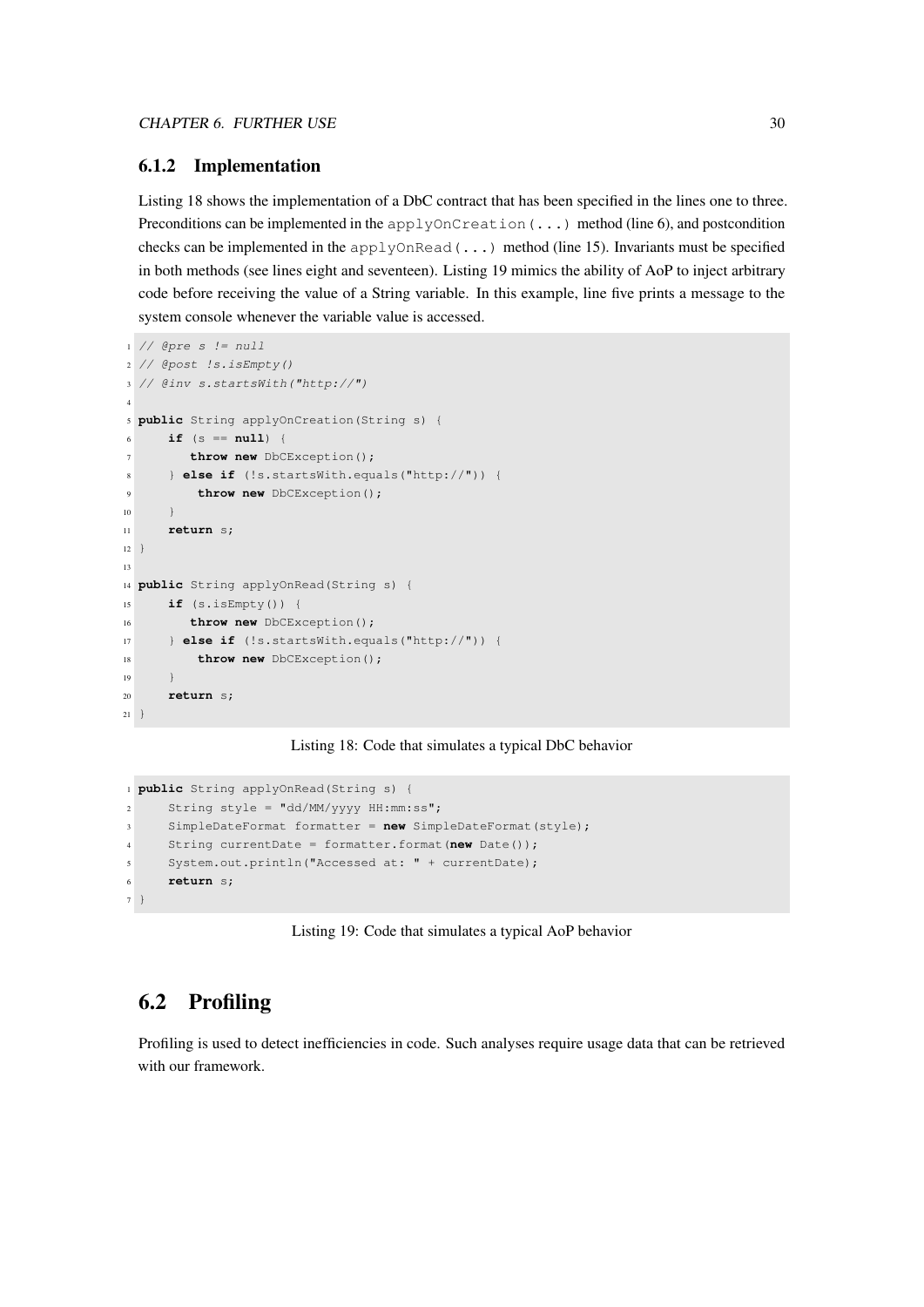### 6.1.2 Implementation

Listing 18 shows the implementation of a DbC contract that has been specified in the lines one to three. Preconditions can be implemented in the `applyOnCreation(...)` method (line 6), and postcondition checks can be implemented in the `applyOnRead(...)` method (line 15). Invariants must be specified in both methods (see lines eight and seventeen). Listing 19 mimics the ability of AoP to inject arbitrary code before receiving the value of a String variable. In this example, line five prints a message to the system console whenever the variable value is accessed.

```
// @pre s != null
// @post !s.isEmpty()
// @inv s.startsWith("http://")

public String applyOnCreation(String s) {
    if (s == null) {
       throw new DbCException();
    } else if (!s.startsWith.equals("http://")) {
        throw new DbCException();
    }
    return s;
}

public String applyOnRead(String s) {
    if (s.isEmpty()) {
       throw new DbCException();
    } else if (!s.startsWith.equals("http://")) {
        throw new DbCException();
    }
    return s;
}
```

Listing 18: Code that simulates a typical DbC behavior

```
public String applyOnRead(String s) {
    String style = "dd/MM/yyyy HH:mm:ss";
    SimpleDateFormat formatter = new SimpleDateFormat(style);
    String currentDate = formatter.format(new Date());
    System.out.println("Accessed at: " + currentDate);
    return s;
}
```

Listing 19: Code that simulates a typical AoP behavior

## 6.2 Profiling

Profiling is used to detect inefficiencies in code. Such analyses require usage data that can be retrieved with our framework.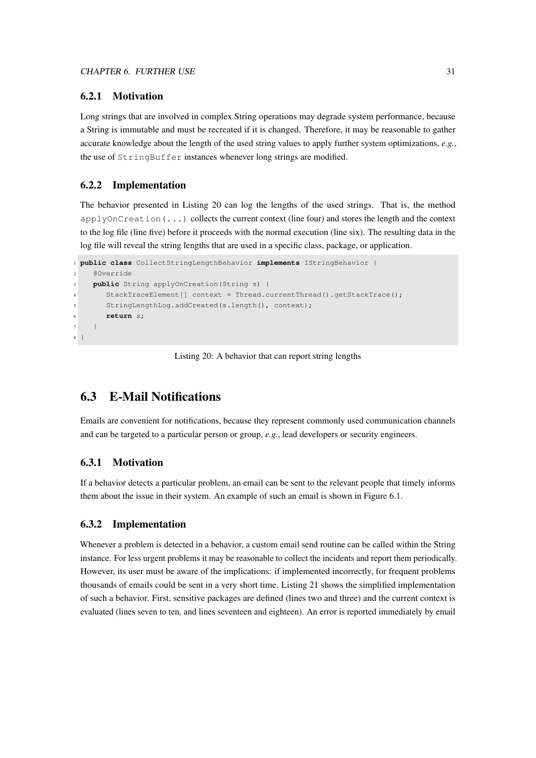### 6.2.1 Motivation

Long strings that are involved in complex String operations may degrade system performance, because a String is immutable and must be recreated if it is changed. Therefore, it may be reasonable to gather accurate knowledge about the length of the used string values to apply further system optimizations, *e.g.*, the use of `StringBuffer` instances whenever long strings are modified.

### 6.2.2 Implementation

The behavior presented in Listing 20 can log the lengths of the used strings. That is, the method `applyOnCreation(...)` collects the current context (line four) and stores the length and the context to the log file (line five) before it proceeds with the normal execution (line six). The resulting data in the log file will reveal the string lengths that are used in a specific class, package, or application.

```java
public class CollectStringLengthBehavior implements IStringBehavior {
   @Override
   public String applyOnCreation(String s) {
      StackTraceElement[] context = Thread.currentThread().getStackTrace();
      StringLengthLog.addCreated(s.length(), context);
      return s;
   }
}
```

Listing 20: A behavior that can report string lengths

## 6.3 E-Mail Notifications

Emails are convenient for notifications, because they represent commonly used communication channels and can be targeted to a particular person or group, *e.g.*, lead developers or security engineers.

### 6.3.1 Motivation

If a behavior detects a particular problem, an email can be sent to the relevant people that timely informs them about the issue in their system. An example of such an email is shown in Figure 6.1.

### 6.3.2 Implementation

Whenever a problem is detected in a behavior, a custom email send routine can be called within the String instance. For less urgent problems it may be reasonable to collect the incidents and report them periodically. However, its user must be aware of the implications: if implemented incorrectly, for frequent problems thousands of emails could be sent in a very short time. Listing 21 shows the simplified implementation of such a behavior. First, sensitive packages are defined (lines two and three) and the current context is evaluated (lines seven to ten, and lines seventeen and eighteen). An error is reported immediately by email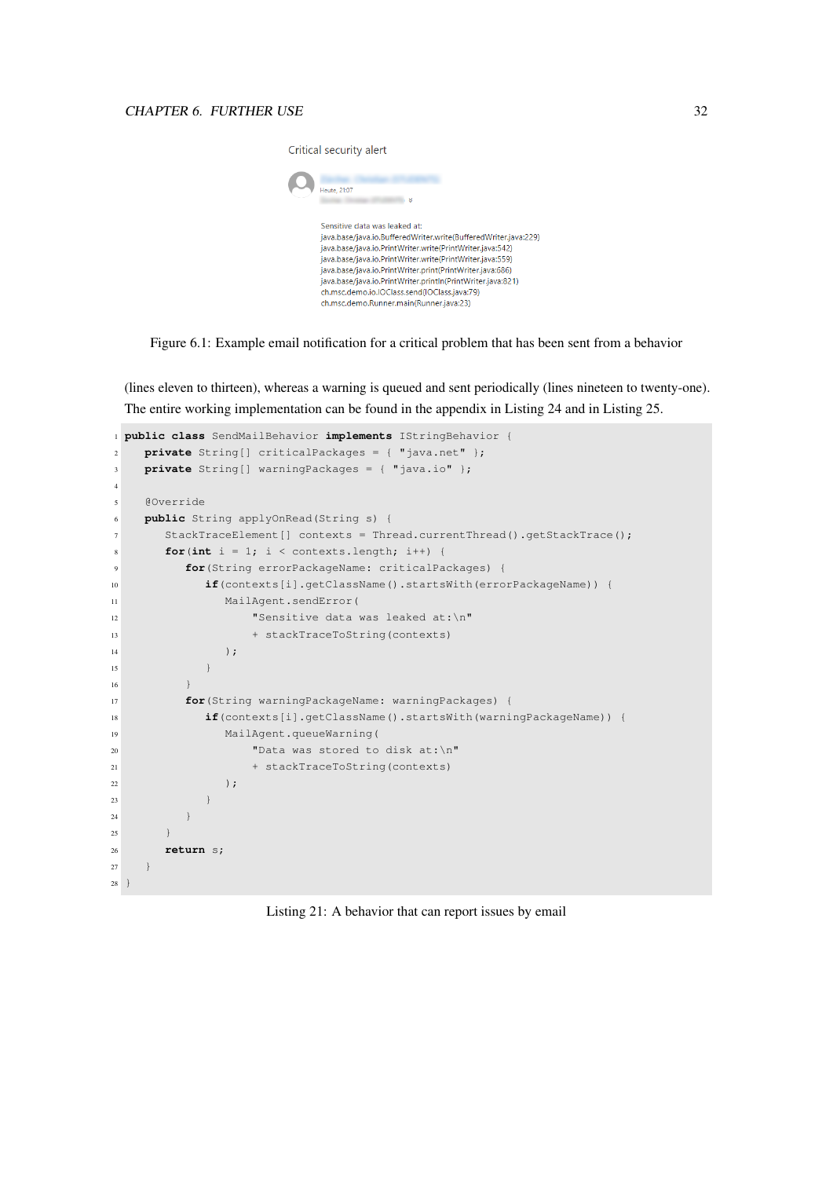Critical security alert

Heute, 21:07

Sensitive data was leaked at:
java.base/java.io.BufferedWriter.write(BufferedWriter.java:229)
java.base/java.io.PrintWriter.write(PrintWriter.java:542)
java.base/java.io.PrintWriter.write(PrintWriter.java:559)
java.base/java.io.PrintWriter.print(PrintWriter.java:686)
java.base/java.io.PrintWriter.println(PrintWriter.java:821)
ch.msc.demo.io.IOClass.send(IOClass.java:79)
ch.msc.demo.Runner.main(Runner.java:23)

Figure 6.1: Example email notification for a critical problem that has been sent from a behavior

(lines eleven to thirteen), whereas a warning is queued and sent periodically (lines nineteen to twenty-one). The entire working implementation can be found in the appendix in Listing 24 and in Listing 25.

```java
public class SendMailBehavior implements IStringBehavior {
   private String[] criticalPackages = { "java.net" };
   private String[] warningPackages = { "java.io" };

   @Override
   public String applyOnRead(String s) {
      StackTraceElement[] contexts = Thread.currentThread().getStackTrace();
      for(int i = 1; i < contexts.length; i++) {
         for(String errorPackageName: criticalPackages) {
            if(contexts[i].getClassName().startsWith(errorPackageName)) {
               MailAgent.sendError(
                   "Sensitive data was leaked at:\n"
                   + stackTraceToString(contexts)
               );
            }
         }
         for(String warningPackageName: warningPackages) {
            if(contexts[i].getClassName().startsWith(warningPackageName)) {
               MailAgent.queueWarning(
                   "Data was stored to disk at:\n"
                   + stackTraceToString(contexts)
               );
            }
         }
      }
      return s;
   }
}
```

Listing 21: A behavior that can report issues by email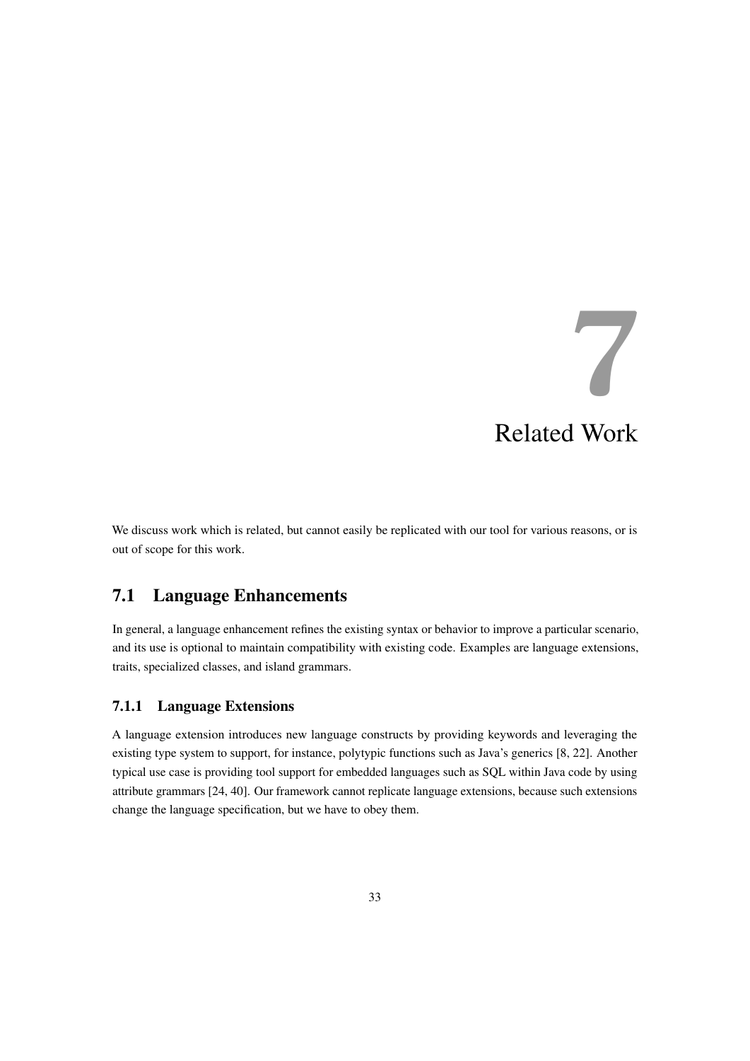# 7 Related Work

We discuss work which is related, but cannot easily be replicated with our tool for various reasons, or is out of scope for this work.

## 7.1 Language Enhancements

In general, a language enhancement refines the existing syntax or behavior to improve a particular scenario, and its use is optional to maintain compatibility with existing code. Examples are language extensions, traits, specialized classes, and island grammars.

### 7.1.1 Language Extensions

A language extension introduces new language constructs by providing keywords and leveraging the existing type system to support, for instance, polytypic functions such as Java's generics [8, 22]. Another typical use case is providing tool support for embedded languages such as SQL within Java code by using attribute grammars [24, 40]. Our framework cannot replicate language extensions, because such extensions change the language specification, but we have to obey them.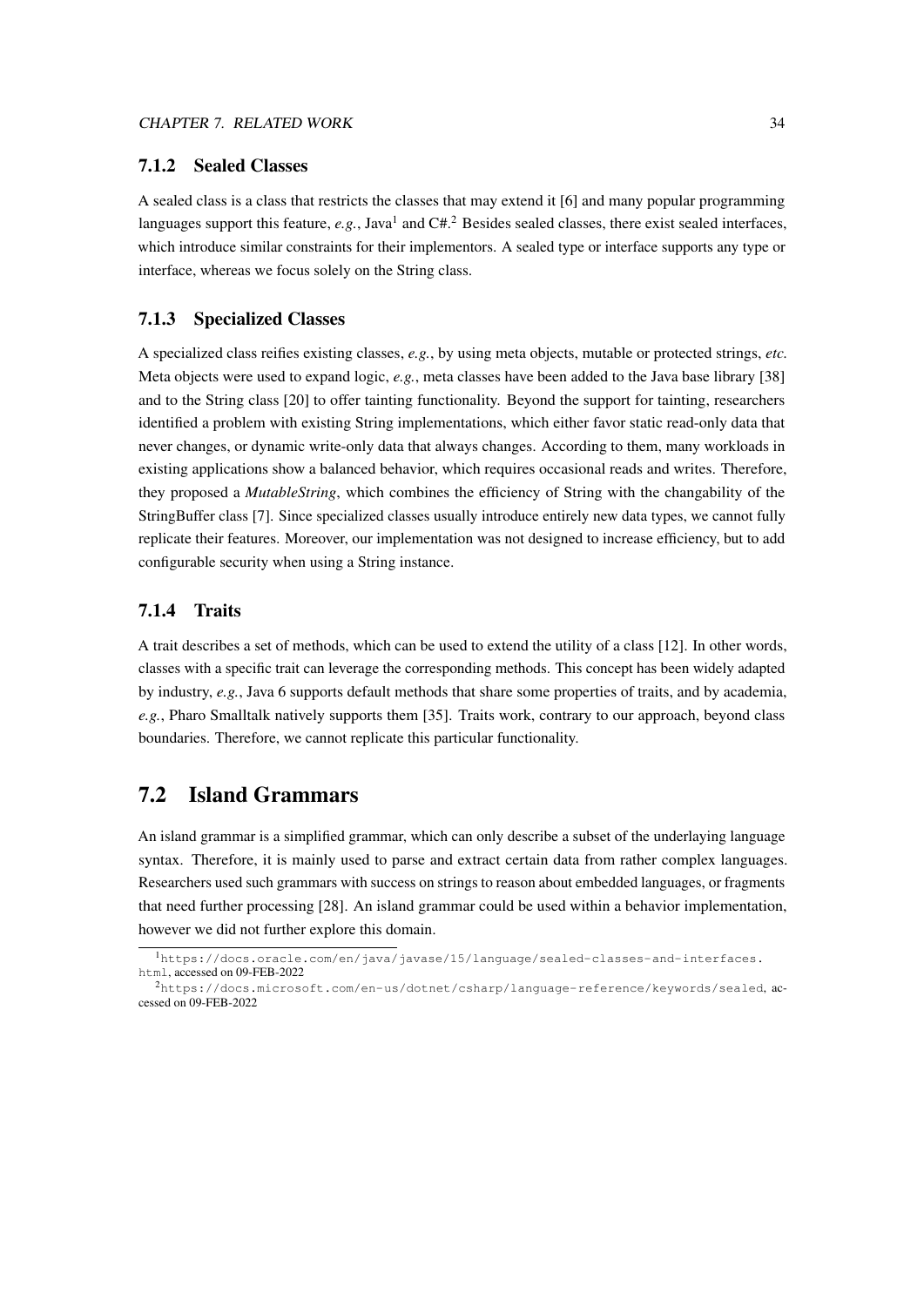### 7.1.2 Sealed Classes

A sealed class is a class that restricts the classes that may extend it [6] and many popular programming languages support this feature, *e.g.*, Java[1] and C#.[2] Besides sealed classes, there exist sealed interfaces, which introduce similar constraints for their implementors. A sealed type or interface supports any type or interface, whereas we focus solely on the String class.

### 7.1.3 Specialized Classes

A specialized class reifies existing classes, *e.g.*, by using meta objects, mutable or protected strings, *etc.* Meta objects were used to expand logic, *e.g.*, meta classes have been added to the Java base library [38] and to the String class [20] to offer tainting functionality. Beyond the support for tainting, researchers identified a problem with existing String implementations, which either favor static read-only data that never changes, or dynamic write-only data that always changes. According to them, many workloads in existing applications show a balanced behavior, which requires occasional reads and writes. Therefore, they proposed a *MutableString*, which combines the efficiency of String with the changability of the StringBuffer class [7]. Since specialized classes usually introduce entirely new data types, we cannot fully replicate their features. Moreover, our implementation was not designed to increase efficiency, but to add configurable security when using a String instance.

### 7.1.4 Traits

A trait describes a set of methods, which can be used to extend the utility of a class [12]. In other words, classes with a specific trait can leverage the corresponding methods. This concept has been widely adapted by industry, *e.g.*, Java 6 supports default methods that share some properties of traits, and by academia, *e.g.*, Pharo Smalltalk natively supports them [35]. Traits work, contrary to our approach, beyond class boundaries. Therefore, we cannot replicate this particular functionality.

## 7.2 Island Grammars

An island grammar is a simplified grammar, which can only describe a subset of the underlaying language syntax. Therefore, it is mainly used to parse and extract certain data from rather complex languages. Researchers used such grammars with success on strings to reason about embedded languages, or fragments that need further processing [28]. An island grammar could be used within a behavior implementation, however we did not further explore this domain.

[1] `https://docs.oracle.com/en/java/javase/15/language/sealed-classes-and-interfaces.html`, accessed on 09-FEB-2022

[2] `https://docs.microsoft.com/en-us/dotnet/csharp/language-reference/keywords/sealed`, accessed on 09-FEB-2022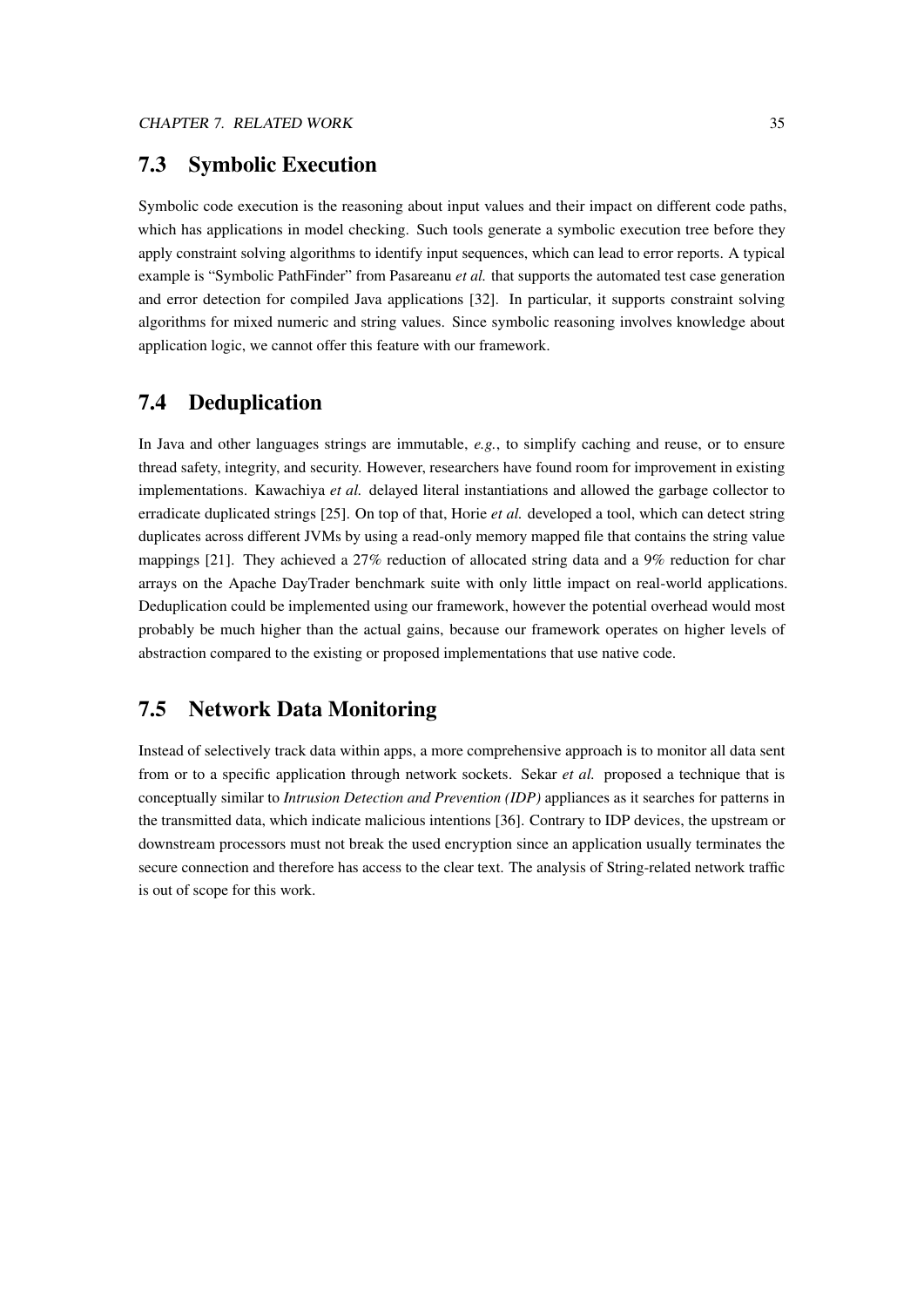## 7.3 Symbolic Execution

Symbolic code execution is the reasoning about input values and their impact on different code paths, which has applications in model checking. Such tools generate a symbolic execution tree before they apply constraint solving algorithms to identify input sequences, which can lead to error reports. A typical example is "Symbolic PathFinder" from Pasareanu *et al.* that supports the automated test case generation and error detection for compiled Java applications [32]. In particular, it supports constraint solving algorithms for mixed numeric and string values. Since symbolic reasoning involves knowledge about application logic, we cannot offer this feature with our framework.

## 7.4 Deduplication

In Java and other languages strings are immutable, *e.g.*, to simplify caching and reuse, or to ensure thread safety, integrity, and security. However, researchers have found room for improvement in existing implementations. Kawachiya *et al.* delayed literal instantiations and allowed the garbage collector to erradicate duplicated strings [25]. On top of that, Horie *et al.* developed a tool, which can detect string duplicates across different JVMs by using a read-only memory mapped file that contains the string value mappings [21]. They achieved a 27% reduction of allocated string data and a 9% reduction for char arrays on the Apache DayTrader benchmark suite with only little impact on real-world applications. Deduplication could be implemented using our framework, however the potential overhead would most probably be much higher than the actual gains, because our framework operates on higher levels of abstraction compared to the existing or proposed implementations that use native code.

## 7.5 Network Data Monitoring

Instead of selectively track data within apps, a more comprehensive approach is to monitor all data sent from or to a specific application through network sockets. Sekar *et al.* proposed a technique that is conceptually similar to *Intrusion Detection and Prevention (IDP)* appliances as it searches for patterns in the transmitted data, which indicate malicious intentions [36]. Contrary to IDP devices, the upstream or downstream processors must not break the used encryption since an application usually terminates the secure connection and therefore has access to the clear text. The analysis of String-related network traffic is out of scope for this work.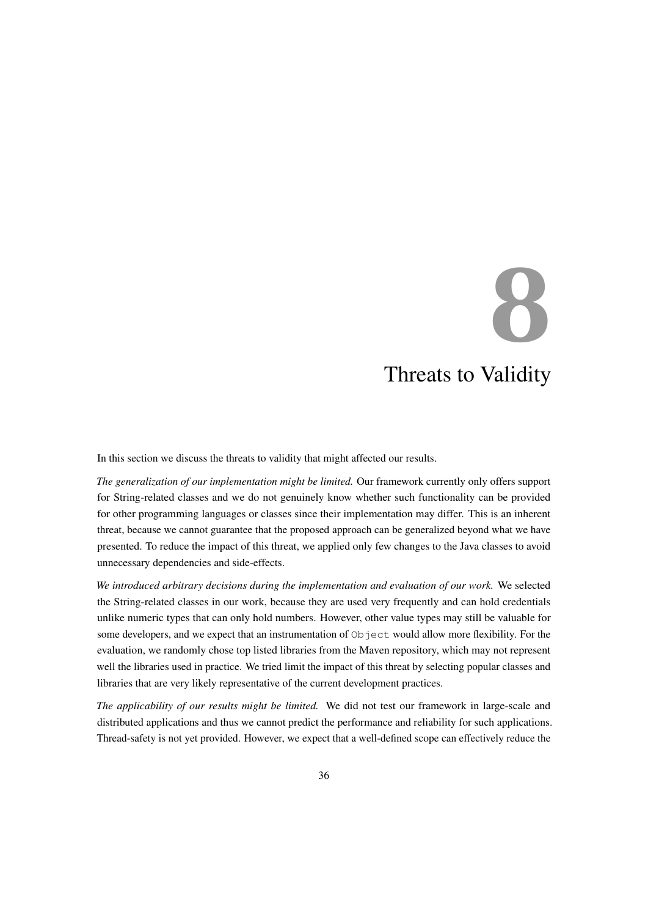# 8 Threats to Validity

In this section we discuss the threats to validity that might affected our results.

*The generalization of our implementation might be limited.* Our framework currently only offers support for String-related classes and we do not genuinely know whether such functionality can be provided for other programming languages or classes since their implementation may differ. This is an inherent threat, because we cannot guarantee that the proposed approach can be generalized beyond what we have presented. To reduce the impact of this threat, we applied only few changes to the Java classes to avoid unnecessary dependencies and side-effects.

*We introduced arbitrary decisions during the implementation and evaluation of our work.* We selected the String-related classes in our work, because they are used very frequently and can hold credentials unlike numeric types that can only hold numbers. However, other value types may still be valuable for some developers, and we expect that an instrumentation of `Object` would allow more flexibility. For the evaluation, we randomly chose top listed libraries from the Maven repository, which may not represent well the libraries used in practice. We tried limit the impact of this threat by selecting popular classes and libraries that are very likely representative of the current development practices.

*The applicability of our results might be limited.* We did not test our framework in large-scale and distributed applications and thus we cannot predict the performance and reliability for such applications. Thread-safety is not yet provided. However, we expect that a well-defined scope can effectively reduce the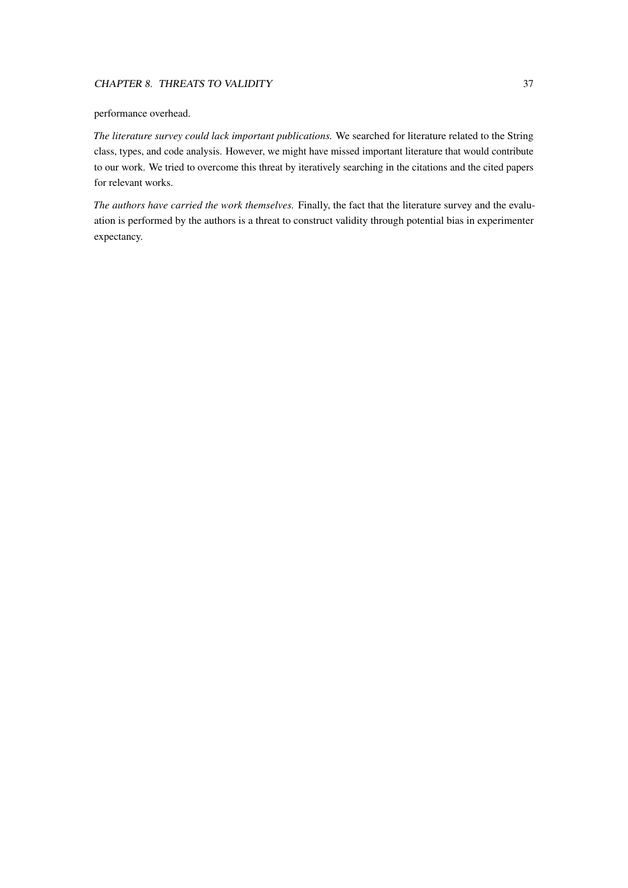performance overhead.

*The literature survey could lack important publications.* We searched for literature related to the String class, types, and code analysis. However, we might have missed important literature that would contribute to our work. We tried to overcome this threat by iteratively searching in the citations and the cited papers for relevant works.

*The authors have carried the work themselves.* Finally, the fact that the literature survey and the evaluation is performed by the authors is a threat to construct validity through potential bias in experimenter expectancy.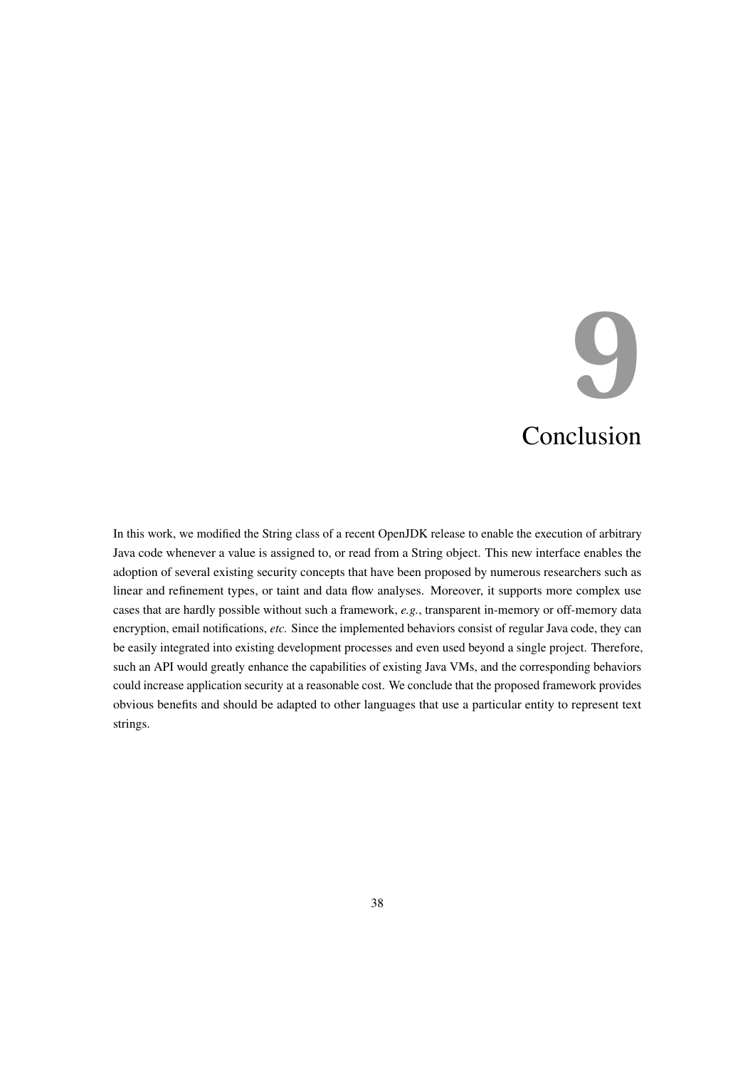# 9 Conclusion

In this work, we modified the String class of a recent OpenJDK release to enable the execution of arbitrary Java code whenever a value is assigned to, or read from a String object. This new interface enables the adoption of several existing security concepts that have been proposed by numerous researchers such as linear and refinement types, or taint and data flow analyses. Moreover, it supports more complex use cases that are hardly possible without such a framework, *e.g.*, transparent in-memory or off-memory data encryption, email notifications, *etc.* Since the implemented behaviors consist of regular Java code, they can be easily integrated into existing development processes and even used beyond a single project. Therefore, such an API would greatly enhance the capabilities of existing Java VMs, and the corresponding behaviors could increase application security at a reasonable cost. We conclude that the proposed framework provides obvious benefits and should be adapted to other languages that use a particular entity to represent text strings.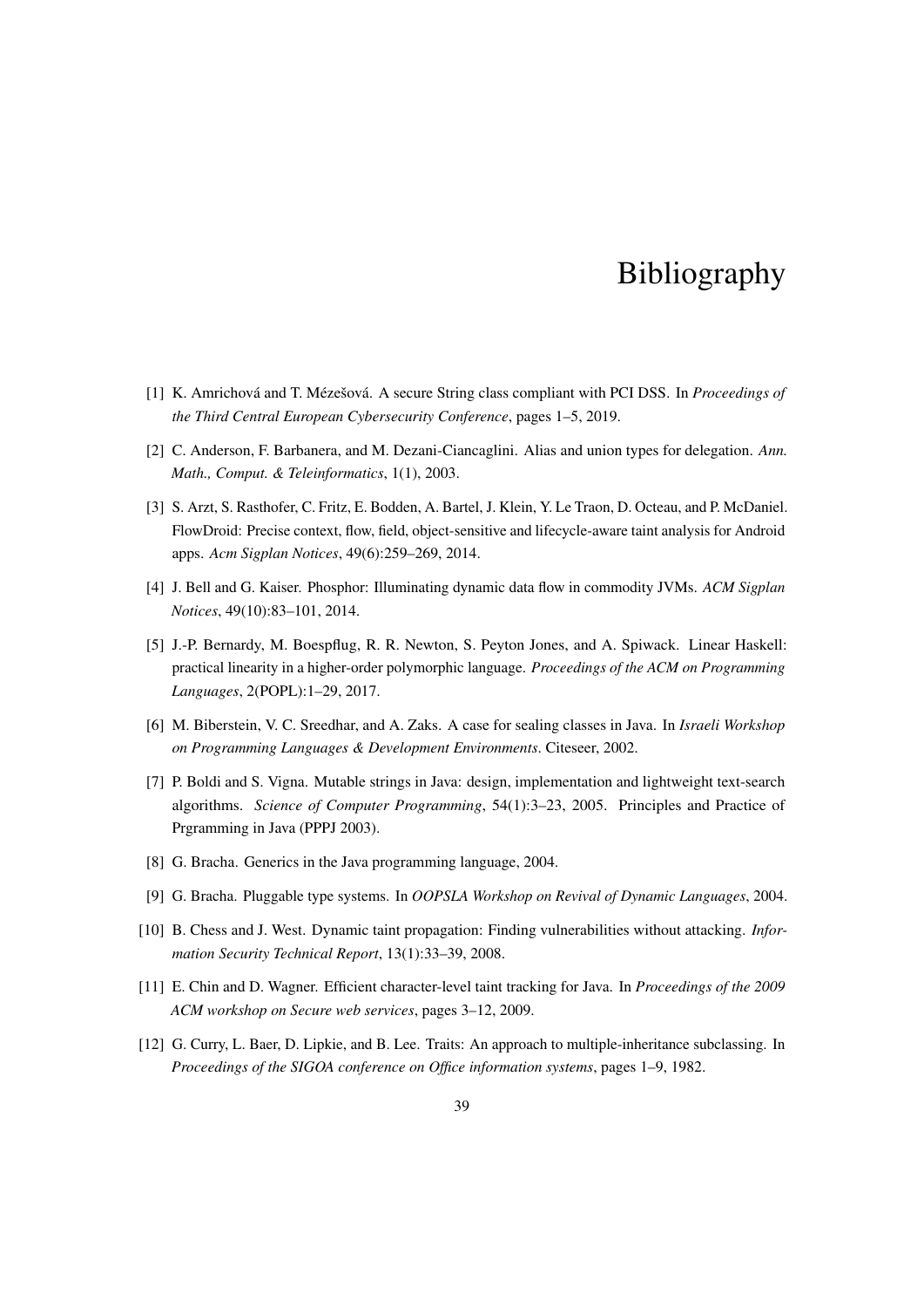# Bibliography

[1] K. Amrichová and T. Mézešová. A secure String class compliant with PCI DSS. In *Proceedings of the Third Central European Cybersecurity Conference*, pages 1–5, 2019.

[2] C. Anderson, F. Barbanera, and M. Dezani-Ciancaglini. Alias and union types for delegation. *Ann. Math., Comput. & Teleinformatics*, 1(1), 2003.

[3] S. Arzt, S. Rasthofer, C. Fritz, E. Bodden, A. Bartel, J. Klein, Y. Le Traon, D. Octeau, and P. McDaniel. FlowDroid: Precise context, flow, field, object-sensitive and lifecycle-aware taint analysis for Android apps. *Acm Sigplan Notices*, 49(6):259–269, 2014.

[4] J. Bell and G. Kaiser. Phosphor: Illuminating dynamic data flow in commodity JVMs. *ACM Sigplan Notices*, 49(10):83–101, 2014.

[5] J.-P. Bernardy, M. Boespflug, R. R. Newton, S. Peyton Jones, and A. Spiwack. Linear Haskell: practical linearity in a higher-order polymorphic language. *Proceedings of the ACM on Programming Languages*, 2(POPL):1–29, 2017.

[6] M. Biberstein, V. C. Sreedhar, and A. Zaks. A case for sealing classes in Java. In *Israeli Workshop on Programming Languages & Development Environments*. Citeseer, 2002.

[7] P. Boldi and S. Vigna. Mutable strings in Java: design, implementation and lightweight text-search algorithms. *Science of Computer Programming*, 54(1):3–23, 2005. Principles and Practice of Prgramming in Java (PPPJ 2003).

[8] G. Bracha. Generics in the Java programming language, 2004.

[9] G. Bracha. Pluggable type systems. In *OOPSLA Workshop on Revival of Dynamic Languages*, 2004.

[10] B. Chess and J. West. Dynamic taint propagation: Finding vulnerabilities without attacking. *Information Security Technical Report*, 13(1):33–39, 2008.

[11] E. Chin and D. Wagner. Efficient character-level taint tracking for Java. In *Proceedings of the 2009 ACM workshop on Secure web services*, pages 3–12, 2009.

[12] G. Curry, L. Baer, D. Lipkie, and B. Lee. Traits: An approach to multiple-inheritance subclassing. In *Proceedings of the SIGOA conference on Office information systems*, pages 1–9, 1982.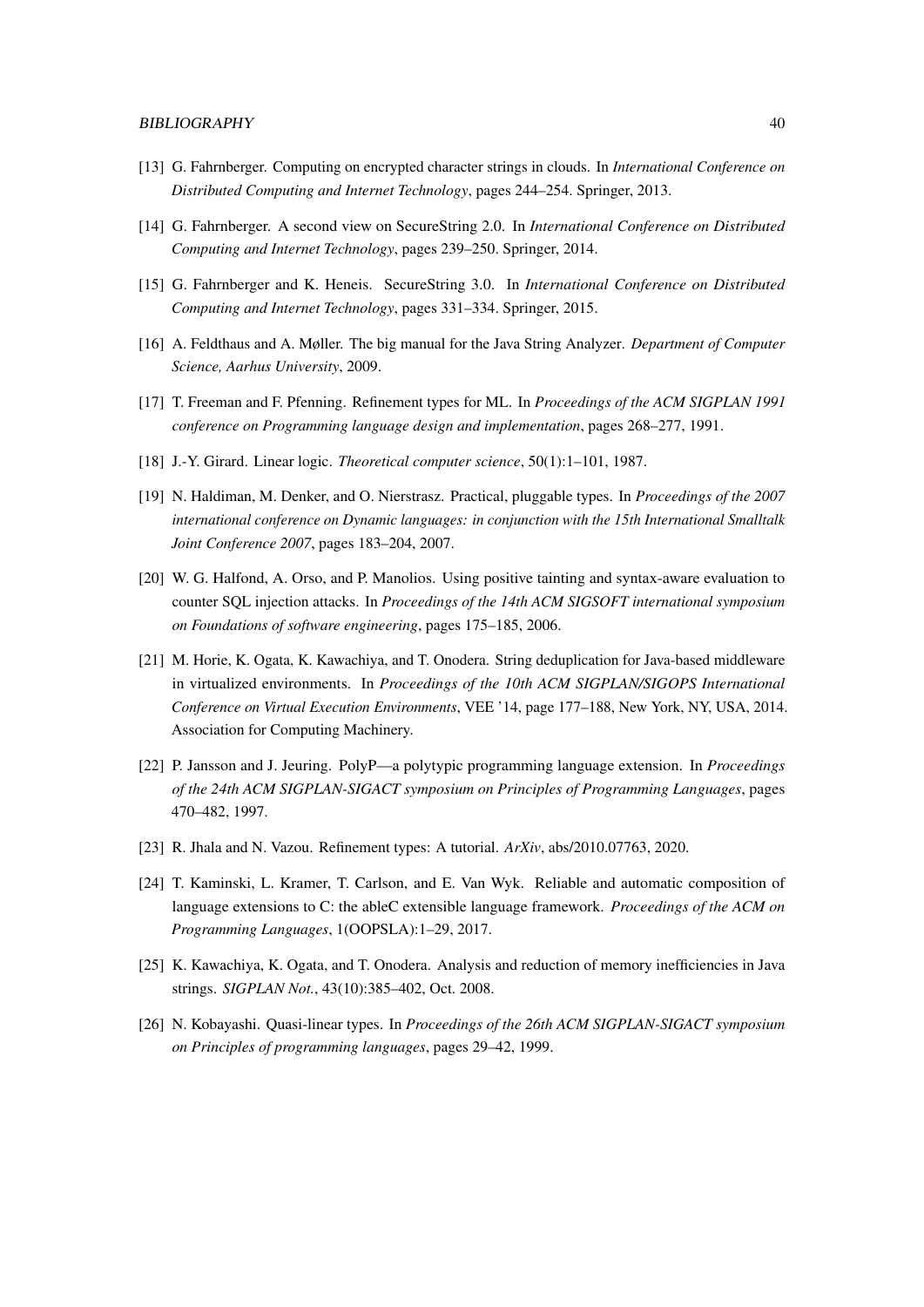[13] G. Fahrnberger. Computing on encrypted character strings in clouds. In *International Conference on Distributed Computing and Internet Technology*, pages 244–254. Springer, 2013.

[14] G. Fahrnberger. A second view on SecureString 2.0. In *International Conference on Distributed Computing and Internet Technology*, pages 239–250. Springer, 2014.

[15] G. Fahrnberger and K. Heneis. SecureString 3.0. In *International Conference on Distributed Computing and Internet Technology*, pages 331–334. Springer, 2015.

[16] A. Feldthaus and A. Møller. The big manual for the Java String Analyzer. *Department of Computer Science, Aarhus University*, 2009.

[17] T. Freeman and F. Pfenning. Refinement types for ML. In *Proceedings of the ACM SIGPLAN 1991 conference on Programming language design and implementation*, pages 268–277, 1991.

[18] J.-Y. Girard. Linear logic. *Theoretical computer science*, 50(1):1–101, 1987.

[19] N. Haldiman, M. Denker, and O. Nierstrasz. Practical, pluggable types. In *Proceedings of the 2007 international conference on Dynamic languages: in conjunction with the 15th International Smalltalk Joint Conference 2007*, pages 183–204, 2007.

[20] W. G. Halfond, A. Orso, and P. Manolios. Using positive tainting and syntax-aware evaluation to counter SQL injection attacks. In *Proceedings of the 14th ACM SIGSOFT international symposium on Foundations of software engineering*, pages 175–185, 2006.

[21] M. Horie, K. Ogata, K. Kawachiya, and T. Onodera. String deduplication for Java-based middleware in virtualized environments. In *Proceedings of the 10th ACM SIGPLAN/SIGOPS International Conference on Virtual Execution Environments*, VEE '14, page 177–188, New York, NY, USA, 2014. Association for Computing Machinery.

[22] P. Jansson and J. Jeuring. PolyP—a polytypic programming language extension. In *Proceedings of the 24th ACM SIGPLAN-SIGACT symposium on Principles of Programming Languages*, pages 470–482, 1997.

[23] R. Jhala and N. Vazou. Refinement types: A tutorial. *ArXiv*, abs/2010.07763, 2020.

[24] T. Kaminski, L. Kramer, T. Carlson, and E. Van Wyk. Reliable and automatic composition of language extensions to C: the ableC extensible language framework. *Proceedings of the ACM on Programming Languages*, 1(OOPSLA):1–29, 2017.

[25] K. Kawachiya, K. Ogata, and T. Onodera. Analysis and reduction of memory inefficiencies in Java strings. *SIGPLAN Not.*, 43(10):385–402, Oct. 2008.

[26] N. Kobayashi. Quasi-linear types. In *Proceedings of the 26th ACM SIGPLAN-SIGACT symposium on Principles of programming languages*, pages 29–42, 1999.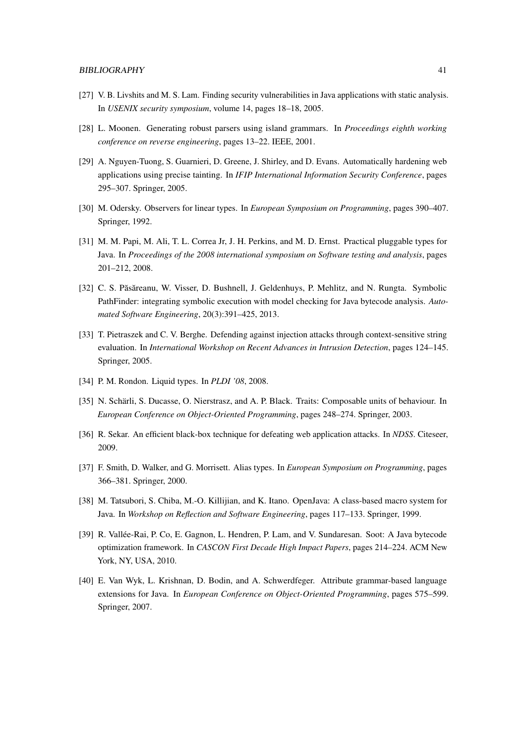[27] V. B. Livshits and M. S. Lam. Finding security vulnerabilities in Java applications with static analysis. In *USENIX security symposium*, volume 14, pages 18–18, 2005.

[28] L. Moonen. Generating robust parsers using island grammars. In *Proceedings eighth working conference on reverse engineering*, pages 13–22. IEEE, 2001.

[29] A. Nguyen-Tuong, S. Guarnieri, D. Greene, J. Shirley, and D. Evans. Automatically hardening web applications using precise tainting. In *IFIP International Information Security Conference*, pages 295–307. Springer, 2005.

[30] M. Odersky. Observers for linear types. In *European Symposium on Programming*, pages 390–407. Springer, 1992.

[31] M. M. Papi, M. Ali, T. L. Correa Jr, J. H. Perkins, and M. D. Ernst. Practical pluggable types for Java. In *Proceedings of the 2008 international symposium on Software testing and analysis*, pages 201–212, 2008.

[32] C. S. Păsăreanu, W. Visser, D. Bushnell, J. Geldenhuys, P. Mehlitz, and N. Rungta. Symbolic PathFinder: integrating symbolic execution with model checking for Java bytecode analysis. *Automated Software Engineering*, 20(3):391–425, 2013.

[33] T. Pietraszek and C. V. Berghe. Defending against injection attacks through context-sensitive string evaluation. In *International Workshop on Recent Advances in Intrusion Detection*, pages 124–145. Springer, 2005.

[34] P. M. Rondon. Liquid types. In *PLDI '08*, 2008.

[35] N. Schärli, S. Ducasse, O. Nierstrasz, and A. P. Black. Traits: Composable units of behaviour. In *European Conference on Object-Oriented Programming*, pages 248–274. Springer, 2003.

[36] R. Sekar. An efficient black-box technique for defeating web application attacks. In *NDSS*. Citeseer, 2009.

[37] F. Smith, D. Walker, and G. Morrisett. Alias types. In *European Symposium on Programming*, pages 366–381. Springer, 2000.

[38] M. Tatsubori, S. Chiba, M.-O. Killijian, and K. Itano. OpenJava: A class-based macro system for Java. In *Workshop on Reflection and Software Engineering*, pages 117–133. Springer, 1999.

[39] R. Vallée-Rai, P. Co, E. Gagnon, L. Hendren, P. Lam, and V. Sundaresan. Soot: A Java bytecode optimization framework. In *CASCON First Decade High Impact Papers*, pages 214–224. ACM New York, NY, USA, 2010.

[40] E. Van Wyk, L. Krishnan, D. Bodin, and A. Schwerdfeger. Attribute grammar-based language extensions for Java. In *European Conference on Object-Oriented Programming*, pages 575–599. Springer, 2007.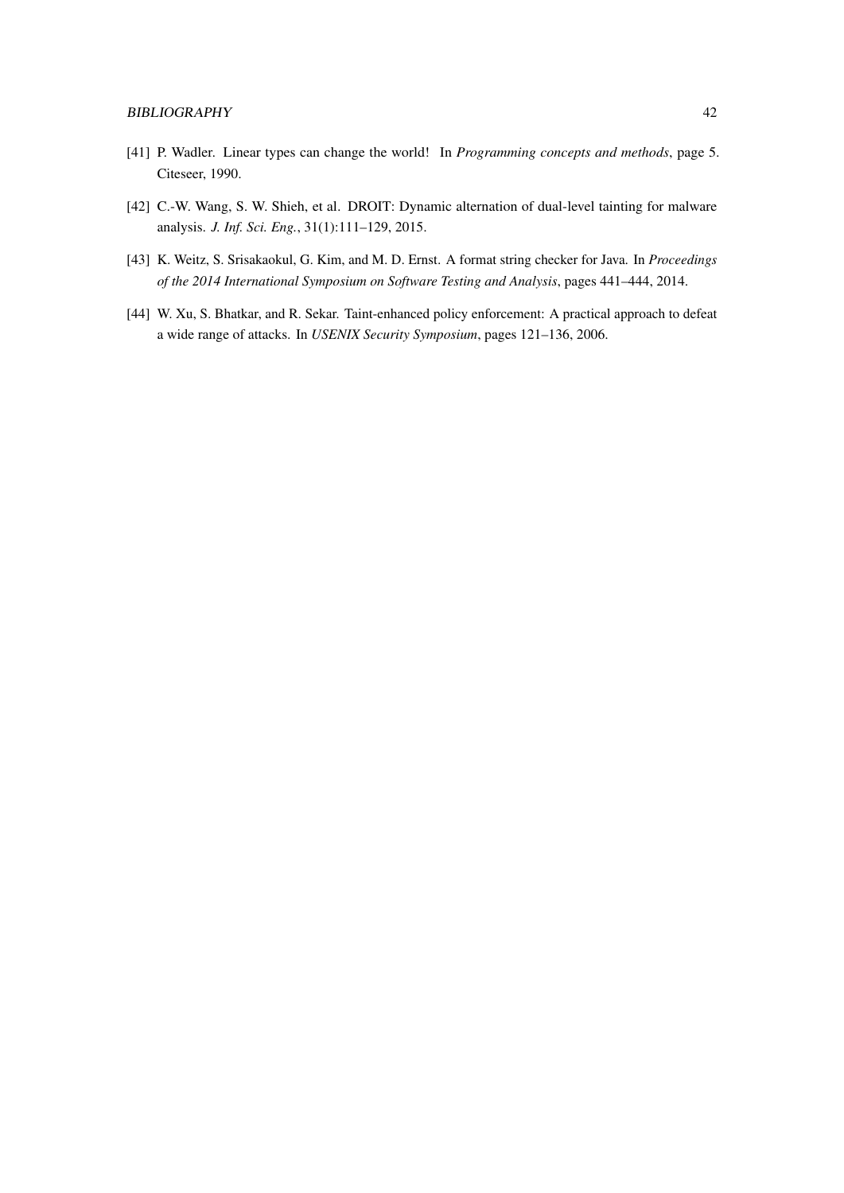[41] P. Wadler. Linear types can change the world! In *Programming concepts and methods*, page 5. Citeseer, 1990.

[42] C.-W. Wang, S. W. Shieh, et al. DROIT: Dynamic alternation of dual-level tainting for malware analysis. *J. Inf. Sci. Eng.*, 31(1):111–129, 2015.

[43] K. Weitz, S. Srisakaokul, G. Kim, and M. D. Ernst. A format string checker for Java. In *Proceedings of the 2014 International Symposium on Software Testing and Analysis*, pages 441–444, 2014.

[44] W. Xu, S. Bhatkar, and R. Sekar. Taint-enhanced policy enforcement: A practical approach to defeat a wide range of attacks. In *USENIX Security Symposium*, pages 121–136, 2006.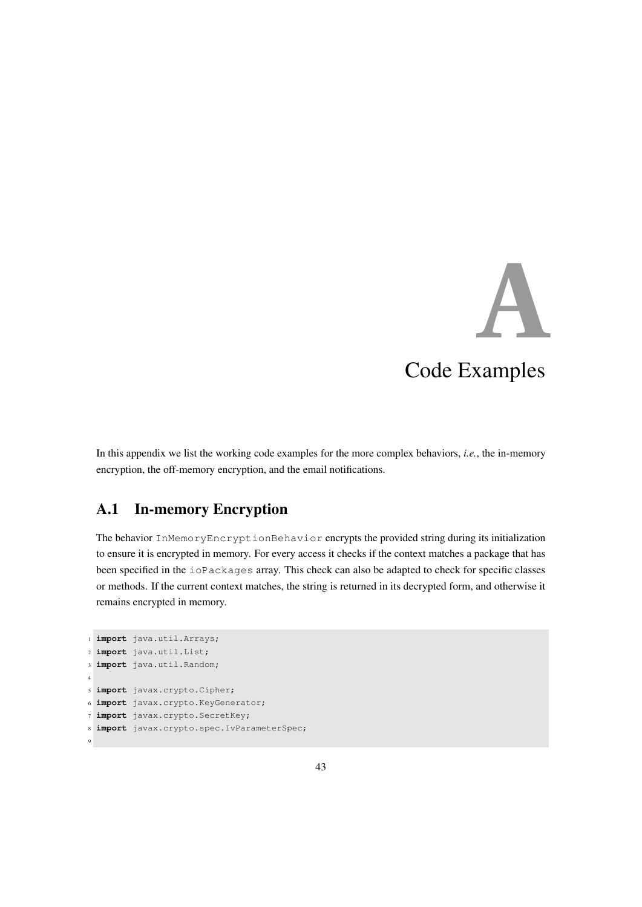# A Code Examples

In this appendix we list the working code examples for the more complex behaviors, *i.e.*, the in-memory encryption, the off-memory encryption, and the email notifications.

## A.1 In-memory Encryption

The behavior `InMemoryEncryptionBehavior` encrypts the provided string during its initialization to ensure it is encrypted in memory. For every access it checks if the context matches a package that has been specified in the `ioPackages` array. This check can also be adapted to check for specific classes or methods. If the current context matches, the string is returned in its decrypted form, and otherwise it remains encrypted in memory.

```
import java.util.Arrays;
import java.util.List;
import java.util.Random;

import javax.crypto.Cipher;
import javax.crypto.KeyGenerator;
import javax.crypto.SecretKey;
import javax.crypto.spec.IvParameterSpec;

```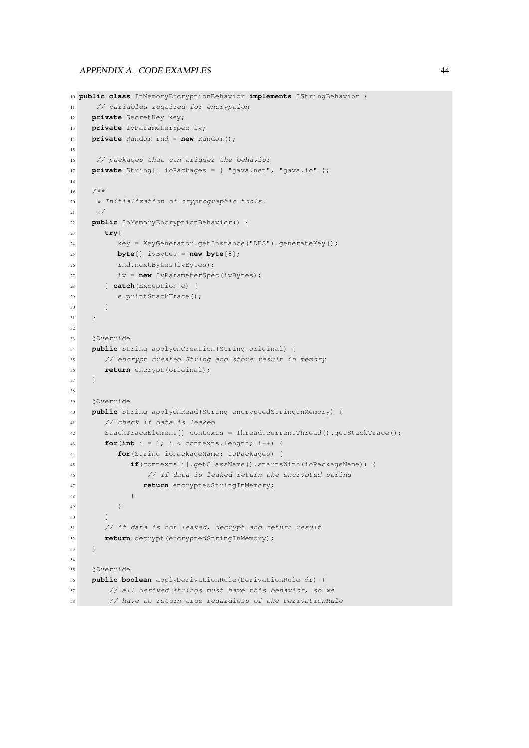```java
public class InMemoryEncryptionBehavior implements IStringBehavior {
    // variables required for encryption
   private SecretKey key;
   private IvParameterSpec iv;
   private Random rnd = new Random();

    // packages that can trigger the behavior
   private String[] ioPackages = { "java.net", "java.io" };

   /**
    * Initialization of cryptographic tools.
    */
   public InMemoryEncryptionBehavior() {
      try{
         key = KeyGenerator.getInstance("DES").generateKey();
         byte[] ivBytes = new byte[8];
         rnd.nextBytes(ivBytes);
         iv = new IvParameterSpec(ivBytes);
      } catch(Exception e) {
         e.printStackTrace();
      }
   }

   @Override
   public String applyOnCreation(String original) {
      // encrypt created String and store result in memory
      return encrypt(original);
   }

   @Override
   public String applyOnRead(String encryptedStringInMemory) {
      // check if data is leaked
      StackTraceElement[] contexts = Thread.currentThread().getStackTrace();
      for(int i = 1; i < contexts.length; i++) {
         for(String ioPackageName: ioPackages) {
            if(contexts[i].getClassName().startsWith(ioPackageName)) {
                // if data is leaked return the encrypted string
               return encryptedStringInMemory;
            }
         }
      }
      // if data is not leaked, decrypt and return result
      return decrypt(encryptedStringInMemory);
   }

   @Override
   public boolean applyDerivationRule(DerivationRule dr) {
       // all derived strings must have this behavior, so we
       // have to return true regardless of the DerivationRule
```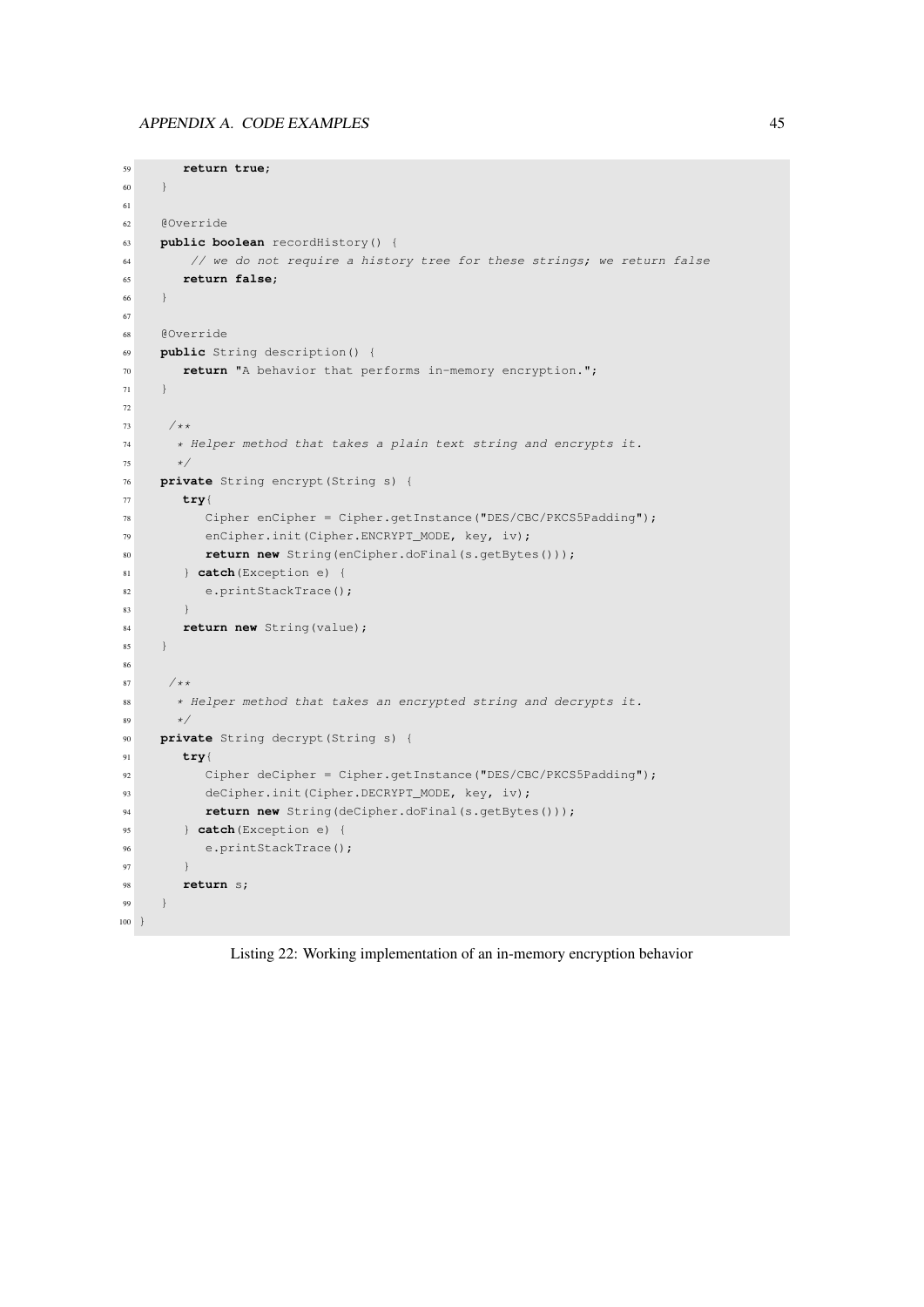```java
        return true;
    }

    @Override
    public boolean recordHistory() {
         // we do not require a history tree for these strings; we return false
        return false;
    }

    @Override
    public String description() {
        return "A behavior that performs in-memory encryption.";
    }

     /**
      * Helper method that takes a plain text string and encrypts it.
      */
    private String encrypt(String s) {
        try{
            Cipher enCipher = Cipher.getInstance("DES/CBC/PKCS5Padding");
            enCipher.init(Cipher.ENCRYPT_MODE, key, iv);
            return new String(enCipher.doFinal(s.getBytes()));
        } catch(Exception e) {
            e.printStackTrace();
        }
        return new String(value);
    }

     /**
      * Helper method that takes an encrypted string and decrypts it.
      */
    private String decrypt(String s) {
        try{
            Cipher deCipher = Cipher.getInstance("DES/CBC/PKCS5Padding");
            deCipher.init(Cipher.DECRYPT_MODE, key, iv);
            return new String(deCipher.doFinal(s.getBytes()));
        } catch(Exception e) {
            e.printStackTrace();
        }
        return s;
    }
}
```

Listing 22: Working implementation of an in-memory encryption behavior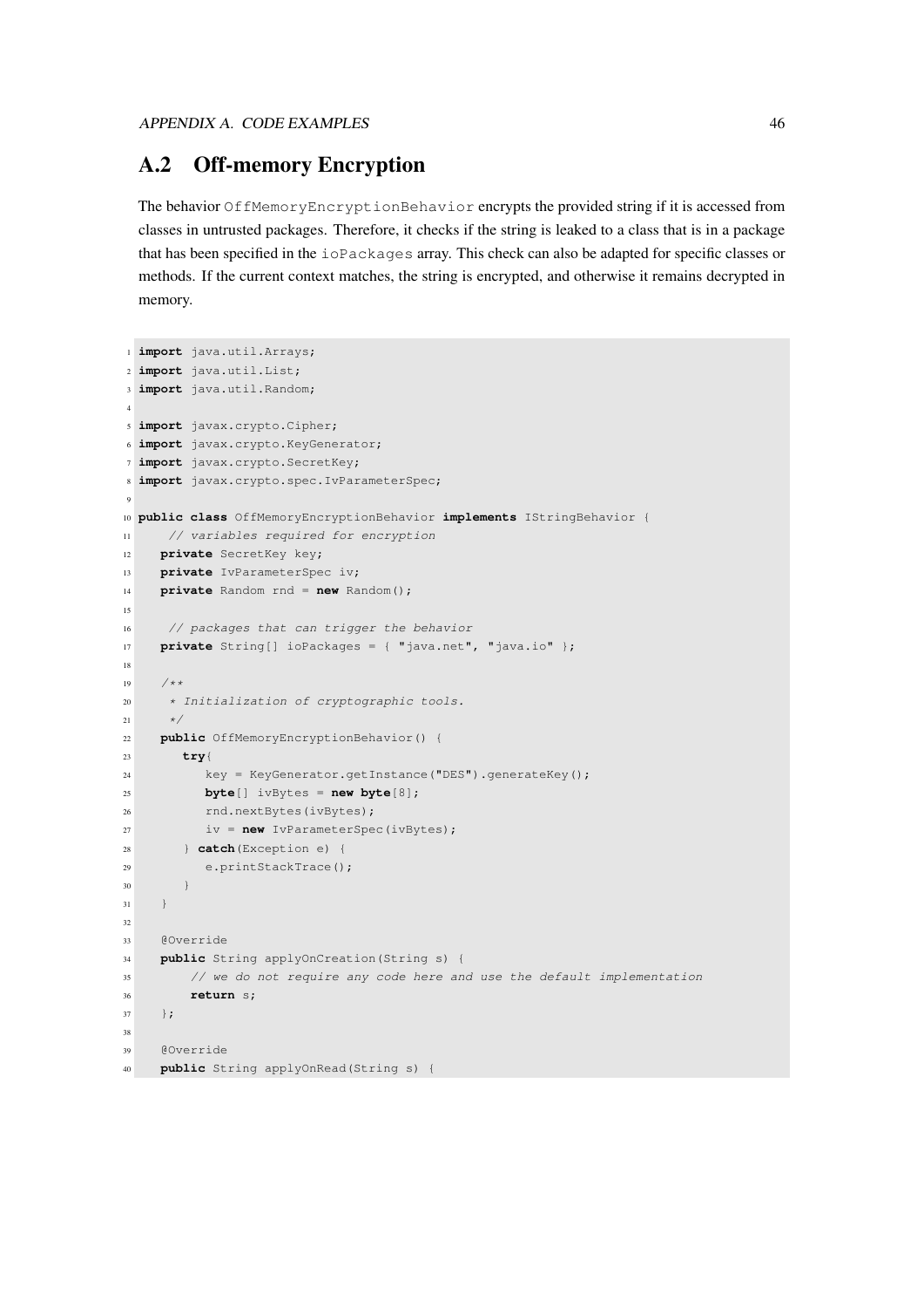## A.2 Off-memory Encryption

The behavior `OffMemoryEncryptionBehavior` encrypts the provided string if it is accessed from classes in untrusted packages. Therefore, it checks if the string is leaked to a class that is in a package that has been specified in the `ioPackages` array. This check can also be adapted for specific classes or methods. If the current context matches, the string is encrypted, and otherwise it remains decrypted in memory.

```
import java.util.Arrays;
import java.util.List;
import java.util.Random;

import javax.crypto.Cipher;
import javax.crypto.KeyGenerator;
import javax.crypto.SecretKey;
import javax.crypto.spec.IvParameterSpec;

public class OffMemoryEncryptionBehavior implements IStringBehavior {
    // variables required for encryption
   private SecretKey key;
   private IvParameterSpec iv;
   private Random rnd = new Random();

    // packages that can trigger the behavior
   private String[] ioPackages = { "java.net", "java.io" };

   /**
    * Initialization of cryptographic tools.
    */
   public OffMemoryEncryptionBehavior() {
      try{
         key = KeyGenerator.getInstance("DES").generateKey();
         byte[] ivBytes = new byte[8];
         rnd.nextBytes(ivBytes);
         iv = new IvParameterSpec(ivBytes);
      } catch(Exception e) {
         e.printStackTrace();
      }
   }

   @Override
   public String applyOnCreation(String s) {
       // we do not require any code here and use the default implementation
       return s;
   };

   @Override
   public String applyOnRead(String s) {
```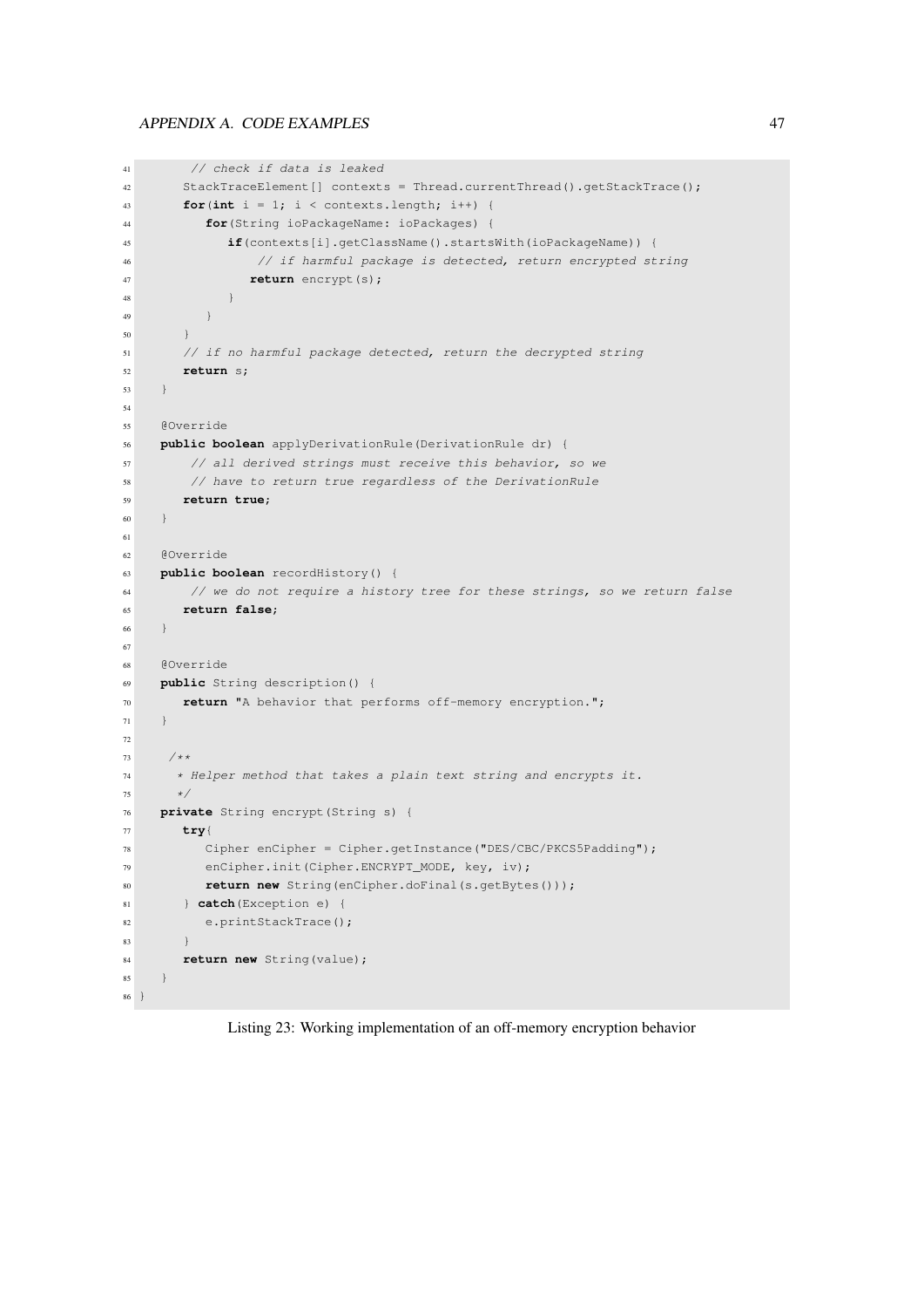```java
        // check if data is leaked
        StackTraceElement[] contexts = Thread.currentThread().getStackTrace();
        for(int i = 1; i < contexts.length; i++) {
            for(String ioPackageName: ioPackages) {
                if(contexts[i].getClassName().startsWith(ioPackageName)) {
                    // if harmful package is detected, return encrypted string
                    return encrypt(s);
                }
            }
        }
        // if no harmful package detected, return the decrypted string
        return s;
    }

    @Override
    public boolean applyDerivationRule(DerivationRule dr) {
        // all derived strings must receive this behavior, so we
        // have to return true regardless of the DerivationRule
        return true;
    }

    @Override
    public boolean recordHistory() {
        // we do not require a history tree for these strings, so we return false
        return false;
    }

    @Override
    public String description() {
        return "A behavior that performs off-memory encryption.";
    }

    /**
     * Helper method that takes a plain text string and encrypts it.
     */
    private String encrypt(String s) {
        try{
            Cipher enCipher = Cipher.getInstance("DES/CBC/PKCS5Padding");
            enCipher.init(Cipher.ENCRYPT_MODE, key, iv);
            return new String(enCipher.doFinal(s.getBytes()));
        } catch(Exception e) {
            e.printStackTrace();
        }
        return new String(value);
    }
}
```

Listing 23: Working implementation of an off-memory encryption behavior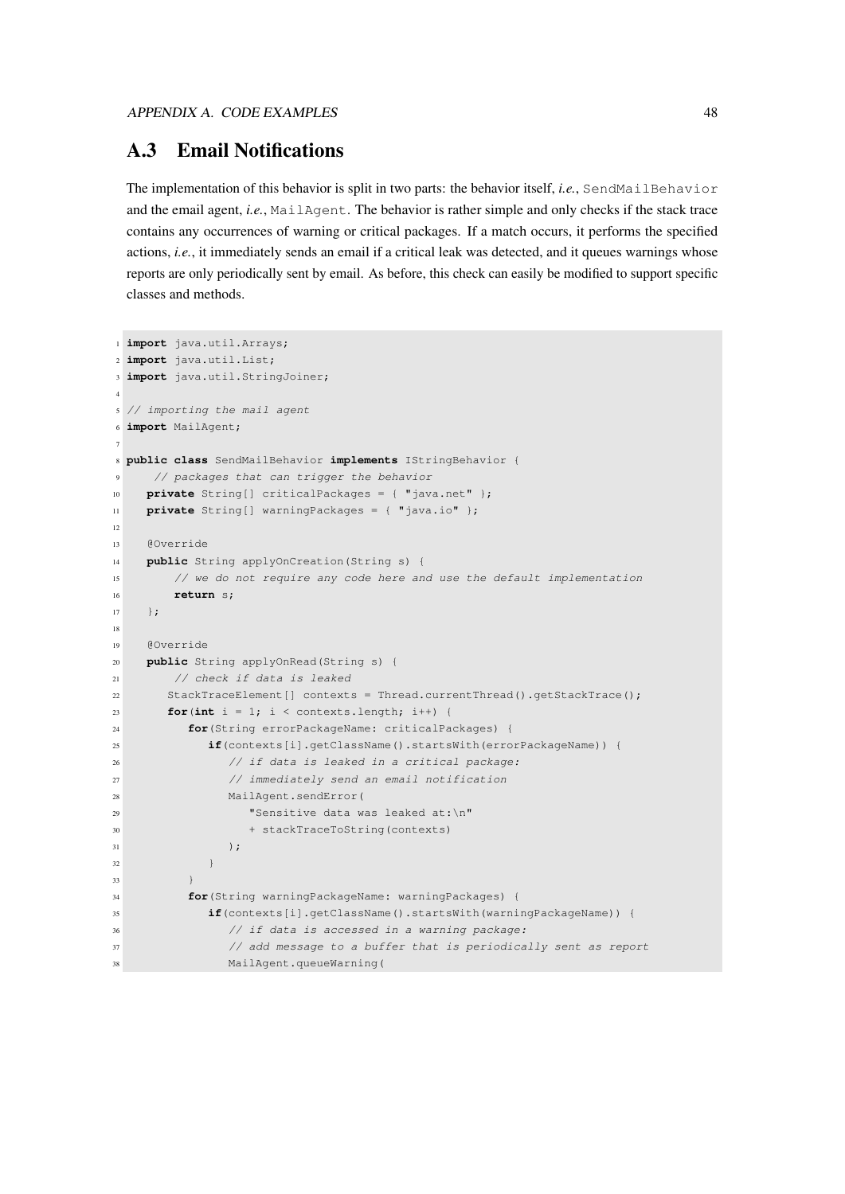## A.3 Email Notifications

The implementation of this behavior is split in two parts: the behavior itself, *i.e.*, `SendMailBehavior` and the email agent, *i.e.*, `MailAgent`. The behavior is rather simple and only checks if the stack trace contains any occurrences of warning or critical packages. If a match occurs, it performs the specified actions, *i.e.*, it immediately sends an email if a critical leak was detected, and it queues warnings whose reports are only periodically sent by email. As before, this check can easily be modified to support specific classes and methods.

```
import java.util.Arrays;
import java.util.List;
import java.util.StringJoiner;

// importing the mail agent
import MailAgent;

public class SendMailBehavior implements IStringBehavior {
    // packages that can trigger the behavior
   private String[] criticalPackages = { "java.net" };
   private String[] warningPackages = { "java.io" };

   @Override
   public String applyOnCreation(String s) {
       // we do not require any code here and use the default implementation
       return s;
   };

   @Override
   public String applyOnRead(String s) {
       // check if data is leaked
      StackTraceElement[] contexts = Thread.currentThread().getStackTrace();
      for(int i = 1; i < contexts.length; i++) {
         for(String errorPackageName: criticalPackages) {
            if(contexts[i].getClassName().startsWith(errorPackageName)) {
               // if data is leaked in a critical package:
               // immediately send an email notification
               MailAgent.sendError(
                  "Sensitive data was leaked at:\n"
                  + stackTraceToString(contexts)
               );
            }
         }
         for(String warningPackageName: warningPackages) {
            if(contexts[i].getClassName().startsWith(warningPackageName)) {
               // if data is accessed in a warning package:
               // add message to a buffer that is periodically sent as report
               MailAgent.queueWarning(
```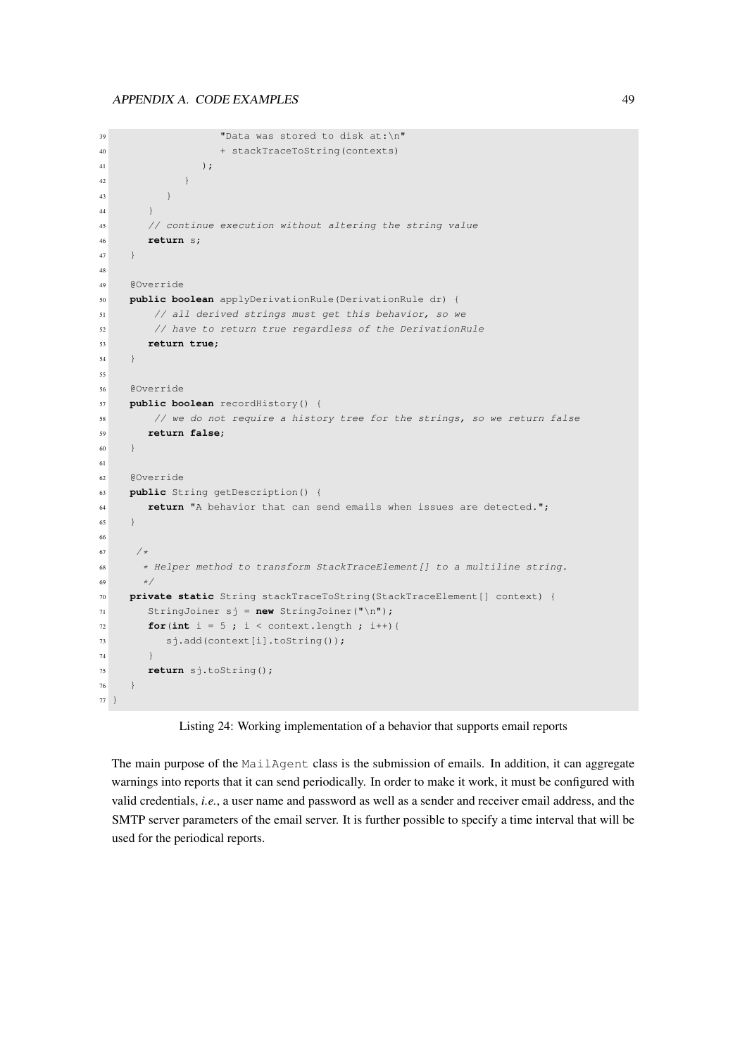```java
                    "Data was stored to disk at:\n"
                    + stackTraceToString(contexts)
                );
            }
        }
    }
    // continue execution without altering the string value
    return s;
}

@Override
public boolean applyDerivationRule(DerivationRule dr) {
     // all derived strings must get this behavior, so we
     // have to return true regardless of the DerivationRule
    return true;
}

@Override
public boolean recordHistory() {
     // we do not require a history tree for the strings, so we return false
    return false;
}

@Override
public String getDescription() {
    return "A behavior that can send emails when issues are detected.";
}

 /*
  * Helper method to transform StackTraceElement[] to a multiline string.
  */
private static String stackTraceToString(StackTraceElement[] context) {
    StringJoiner sj = new StringJoiner("\n");
    for(int i = 5 ; i < context.length ; i++){
       sj.add(context[i].toString());
    }
    return sj.toString();
}
}
```

Listing 24: Working implementation of a behavior that supports email reports

The main purpose of the `MailAgent` class is the submission of emails. In addition, it can aggregate warnings into reports that it can send periodically. In order to make it work, it must be configured with valid credentials, *i.e.*, a user name and password as well as a sender and receiver email address, and the SMTP server parameters of the email server. It is further possible to specify a time interval that will be used for the periodical reports.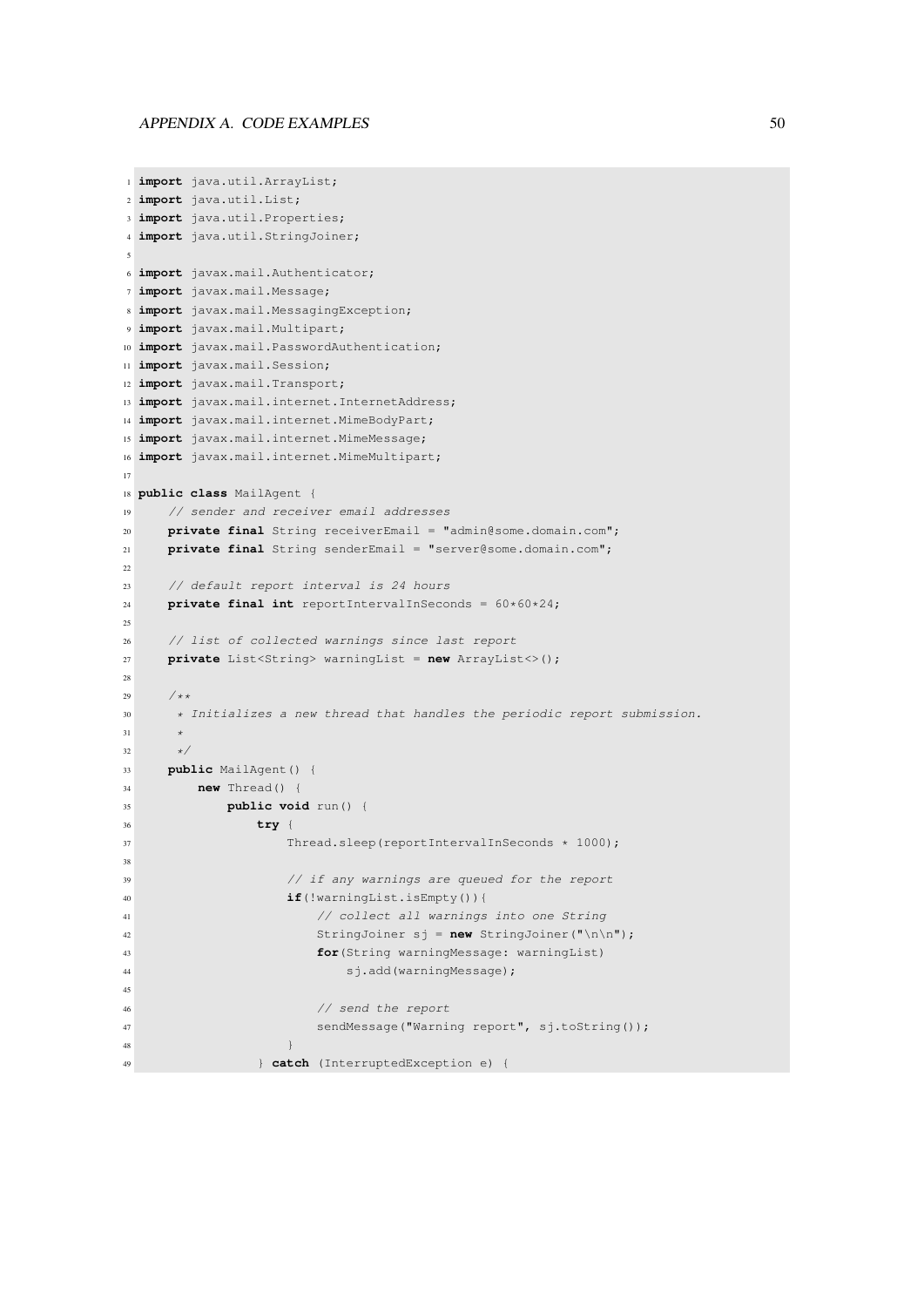```java
import java.util.ArrayList;
import java.util.List;
import java.util.Properties;
import java.util.StringJoiner;

import javax.mail.Authenticator;
import javax.mail.Message;
import javax.mail.MessagingException;
import javax.mail.Multipart;
import javax.mail.PasswordAuthentication;
import javax.mail.Session;
import javax.mail.Transport;
import javax.mail.internet.InternetAddress;
import javax.mail.internet.MimeBodyPart;
import javax.mail.internet.MimeMessage;
import javax.mail.internet.MimeMultipart;

public class MailAgent {
    // sender and receiver email addresses
    private final String receiverEmail = "admin@some.domain.com";
    private final String senderEmail = "server@some.domain.com";

    // default report interval is 24 hours
    private final int reportIntervalInSeconds = 60*60*24;

    // list of collected warnings since last report
    private List<String> warningList = new ArrayList<>();

    /**
     * Initializes a new thread that handles the periodic report submission.
     *
     */
    public MailAgent() {
        new Thread() {
            public void run() {
                try {
                    Thread.sleep(reportIntervalInSeconds * 1000);

                    // if any warnings are queued for the report
                    if(!warningList.isEmpty()){
                        // collect all warnings into one String
                        StringJoiner sj = new StringJoiner("\n\n");
                        for(String warningMessage: warningList)
                            sj.add(warningMessage);

                        // send the report
                        sendMessage("Warning report", sj.toString());
                    }
                } catch (InterruptedException e) {
```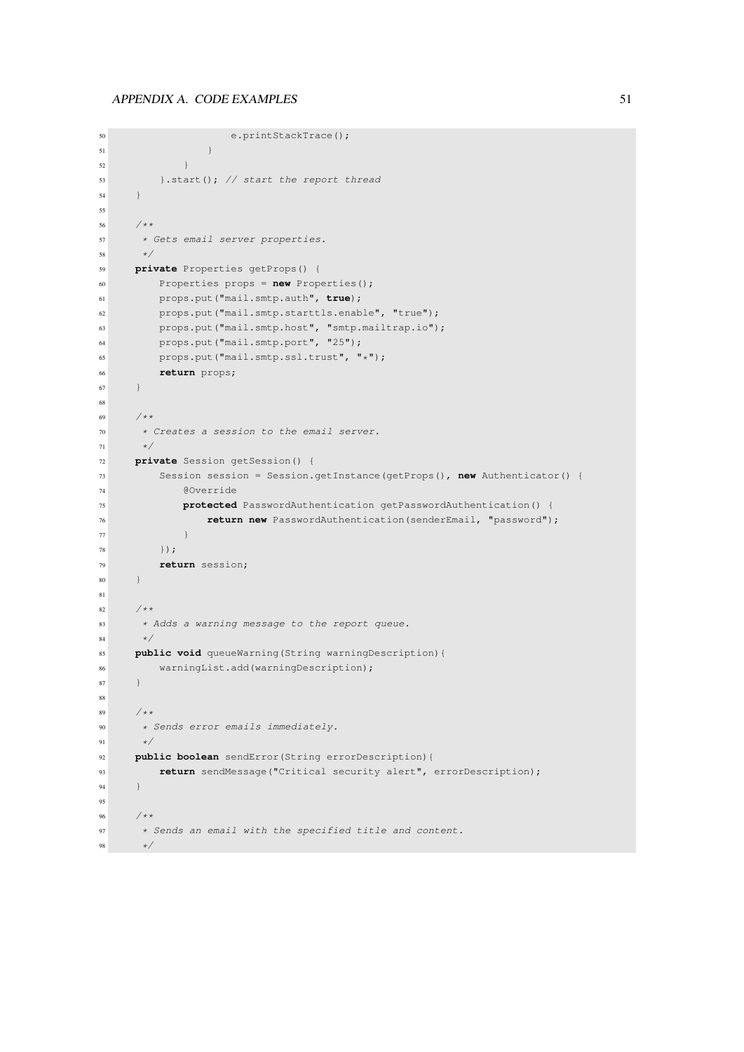```java
                    e.printStackTrace();
                }
            }
        }.start(); // start the report thread
    }

    /**
     * Gets email server properties.
     */
    private Properties getProps() {
        Properties props = new Properties();
        props.put("mail.smtp.auth", true);
        props.put("mail.smtp.starttls.enable", "true");
        props.put("mail.smtp.host", "smtp.mailtrap.io");
        props.put("mail.smtp.port", "25");
        props.put("mail.smtp.ssl.trust", "*");
        return props;
    }

    /**
     * Creates a session to the email server.
     */
    private Session getSession() {
        Session session = Session.getInstance(getProps(), new Authenticator() {
            @Override
            protected PasswordAuthentication getPasswordAuthentication() {
                return new PasswordAuthentication(senderEmail, "password");
            }
        });
        return session;
    }

    /**
     * Adds a warning message to the report queue.
     */
    public void queueWarning(String warningDescription){
        warningList.add(warningDescription);
    }

    /**
     * Sends error emails immediately.
     */
    public boolean sendError(String errorDescription){
        return sendMessage("Critical security alert", errorDescription);
    }

    /**
     * Sends an email with the specified title and content.
     */
```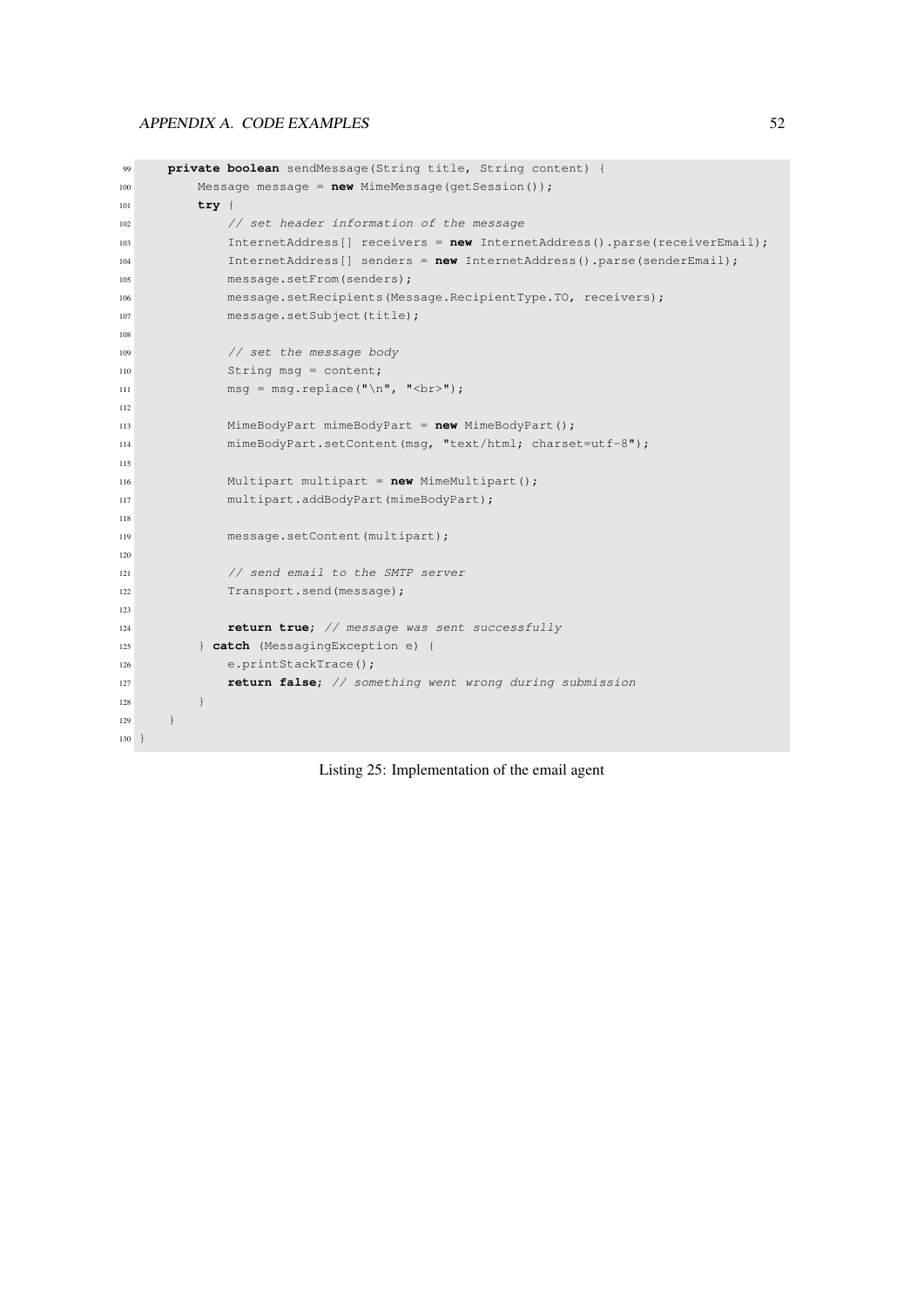```java
    private boolean sendMessage(String title, String content) {
        Message message = new MimeMessage(getSession());
        try {
            // set header information of the message
            InternetAddress[] receivers = new InternetAddress().parse(receiverEmail);
            InternetAddress[] senders = new InternetAddress().parse(senderEmail);
            message.setFrom(senders);
            message.setRecipients(Message.RecipientType.TO, receivers);
            message.setSubject(title);

            // set the message body
            String msg = content;
            msg = msg.replace("\n", "<br>");

            MimeBodyPart mimeBodyPart = new MimeBodyPart();
            mimeBodyPart.setContent(msg, "text/html; charset=utf-8");

            Multipart multipart = new MimeMultipart();
            multipart.addBodyPart(mimeBodyPart);

            message.setContent(multipart);

            // send email to the SMTP server
            Transport.send(message);

            return true; // message was sent successfully
        } catch (MessagingException e) {
            e.printStackTrace();
            return false; // something went wrong during submission
        }
    }
}
```

Listing 25: Implementation of the email agent